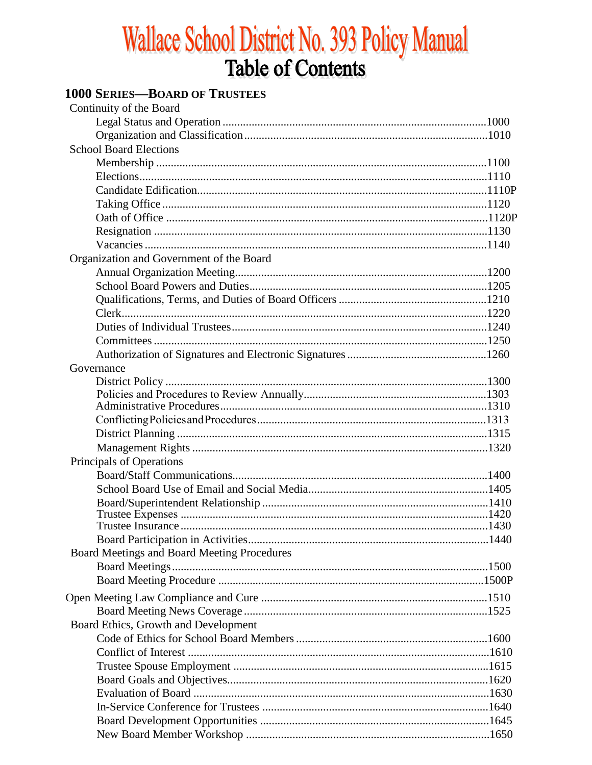# Wallace School District No. 393 Policy Manual

## Table of Contents

### 1000 SERIES—BOARD OF TRUSTEES

Continuity of the Board

- Legal Status and Operation .......................................................................................1000
- Organization and Classification .................................................................................1010

School Board Elections

- Membership ...............................................................................................................1100
- Elections....................................................................................................................1110
- Candidate Edification.................................................................................................1110P
- Taking Office .............................................................................................................1120
- Oath of Office ............................................................................................................1120P
- Resignation ................................................................................................................1130
- Vacancies ...................................................................................................................1140

Organization and Government of the Board

- Annual Organization Meeting.....................................................................................1200
- School Board Powers and Duties................................................................................1205
- Qualifications, Terms, and Duties of Board Officers ..................................................1210
- Clerk...........................................................................................................................1220
- Duties of Individual Trustees......................................................................................1240
- Committees ................................................................................................................1250
- Authorization of Signatures and Electronic Signatures ...............................................1260

Governance

- District Policy ............................................................................................................1300
- Policies and Procedures to Review Annually..............................................................1303
- Administrative Procedures..........................................................................................1310
- Conflicting Policies and Procedures............................................................................1313
- District Planning ........................................................................................................1315
- Management Rights ...................................................................................................1320

Principals of Operations

- Board/Staff Communications.......................................................................................1400
- School Board Use of Email and Social Media.............................................................1405
- Board/Superintendent Relationship ............................................................................1410
- Trustee Expenses ........................................................................................................1420
- Trustee Insurance ........................................................................................................1430
- Board Participation in Activities..................................................................................1440

Board Meetings and Board Meeting Procedures

- Board Meetings...........................................................................................................1500
- Board Meeting Procedure ..........................................................................................1500P

Open Meeting Law Compliance and Cure ............................................................................1510

- Board Meeting News Coverage ..................................................................................1525

Board Ethics, Growth and Development

- Code of Ethics for School Board Members ................................................................1600
- Conflict of Interest .....................................................................................................1610
- Trustee Spouse Employment ......................................................................................1615
- Board Goals and Objectives........................................................................................1620
- Evaluation of Board ...................................................................................................1630
- In-Service Conference for Trustees ............................................................................1640
- Board Development Opportunities .............................................................................1645
- New Board Member Workshop .................................................................................1650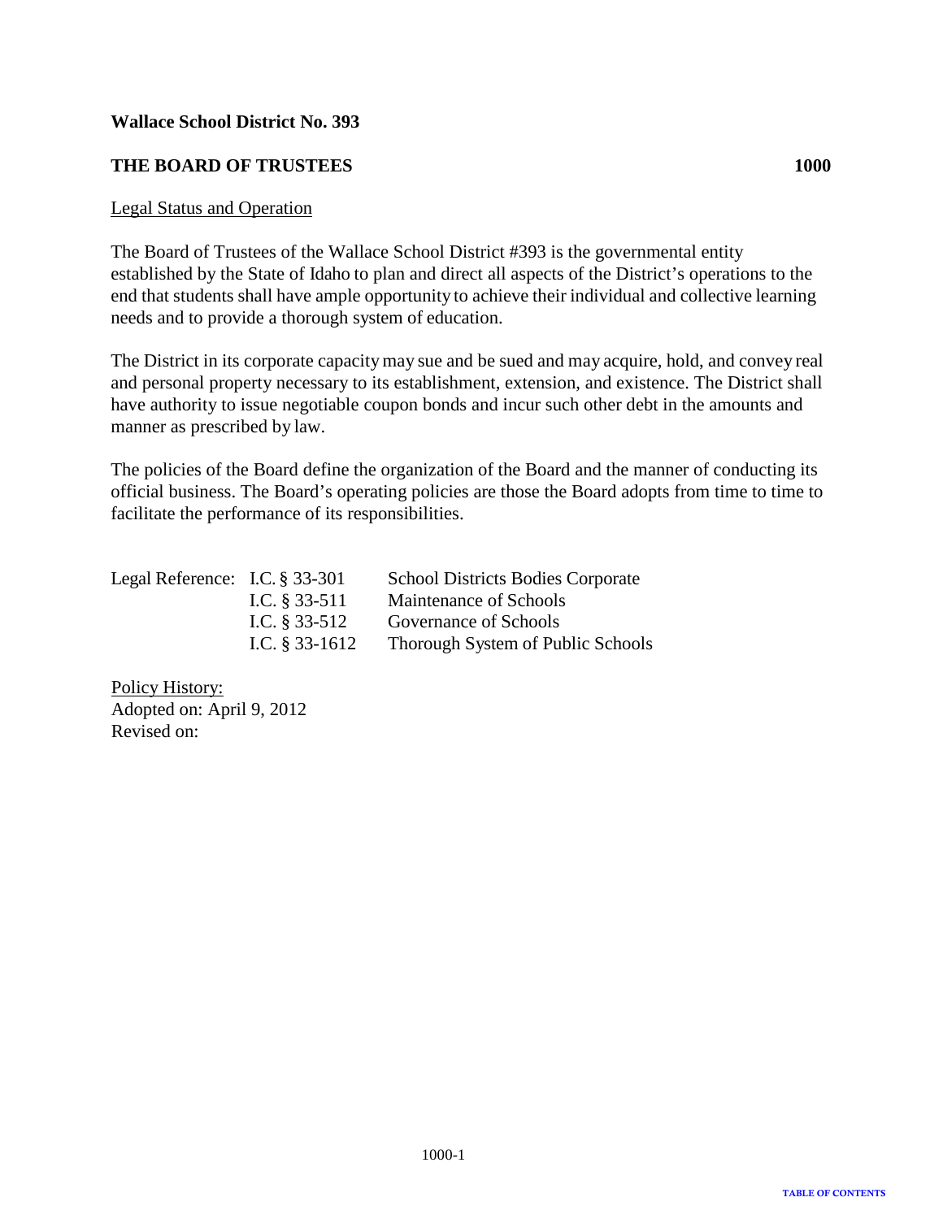**Wallace School District No. 393**

**THE BOARD OF TRUSTEES 1000**

Legal Status and Operation

The Board of Trustees of the Wallace School District #393 is the governmental entity established by the State of Idaho to plan and direct all aspects of the District's operations to the end that students shall have ample opportunity to achieve their individual and collective learning needs and to provide a thorough system of education.

The District in its corporate capacity may sue and be sued and may acquire, hold, and convey real and personal property necessary to its establishment, extension, and existence. The District shall have authority to issue negotiable coupon bonds and incur such other debt in the amounts and manner as prescribed by law.

The policies of the Board define the organization of the Board and the manner of conducting its official business. The Board's operating policies are those the Board adopts from time to time to facilitate the performance of its responsibilities.

| | | |
|---|---|---|
| Legal Reference: | I.C. § 33-301 | School Districts Bodies Corporate |
| | I.C. § 33-511 | Maintenance of Schools |
| | I.C. § 33-512 | Governance of Schools |
| | I.C. § 33-1612 | Thorough System of Public Schools |

Policy History:
Adopted on: April 9, 2012
Revised on: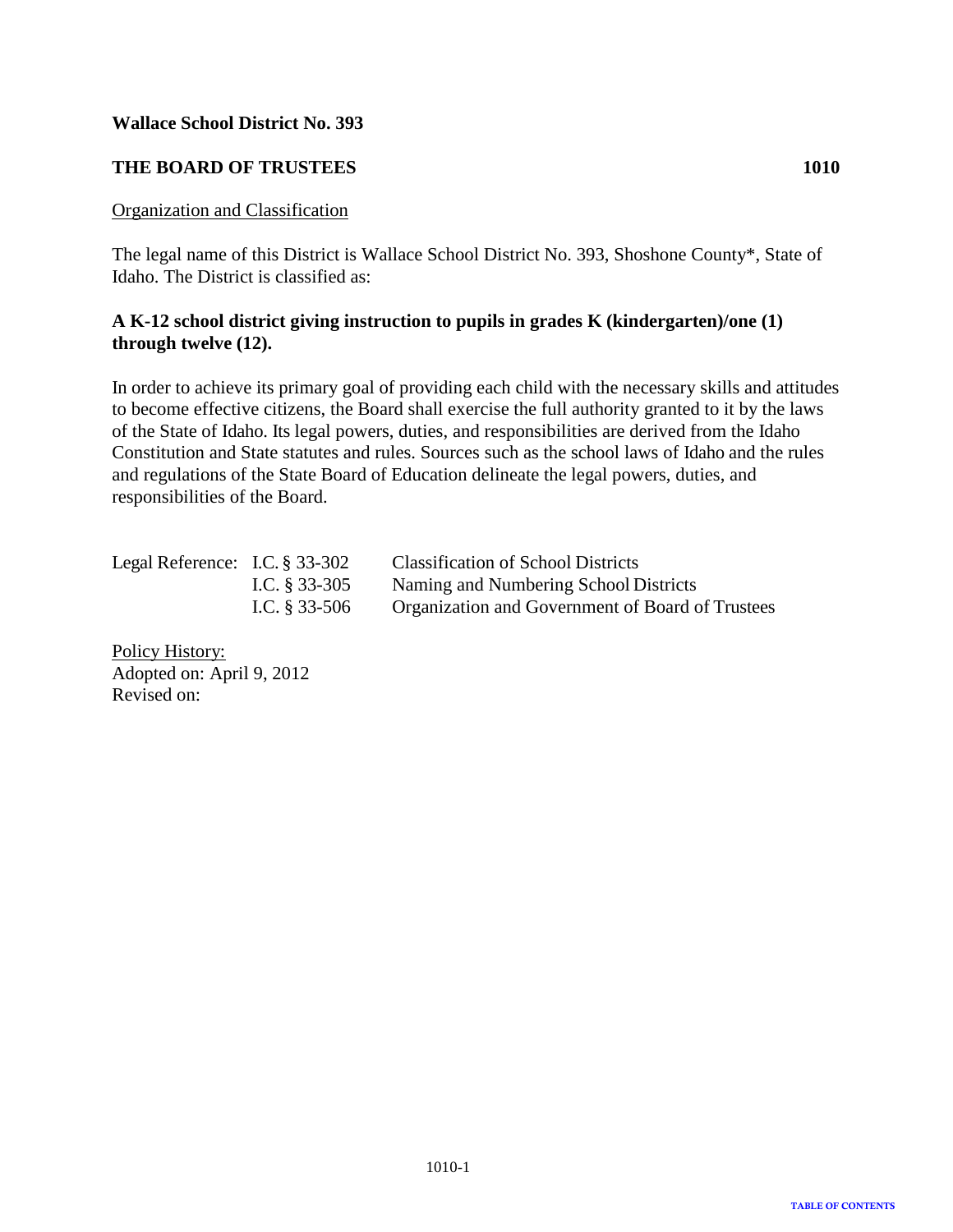**Wallace School District No. 393**

## THE BOARD OF TRUSTEES 1010

Organization and Classification

The legal name of this District is Wallace School District No. 393, Shoshone County*, State of Idaho. The District is classified as:

**A K-12 school district giving instruction to pupils in grades K (kindergarten)/one (1) through twelve (12).**

In order to achieve its primary goal of providing each child with the necessary skills and attitudes to become effective citizens, the Board shall exercise the full authority granted to it by the laws of the State of Idaho. Its legal powers, duties, and responsibilities are derived from the Idaho Constitution and State statutes and rules. Sources such as the school laws of Idaho and the rules and regulations of the State Board of Education delineate the legal powers, duties, and responsibilities of the Board.

| | | |
|---|---|---|
| Legal Reference: | I.C. § 33-302 | Classification of School Districts |
| | I.C. § 33-305 | Naming and Numbering School Districts |
| | I.C. § 33-506 | Organization and Government of Board of Trustees |

Policy History:
Adopted on: April 9, 2012
Revised on: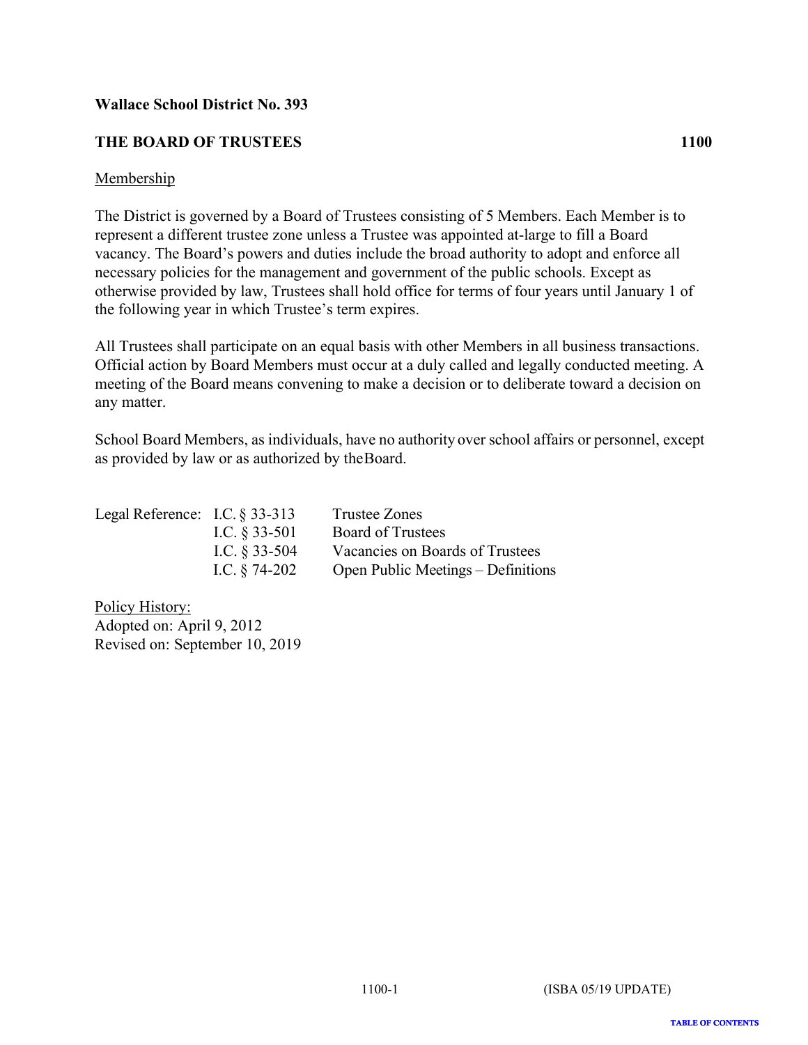**Wallace School District No. 393**

## THE BOARD OF TRUSTEES 1100

Membership

The District is governed by a Board of Trustees consisting of 5 Members. Each Member is to represent a different trustee zone unless a Trustee was appointed at-large to fill a Board vacancy. The Board's powers and duties include the broad authority to adopt and enforce all necessary policies for the management and government of the public schools. Except as otherwise provided by law, Trustees shall hold office for terms of four years until January 1 of the following year in which Trustee's term expires.

All Trustees shall participate on an equal basis with other Members in all business transactions. Official action by Board Members must occur at a duly called and legally conducted meeting. A meeting of the Board means convening to make a decision or to deliberate toward a decision on any matter.

School Board Members, as individuals, have no authority over school affairs or personnel, except as provided by law or as authorized by the Board.

| Legal Reference: | I.C. § 33-313 | Trustee Zones |
|---|---|---|
| | I.C. § 33-501 | Board of Trustees |
| | I.C. § 33-504 | Vacancies on Boards of Trustees |
| | I.C. § 74-202 | Open Public Meetings – Definitions |

Policy History:
Adopted on: April 9, 2012
Revised on: September 10, 2019

(ISBA 05/19 UPDATE)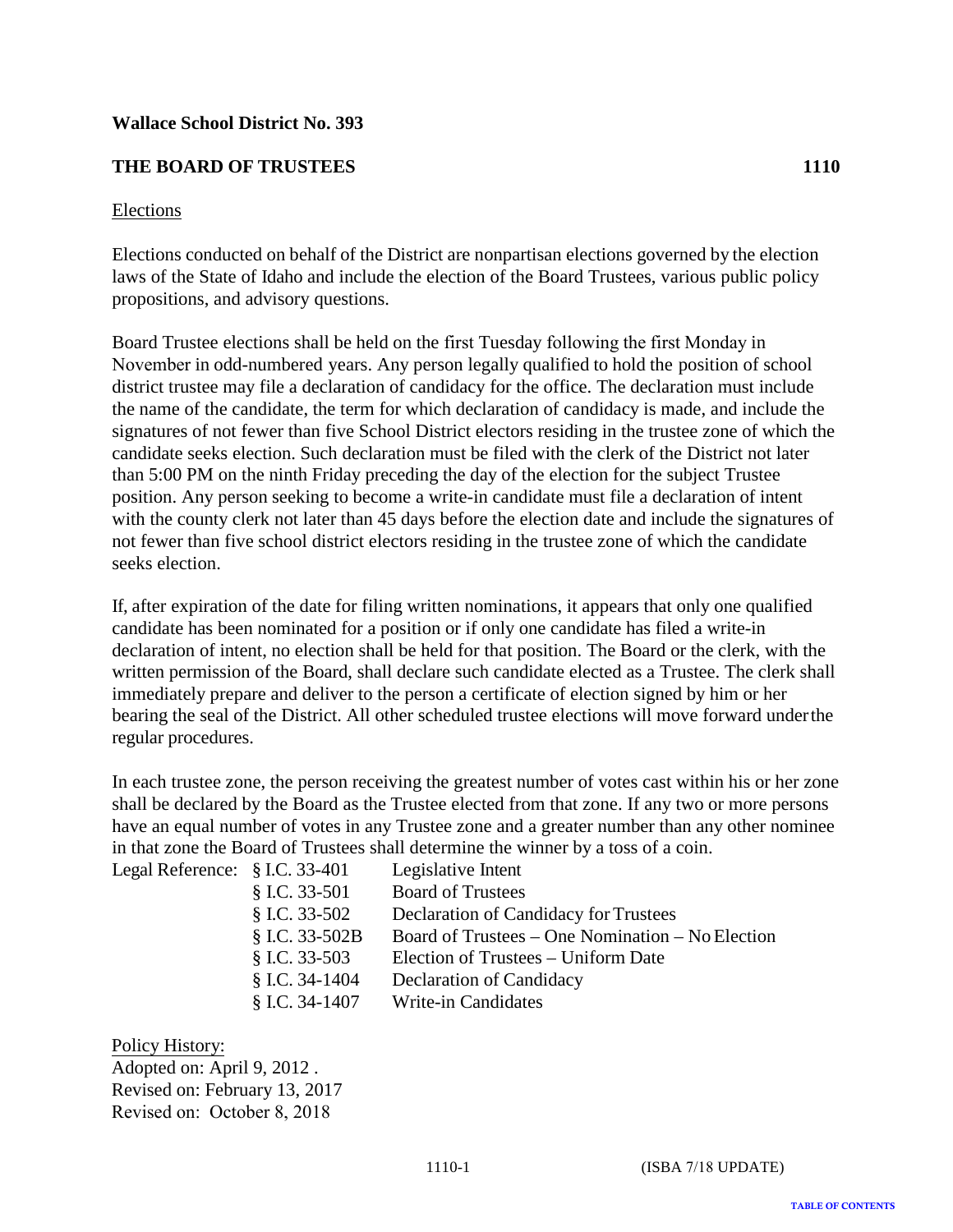**Wallace School District No. 393**

**THE BOARD OF TRUSTEES 1110**

Elections

Elections conducted on behalf of the District are nonpartisan elections governed by the election laws of the State of Idaho and include the election of the Board Trustees, various public policy propositions, and advisory questions.

Board Trustee elections shall be held on the first Tuesday following the first Monday in November in odd-numbered years. Any person legally qualified to hold the position of school district trustee may file a declaration of candidacy for the office. The declaration must include the name of the candidate, the term for which declaration of candidacy is made, and include the signatures of not fewer than five School District electors residing in the trustee zone of which the candidate seeks election. Such declaration must be filed with the clerk of the District not later than 5:00 PM on the ninth Friday preceding the day of the election for the subject Trustee position. Any person seeking to become a write-in candidate must file a declaration of intent with the county clerk not later than 45 days before the election date and include the signatures of not fewer than five school district electors residing in the trustee zone of which the candidate seeks election.

If, after expiration of the date for filing written nominations, it appears that only one qualified candidate has been nominated for a position or if only one candidate has filed a write-in declaration of intent, no election shall be held for that position. The Board or the clerk, with the written permission of the Board, shall declare such candidate elected as a Trustee. The clerk shall immediately prepare and deliver to the person a certificate of election signed by him or her bearing the seal of the District. All other scheduled trustee elections will move forward under the regular procedures.

In each trustee zone, the person receiving the greatest number of votes cast within his or her zone shall be declared by the Board as the Trustee elected from that zone. If any two or more persons have an equal number of votes in any Trustee zone and a greater number than any other nominee in that zone the Board of Trustees shall determine the winner by a toss of a coin.

| Legal Reference: | § I.C. 33-401 | Legislative Intent |
|---|---|---|
| | § I.C. 33-501 | Board of Trustees |
| | § I.C. 33-502 | Declaration of Candidacy for Trustees |
| | § I.C. 33-502B | Board of Trustees – One Nomination – No Election |
| | § I.C. 33-503 | Election of Trustees – Uniform Date |
| | § I.C. 34-1404 | Declaration of Candidacy |
| | § I.C. 34-1407 | Write-in Candidates |

Policy History:
Adopted on: April 9, 2012 .
Revised on: February 13, 2017
Revised on: October 8, 2018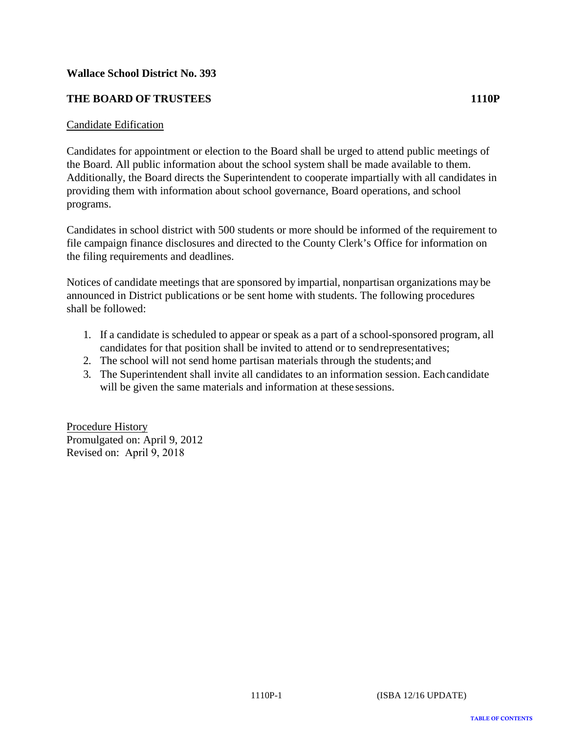**Wallace School District No. 393**

**THE BOARD OF TRUSTEES** **1110P**

Candidate Edification

Candidates for appointment or election to the Board shall be urged to attend public meetings of the Board. All public information about the school system shall be made available to them. Additionally, the Board directs the Superintendent to cooperate impartially with all candidates in providing them with information about school governance, Board operations, and school programs.

Candidates in school district with 500 students or more should be informed of the requirement to file campaign finance disclosures and directed to the County Clerk's Office for information on the filing requirements and deadlines.

Notices of candidate meetings that are sponsored by impartial, nonpartisan organizations may be announced in District publications or be sent home with students. The following procedures shall be followed:

1. If a candidate is scheduled to appear or speak as a part of a school-sponsored program, all candidates for that position shall be invited to attend or to send representatives;
2. The school will not send home partisan materials through the students; and
3. The Superintendent shall invite all candidates to an information session. Each candidate will be given the same materials and information at these sessions.

Procedure History
Promulgated on: April 9, 2012
Revised on: April 9, 2018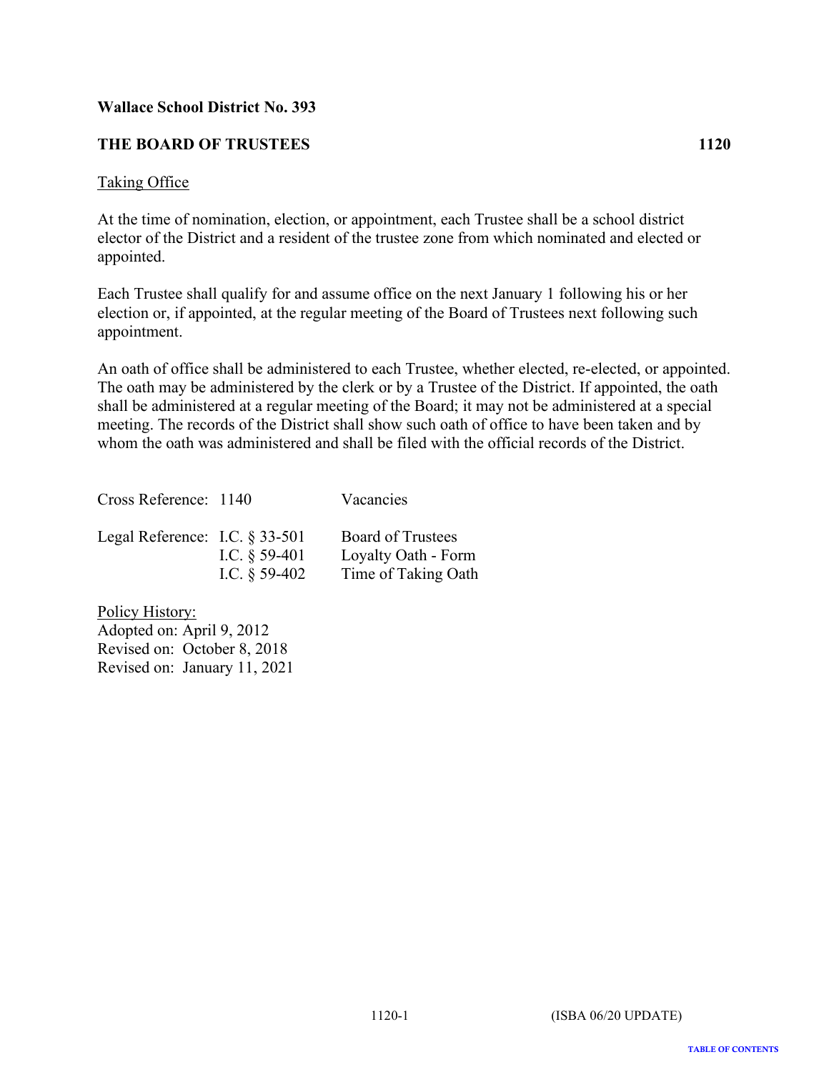**Wallace School District No. 393**

**THE BOARD OF TRUSTEES** **1120**

Taking Office

At the time of nomination, election, or appointment, each Trustee shall be a school district elector of the District and a resident of the trustee zone from which nominated and elected or appointed.

Each Trustee shall qualify for and assume office on the next January 1 following his or her election or, if appointed, at the regular meeting of the Board of Trustees next following such appointment.

An oath of office shall be administered to each Trustee, whether elected, re-elected, or appointed. The oath may be administered by the clerk or by a Trustee of the District. If appointed, the oath shall be administered at a regular meeting of the Board; it may not be administered at a special meeting. The records of the District shall show such oath of office to have been taken and by whom the oath was administered and shall be filed with the official records of the District.

| | | |
|---|---|---|
| Cross Reference: | 1140 | Vacancies |
| Legal Reference: | I.C. § 33-501 | Board of Trustees |
| | I.C. § 59-401 | Loyalty Oath - Form |
| | I.C. § 59-402 | Time of Taking Oath |

Policy History:
Adopted on: April 9, 2012
Revised on: October 8, 2018
Revised on: January 11, 2021

(ISBA 06/20 UPDATE)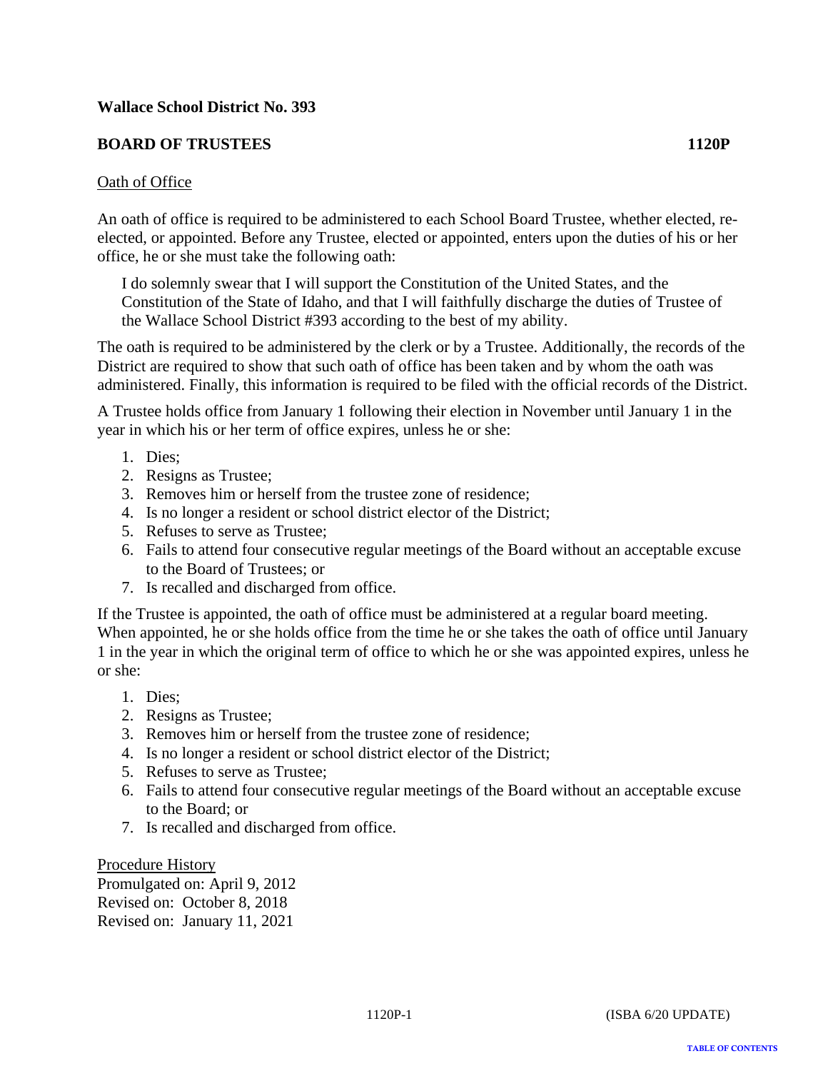**Wallace School District No. 393**

**BOARD OF TRUSTEES 1120P**

Oath of Office

An oath of office is required to be administered to each School Board Trustee, whether elected, re-elected, or appointed. Before any Trustee, elected or appointed, enters upon the duties of his or her office, he or she must take the following oath:

> I do solemnly swear that I will support the Constitution of the United States, and the Constitution of the State of Idaho, and that I will faithfully discharge the duties of Trustee of the Wallace School District #393 according to the best of my ability.

The oath is required to be administered by the clerk or by a Trustee. Additionally, the records of the District are required to show that such oath of office has been taken and by whom the oath was administered. Finally, this information is required to be filed with the official records of the District.

A Trustee holds office from January 1 following their election in November until January 1 in the year in which his or her term of office expires, unless he or she:

1. Dies;
2. Resigns as Trustee;
3. Removes him or herself from the trustee zone of residence;
4. Is no longer a resident or school district elector of the District;
5. Refuses to serve as Trustee;
6. Fails to attend four consecutive regular meetings of the Board without an acceptable excuse to the Board of Trustees; or
7. Is recalled and discharged from office.

If the Trustee is appointed, the oath of office must be administered at a regular board meeting. When appointed, he or she holds office from the time he or she takes the oath of office until January 1 in the year in which the original term of office to which he or she was appointed expires, unless he or she:

1. Dies;
2. Resigns as Trustee;
3. Removes him or herself from the trustee zone of residence;
4. Is no longer a resident or school district elector of the District;
5. Refuses to serve as Trustee;
6. Fails to attend four consecutive regular meetings of the Board without an acceptable excuse to the Board; or
7. Is recalled and discharged from office.

Procedure History
Promulgated on: April 9, 2012
Revised on: October 8, 2018
Revised on: January 11, 2021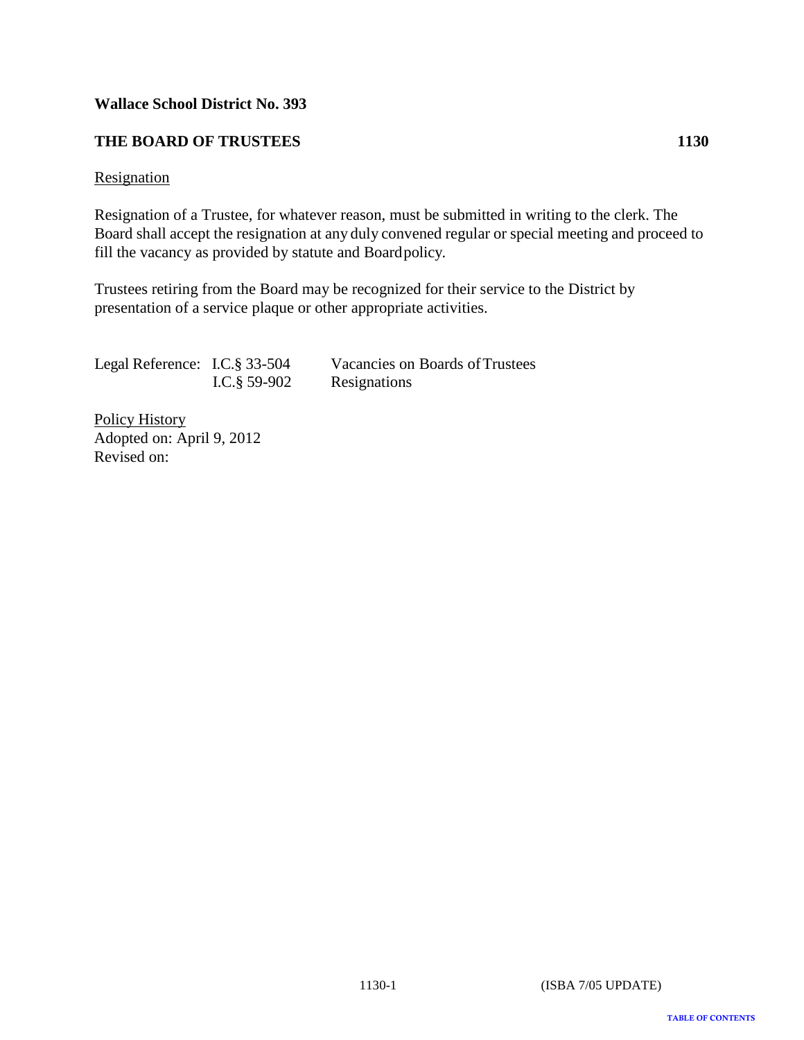**Wallace School District No. 393**

## THE BOARD OF TRUSTEES 1130

Resignation

Resignation of a Trustee, for whatever reason, must be submitted in writing to the clerk. The Board shall accept the resignation at any duly convened regular or special meeting and proceed to fill the vacancy as provided by statute and Board policy.

Trustees retiring from the Board may be recognized for their service to the District by presentation of a service plaque or other appropriate activities.

| Legal Reference: | I.C.§ 33-504 | Vacancies on Boards of Trustees |
|---|---|---|
| | I.C.§ 59-902 | Resignations |

Policy History
Adopted on: April 9, 2012
Revised on:

1130-1 (ISBA 7/05 UPDATE)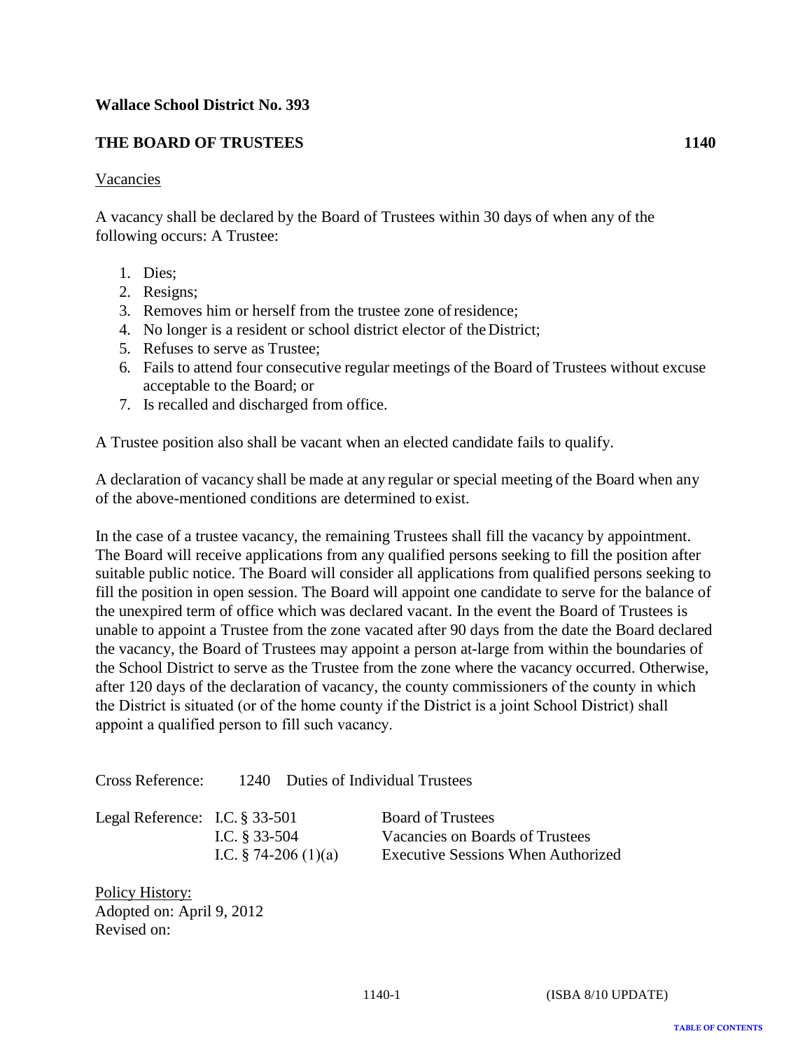**Wallace School District No. 393**

**THE BOARD OF TRUSTEES** **1140**

Vacancies

A vacancy shall be declared by the Board of Trustees within 30 days of when any of the following occurs: A Trustee:

1. Dies;
2. Resigns;
3. Removes him or herself from the trustee zone of residence;
4. No longer is a resident or school district elector of the District;
5. Refuses to serve as Trustee;
6. Fails to attend four consecutive regular meetings of the Board of Trustees without excuse acceptable to the Board; or
7. Is recalled and discharged from office.

A Trustee position also shall be vacant when an elected candidate fails to qualify.

A declaration of vacancy shall be made at any regular or special meeting of the Board when any of the above-mentioned conditions are determined to exist.

In the case of a trustee vacancy, the remaining Trustees shall fill the vacancy by appointment. The Board will receive applications from any qualified persons seeking to fill the position after suitable public notice. The Board will consider all applications from qualified persons seeking to fill the position in open session. The Board will appoint one candidate to serve for the balance of the unexpired term of office which was declared vacant. In the event the Board of Trustees is unable to appoint a Trustee from the zone vacated after 90 days from the date the Board declared the vacancy, the Board of Trustees may appoint a person at-large from within the boundaries of the School District to serve as the Trustee from the zone where the vacancy occurred. Otherwise, after 120 days of the declaration of vacancy, the county commissioners of the county in which the District is situated (or of the home county if the District is a joint School District) shall appoint a qualified person to fill such vacancy.

Cross Reference: 1240 Duties of Individual Trustees

| Legal Reference: | | |
|---|---|---|
| | I.C. § 33-501 | Board of Trustees |
| | I.C. § 33-504 | Vacancies on Boards of Trustees |
| | I.C. § 74-206 (1)(a) | Executive Sessions When Authorized |

Policy History:
Adopted on: April 9, 2012
Revised on:

1140-1 (ISBA 8/10 UPDATE)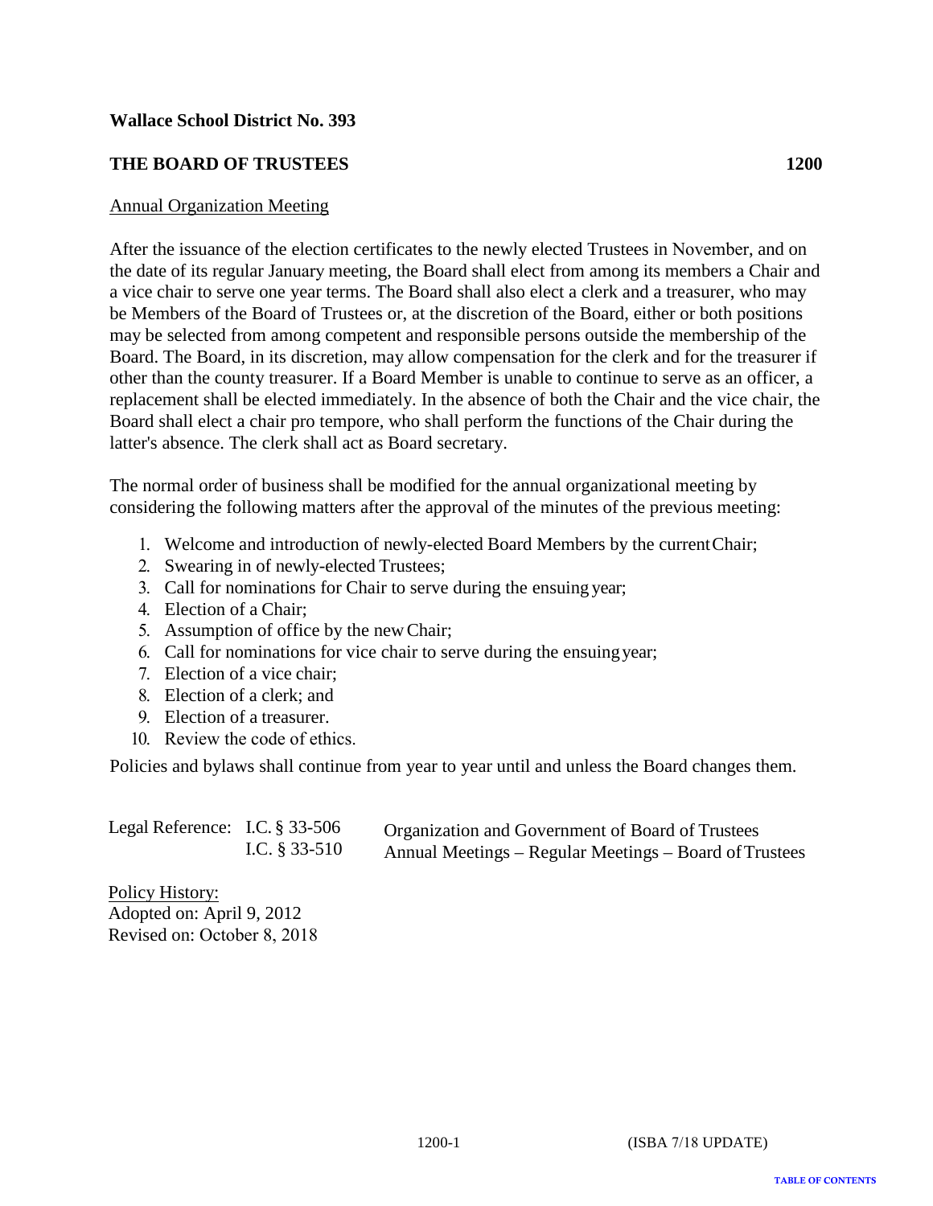**Wallace School District No. 393**

## THE BOARD OF TRUSTEES 1200

Annual Organization Meeting

After the issuance of the election certificates to the newly elected Trustees in November, and on the date of its regular January meeting, the Board shall elect from among its members a Chair and a vice chair to serve one year terms. The Board shall also elect a clerk and a treasurer, who may be Members of the Board of Trustees or, at the discretion of the Board, either or both positions may be selected from among competent and responsible persons outside the membership of the Board. The Board, in its discretion, may allow compensation for the clerk and for the treasurer if other than the county treasurer. If a Board Member is unable to continue to serve as an officer, a replacement shall be elected immediately. In the absence of both the Chair and the vice chair, the Board shall elect a chair pro tempore, who shall perform the functions of the Chair during the latter's absence. The clerk shall act as Board secretary.

The normal order of business shall be modified for the annual organizational meeting by considering the following matters after the approval of the minutes of the previous meeting:

1. Welcome and introduction of newly-elected Board Members by the current Chair;
2. Swearing in of newly-elected Trustees;
3. Call for nominations for Chair to serve during the ensuing year;
4. Election of a Chair;
5. Assumption of office by the new Chair;
6. Call for nominations for vice chair to serve during the ensuing year;
7. Election of a vice chair;
8. Election of a clerk; and
9. Election of a treasurer.
10. Review the code of ethics.

Policies and bylaws shall continue from year to year until and unless the Board changes them.

| Legal Reference: | I.C. § 33-506 | Organization and Government of Board of Trustees |
|---|---|---|
| | I.C. § 33-510 | Annual Meetings – Regular Meetings – Board of Trustees |

Policy History:
Adopted on: April 9, 2012
Revised on: October 8, 2018

1200-1 (ISBA 7/18 UPDATE)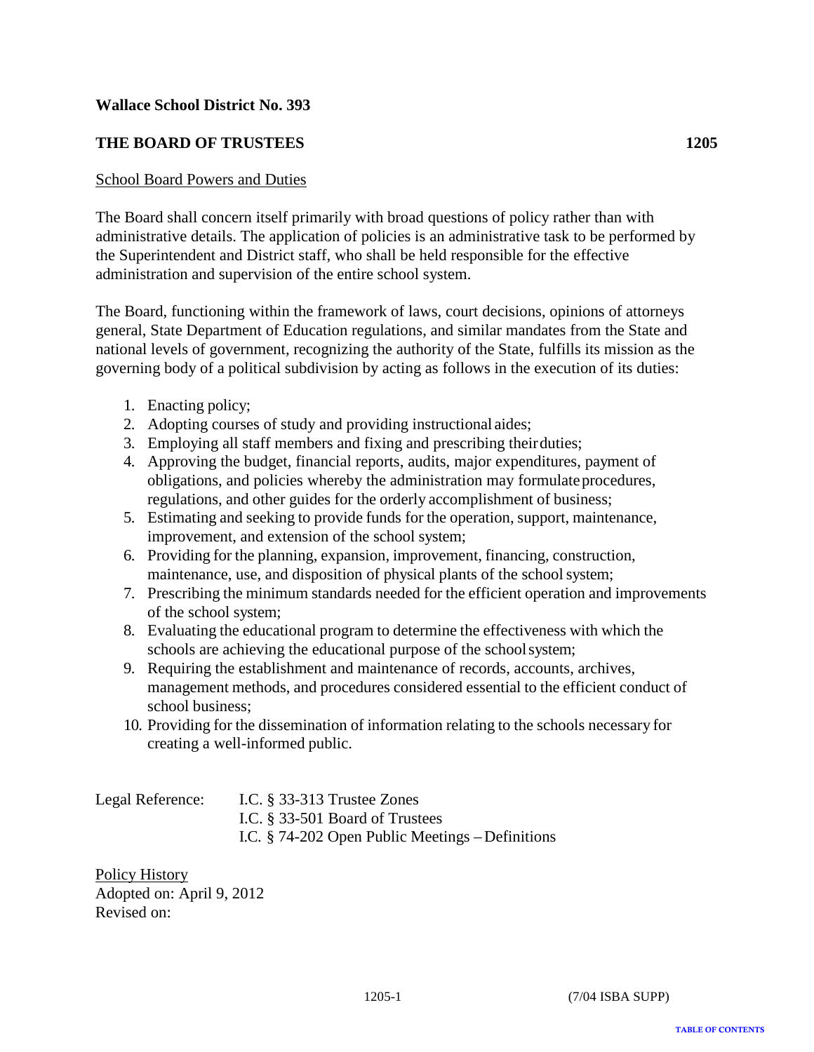**Wallace School District No. 393**

**THE BOARD OF TRUSTEES** **1205**

School Board Powers and Duties

The Board shall concern itself primarily with broad questions of policy rather than with administrative details. The application of policies is an administrative task to be performed by the Superintendent and District staff, who shall be held responsible for the effective administration and supervision of the entire school system.

The Board, functioning within the framework of laws, court decisions, opinions of attorneys general, State Department of Education regulations, and similar mandates from the State and national levels of government, recognizing the authority of the State, fulfills its mission as the governing body of a political subdivision by acting as follows in the execution of its duties:

1. Enacting policy;
2. Adopting courses of study and providing instructional aides;
3. Employing all staff members and fixing and prescribing their duties;
4. Approving the budget, financial reports, audits, major expenditures, payment of obligations, and policies whereby the administration may formulate procedures, regulations, and other guides for the orderly accomplishment of business;
5. Estimating and seeking to provide funds for the operation, support, maintenance, improvement, and extension of the school system;
6. Providing for the planning, expansion, improvement, financing, construction, maintenance, use, and disposition of physical plants of the school system;
7. Prescribing the minimum standards needed for the efficient operation and improvements of the school system;
8. Evaluating the educational program to determine the effectiveness with which the schools are achieving the educational purpose of the school system;
9. Requiring the establishment and maintenance of records, accounts, archives, management methods, and procedures considered essential to the efficient conduct of school business;
10. Providing for the dissemination of information relating to the schools necessary for creating a well-informed public.

Legal Reference: I.C. § 33-313 Trustee Zones
I.C. § 33-501 Board of Trustees
I.C. § 74-202 Open Public Meetings – Definitions

Policy History
Adopted on: April 9, 2012
Revised on: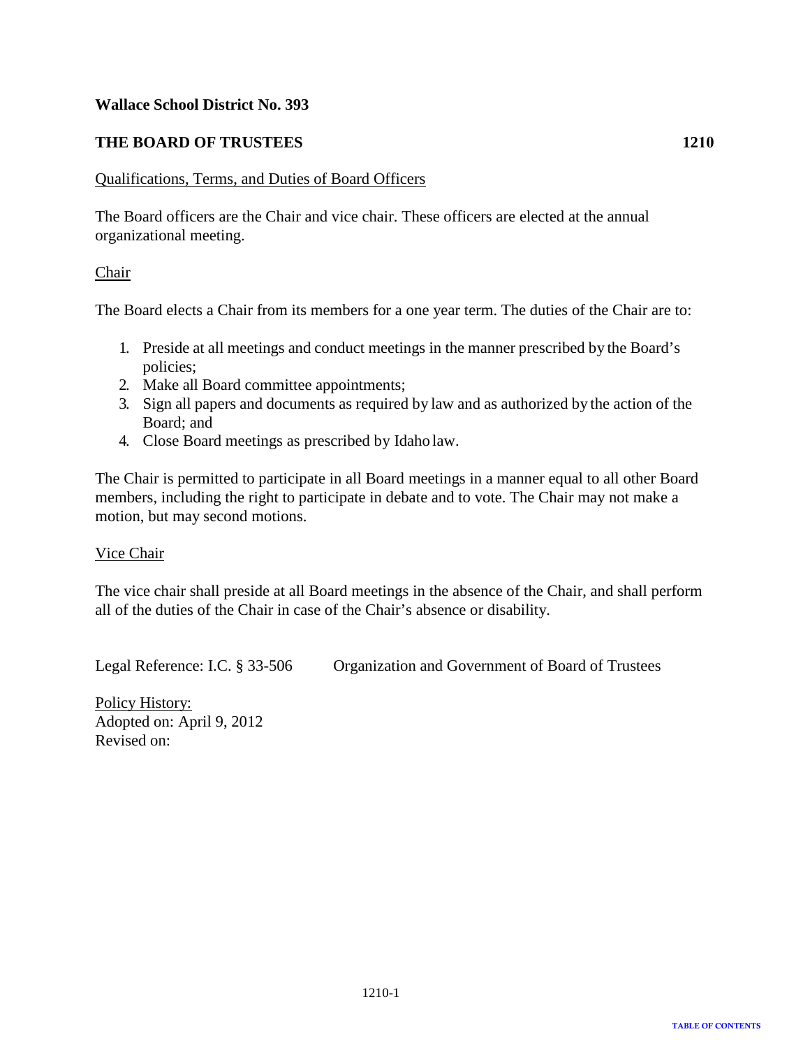**Wallace School District No. 393**

## THE BOARD OF TRUSTEES 1210

Qualifications, Terms, and Duties of Board Officers

The Board officers are the Chair and vice chair. These officers are elected at the annual organizational meeting.

### Chair

The Board elects a Chair from its members for a one year term. The duties of the Chair are to:

1. Preside at all meetings and conduct meetings in the manner prescribed by the Board's policies;
2. Make all Board committee appointments;
3. Sign all papers and documents as required by law and as authorized by the action of the Board; and
4. Close Board meetings as prescribed by Idaho law.

The Chair is permitted to participate in all Board meetings in a manner equal to all other Board members, including the right to participate in debate and to vote. The Chair may not make a motion, but may second motions.

### Vice Chair

The vice chair shall preside at all Board meetings in the absence of the Chair, and shall perform all of the duties of the Chair in case of the Chair's absence or disability.

Legal Reference: I.C. § 33-506 Organization and Government of Board of Trustees

Policy History:
Adopted on: April 9, 2012
Revised on: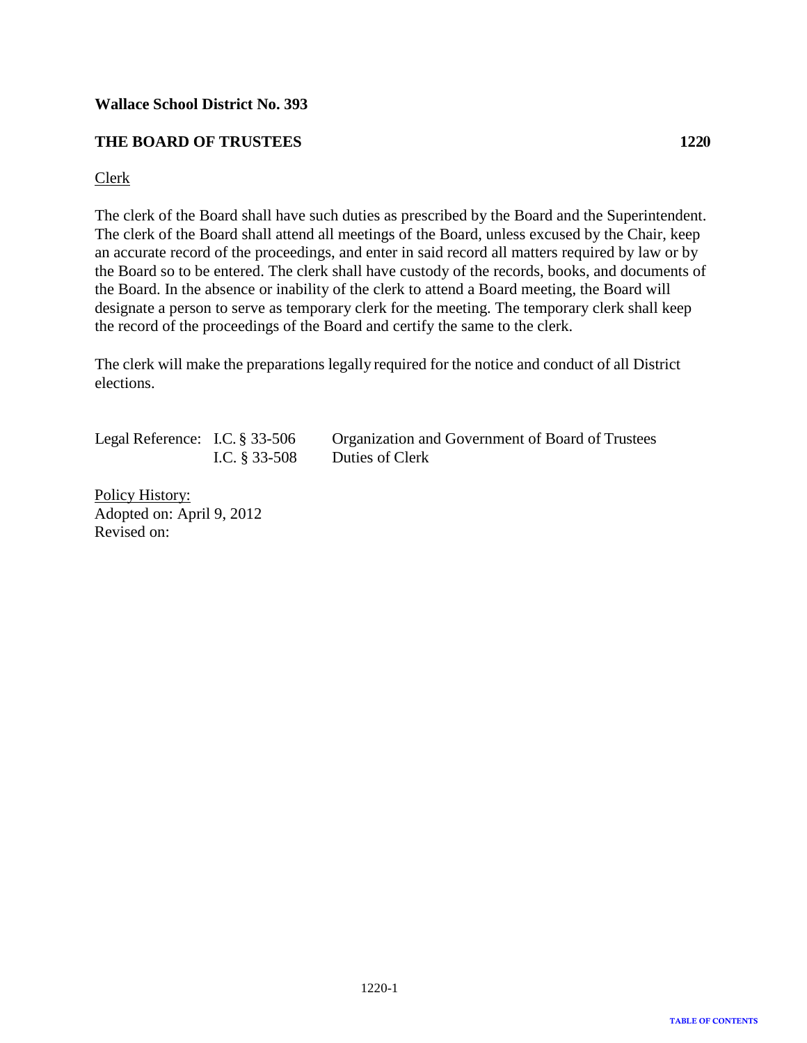**Wallace School District No. 393**

**THE BOARD OF TRUSTEES 1220**

Clerk

The clerk of the Board shall have such duties as prescribed by the Board and the Superintendent. The clerk of the Board shall attend all meetings of the Board, unless excused by the Chair, keep an accurate record of the proceedings, and enter in said record all matters required by law or by the Board so to be entered. The clerk shall have custody of the records, books, and documents of the Board. In the absence or inability of the clerk to attend a Board meeting, the Board will designate a person to serve as temporary clerk for the meeting. The temporary clerk shall keep the record of the proceedings of the Board and certify the same to the clerk.

The clerk will make the preparations legally required for the notice and conduct of all District elections.

| Legal Reference: | I.C. § 33-506 | Organization and Government of Board of Trustees |
|---|---|---|
| | I.C. § 33-508 | Duties of Clerk |

Policy History:
Adopted on: April 9, 2012
Revised on: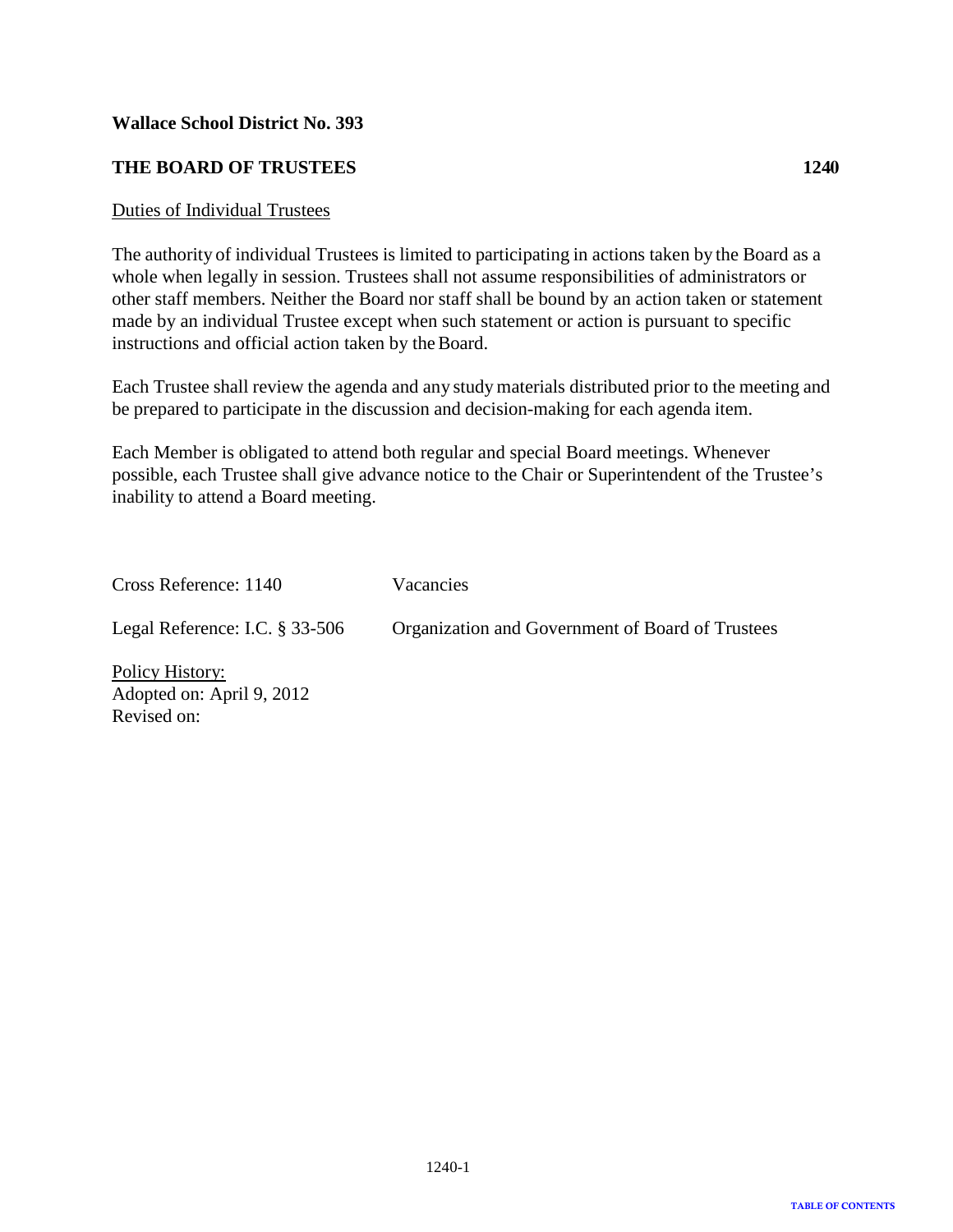**Wallace School District No. 393**

**THE BOARD OF TRUSTEES 1240**

Duties of Individual Trustees

The authority of individual Trustees is limited to participating in actions taken by the Board as a whole when legally in session. Trustees shall not assume responsibilities of administrators or other staff members. Neither the Board nor staff shall be bound by an action taken or statement made by an individual Trustee except when such statement or action is pursuant to specific instructions and official action taken by the Board.

Each Trustee shall review the agenda and any study materials distributed prior to the meeting and be prepared to participate in the discussion and decision-making for each agenda item.

Each Member is obligated to attend both regular and special Board meetings. Whenever possible, each Trustee shall give advance notice to the Chair or Superintendent of the Trustee's inability to attend a Board meeting.

| | |
|---|---|
| Cross Reference: 1140 | Vacancies |
| Legal Reference: I.C. § 33-506 | Organization and Government of Board of Trustees |

Policy History:
Adopted on: April 9, 2012
Revised on: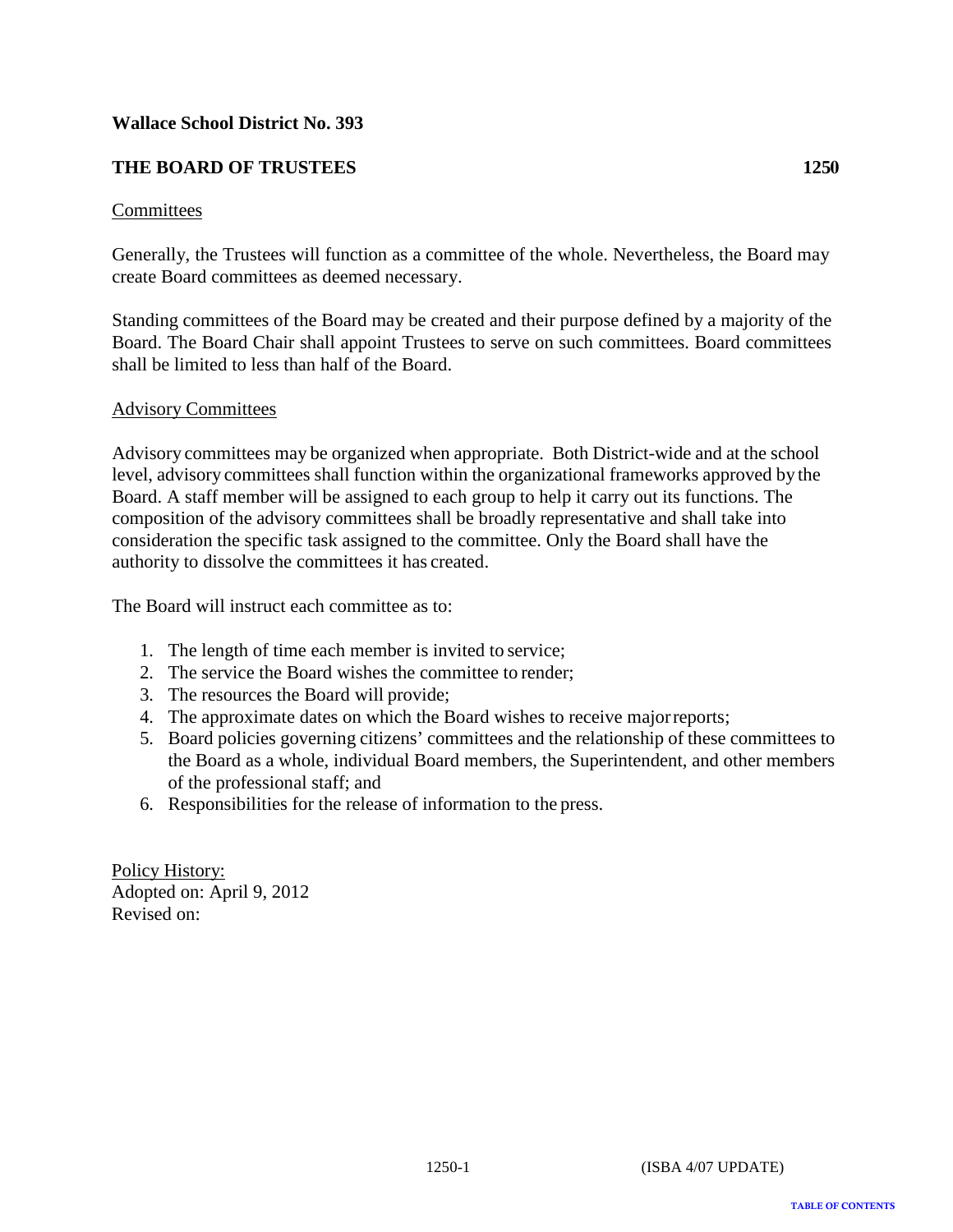**Wallace School District No. 393**

**THE BOARD OF TRUSTEES 1250**

Committees

Generally, the Trustees will function as a committee of the whole. Nevertheless, the Board may create Board committees as deemed necessary.

Standing committees of the Board may be created and their purpose defined by a majority of the Board. The Board Chair shall appoint Trustees to serve on such committees. Board committees shall be limited to less than half of the Board.

Advisory Committees

Advisory committees may be organized when appropriate. Both District-wide and at the school level, advisory committees shall function within the organizational frameworks approved by the Board. A staff member will be assigned to each group to help it carry out its functions. The composition of the advisory committees shall be broadly representative and shall take into consideration the specific task assigned to the committee. Only the Board shall have the authority to dissolve the committees it has created.

The Board will instruct each committee as to:

1. The length of time each member is invited to service;
2. The service the Board wishes the committee to render;
3. The resources the Board will provide;
4. The approximate dates on which the Board wishes to receive major reports;
5. Board policies governing citizens' committees and the relationship of these committees to the Board as a whole, individual Board members, the Superintendent, and other members of the professional staff; and
6. Responsibilities for the release of information to the press.

Policy History:
Adopted on: April 9, 2012
Revised on: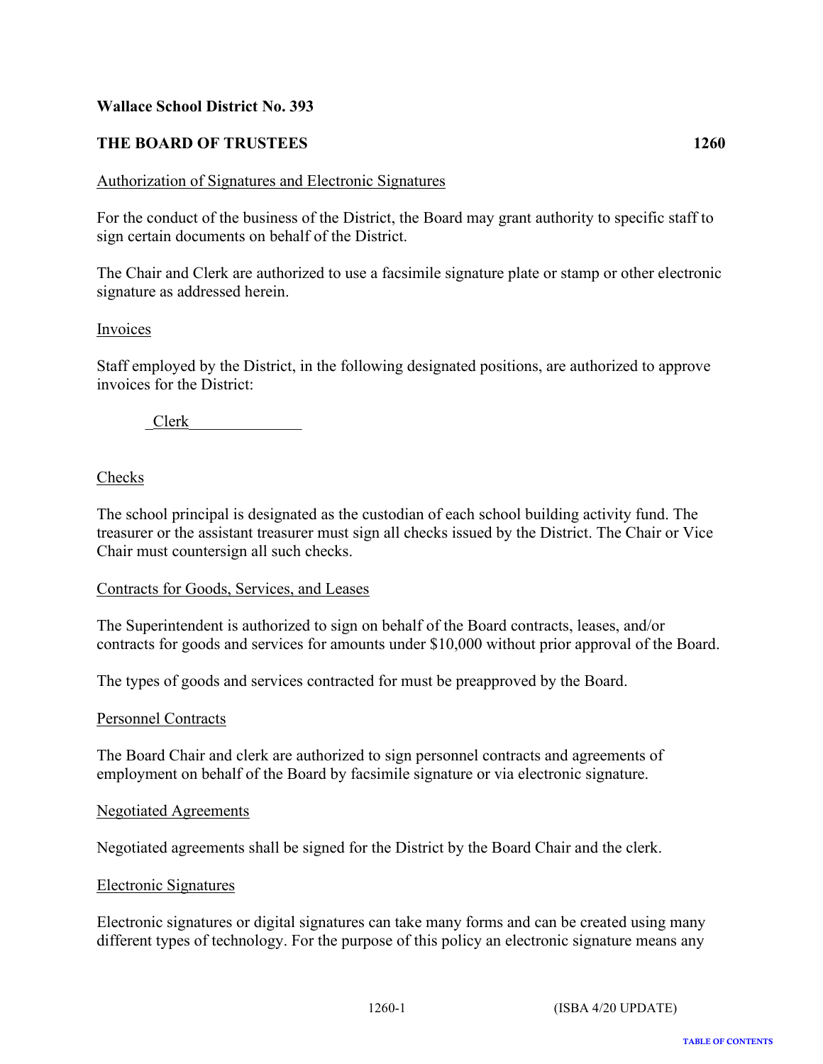**Wallace School District No. 393**

**THE BOARD OF TRUSTEES 1260**

Authorization of Signatures and Electronic Signatures

For the conduct of the business of the District, the Board may grant authority to specific staff to sign certain documents on behalf of the District.

The Chair and Clerk are authorized to use a facsimile signature plate or stamp or other electronic signature as addressed herein.

Invoices

Staff employed by the District, in the following designated positions, are authorized to approve invoices for the District:

_Clerk______________

Checks

The school principal is designated as the custodian of each school building activity fund. The treasurer or the assistant treasurer must sign all checks issued by the District. The Chair or Vice Chair must countersign all such checks.

Contracts for Goods, Services, and Leases

The Superintendent is authorized to sign on behalf of the Board contracts, leases, and/or contracts for goods and services for amounts under $10,000 without prior approval of the Board.

The types of goods and services contracted for must be preapproved by the Board.

Personnel Contracts

The Board Chair and clerk are authorized to sign personnel contracts and agreements of employment on behalf of the Board by facsimile signature or via electronic signature.

Negotiated Agreements

Negotiated agreements shall be signed for the District by the Board Chair and the clerk.

Electronic Signatures

Electronic signatures or digital signatures can take many forms and can be created using many different types of technology. For the purpose of this policy an electronic signature means any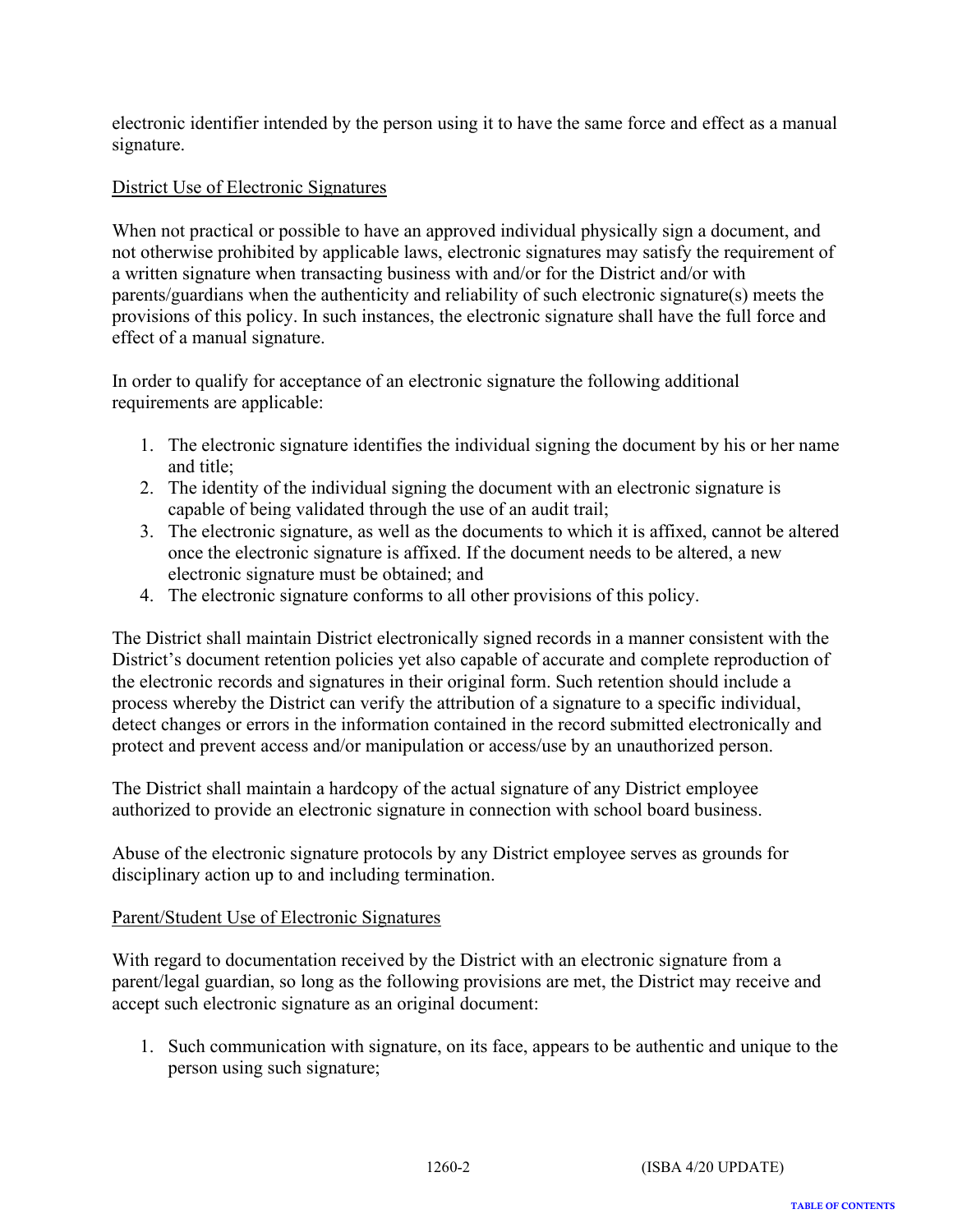electronic identifier intended by the person using it to have the same force and effect as a manual signature.

<u>District Use of Electronic Signatures</u>

When not practical or possible to have an approved individual physically sign a document, and not otherwise prohibited by applicable laws, electronic signatures may satisfy the requirement of a written signature when transacting business with and/or for the District and/or with parents/guardians when the authenticity and reliability of such electronic signature(s) meets the provisions of this policy. In such instances, the electronic signature shall have the full force and effect of a manual signature.

In order to qualify for acceptance of an electronic signature the following additional requirements are applicable:

1. The electronic signature identifies the individual signing the document by his or her name and title;
2. The identity of the individual signing the document with an electronic signature is capable of being validated through the use of an audit trail;
3. The electronic signature, as well as the documents to which it is affixed, cannot be altered once the electronic signature is affixed. If the document needs to be altered, a new electronic signature must be obtained; and
4. The electronic signature conforms to all other provisions of this policy.

The District shall maintain District electronically signed records in a manner consistent with the District's document retention policies yet also capable of accurate and complete reproduction of the electronic records and signatures in their original form. Such retention should include a process whereby the District can verify the attribution of a signature to a specific individual, detect changes or errors in the information contained in the record submitted electronically and protect and prevent access and/or manipulation or access/use by an unauthorized person.

The District shall maintain a hardcopy of the actual signature of any District employee authorized to provide an electronic signature in connection with school board business.

Abuse of the electronic signature protocols by any District employee serves as grounds for disciplinary action up to and including termination.

<u>Parent/Student Use of Electronic Signatures</u>

With regard to documentation received by the District with an electronic signature from a parent/legal guardian, so long as the following provisions are met, the District may receive and accept such electronic signature as an original document:

1. Such communication with signature, on its face, appears to be authentic and unique to the person using such signature;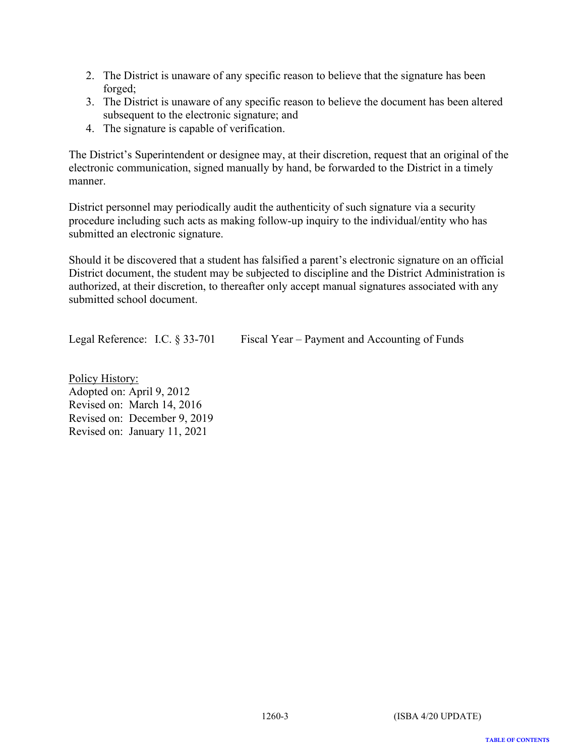2. The District is unaware of any specific reason to believe that the signature has been forged;
3. The District is unaware of any specific reason to believe the document has been altered subsequent to the electronic signature; and
4. The signature is capable of verification.

The District's Superintendent or designee may, at their discretion, request that an original of the electronic communication, signed manually by hand, be forwarded to the District in a timely manner.

District personnel may periodically audit the authenticity of such signature via a security procedure including such acts as making follow-up inquiry to the individual/entity who has submitted an electronic signature.

Should it be discovered that a student has falsified a parent's electronic signature on an official District document, the student may be subjected to discipline and the District Administration is authorized, at their discretion, to thereafter only accept manual signatures associated with any submitted school document.

Legal Reference: I.C. § 33-701 Fiscal Year – Payment and Accounting of Funds

Policy History:
Adopted on: April 9, 2012
Revised on: March 14, 2016
Revised on: December 9, 2019
Revised on: January 11, 2021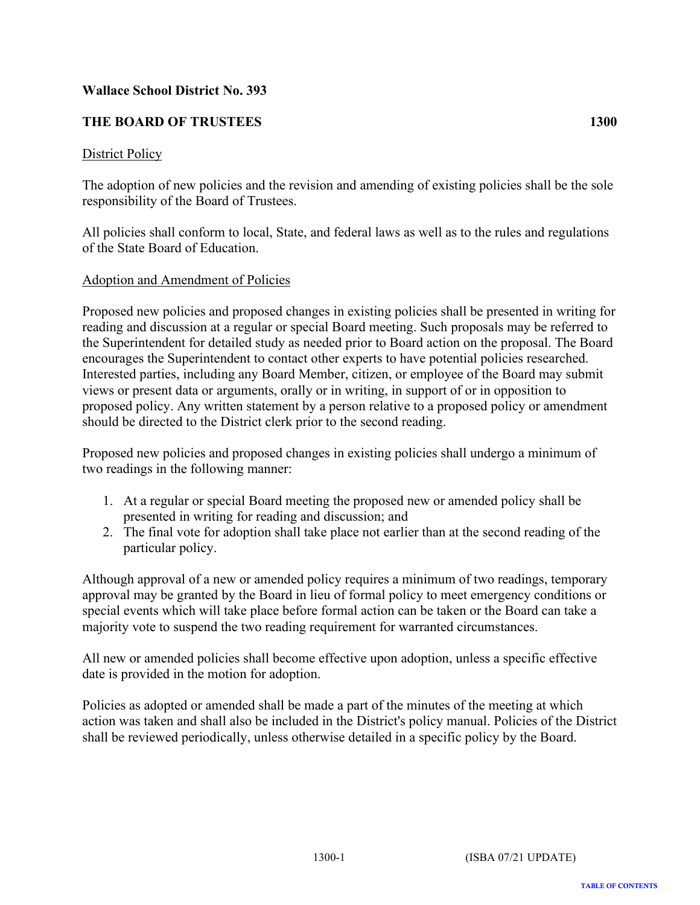**Wallace School District No. 393**

**THE BOARD OF TRUSTEES 1300**

District Policy

The adoption of new policies and the revision and amending of existing policies shall be the sole responsibility of the Board of Trustees.

All policies shall conform to local, State, and federal laws as well as to the rules and regulations of the State Board of Education.

Adoption and Amendment of Policies

Proposed new policies and proposed changes in existing policies shall be presented in writing for reading and discussion at a regular or special Board meeting. Such proposals may be referred to the Superintendent for detailed study as needed prior to Board action on the proposal. The Board encourages the Superintendent to contact other experts to have potential policies researched. Interested parties, including any Board Member, citizen, or employee of the Board may submit views or present data or arguments, orally or in writing, in support of or in opposition to proposed policy. Any written statement by a person relative to a proposed policy or amendment should be directed to the District clerk prior to the second reading.

Proposed new policies and proposed changes in existing policies shall undergo a minimum of two readings in the following manner:

1. At a regular or special Board meeting the proposed new or amended policy shall be presented in writing for reading and discussion; and
2. The final vote for adoption shall take place not earlier than at the second reading of the particular policy.

Although approval of a new or amended policy requires a minimum of two readings, temporary approval may be granted by the Board in lieu of formal policy to meet emergency conditions or special events which will take place before formal action can be taken or the Board can take a majority vote to suspend the two reading requirement for warranted circumstances.

All new or amended policies shall become effective upon adoption, unless a specific effective date is provided in the motion for adoption.

Policies as adopted or amended shall be made a part of the minutes of the meeting at which action was taken and shall also be included in the District's policy manual. Policies of the District shall be reviewed periodically, unless otherwise detailed in a specific policy by the Board.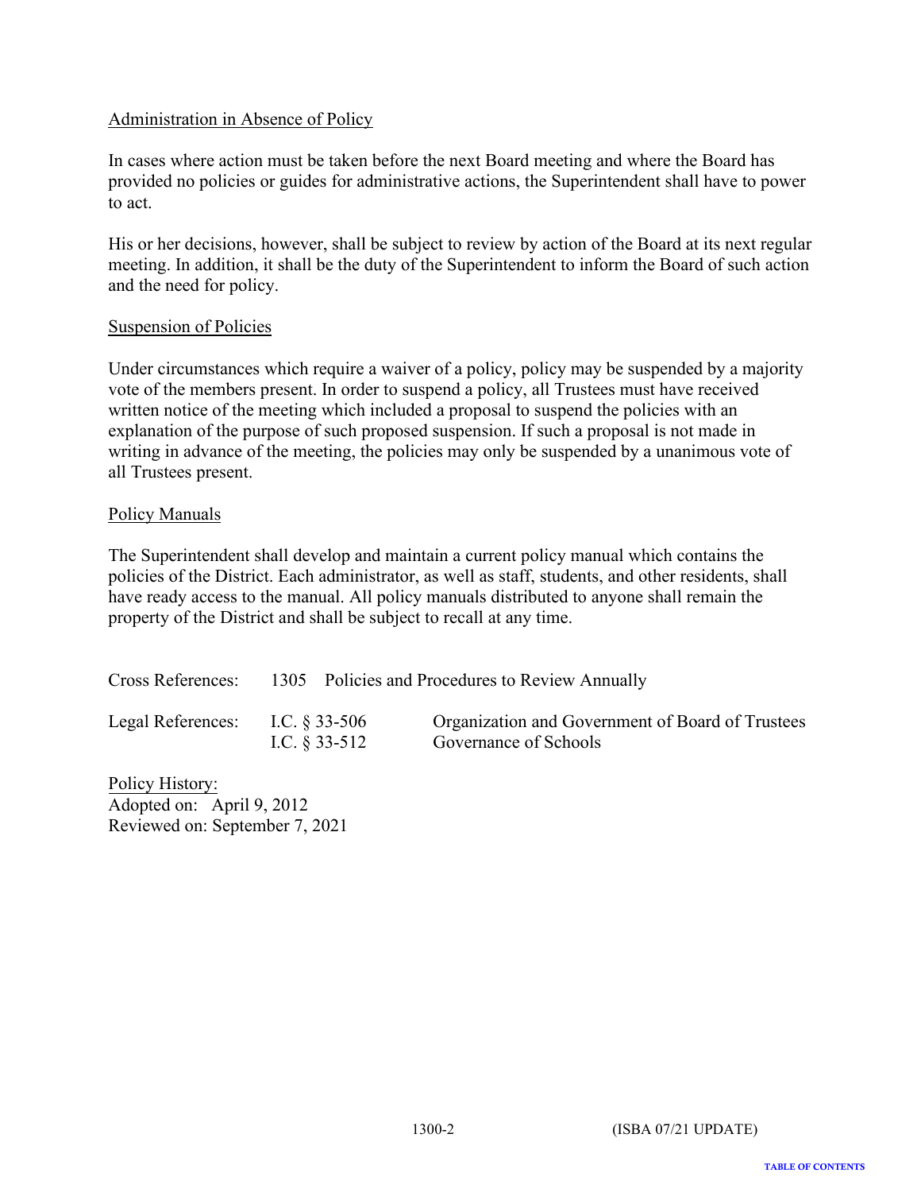Administration in Absence of Policy

In cases where action must be taken before the next Board meeting and where the Board has provided no policies or guides for administrative actions, the Superintendent shall have to power to act.

His or her decisions, however, shall be subject to review by action of the Board at its next regular meeting. In addition, it shall be the duty of the Superintendent to inform the Board of such action and the need for policy.

Suspension of Policies

Under circumstances which require a waiver of a policy, policy may be suspended by a majority vote of the members present. In order to suspend a policy, all Trustees must have received written notice of the meeting which included a proposal to suspend the policies with an explanation of the purpose of such proposed suspension. If such a proposal is not made in writing in advance of the meeting, the policies may only be suspended by a unanimous vote of all Trustees present.

Policy Manuals

The Superintendent shall develop and maintain a current policy manual which contains the policies of the District. Each administrator, as well as staff, students, and other residents, shall have ready access to the manual. All policy manuals distributed to anyone shall remain the property of the District and shall be subject to recall at any time.

Cross References: 1305 Policies and Procedures to Review Annually

Legal References: I.C. § 33-506 Organization and Government of Board of Trustees
I.C. § 33-512 Governance of Schools

Policy History:
Adopted on: April 9, 2012
Reviewed on: September 7, 2021

1300-2 (ISBA 07/21 UPDATE)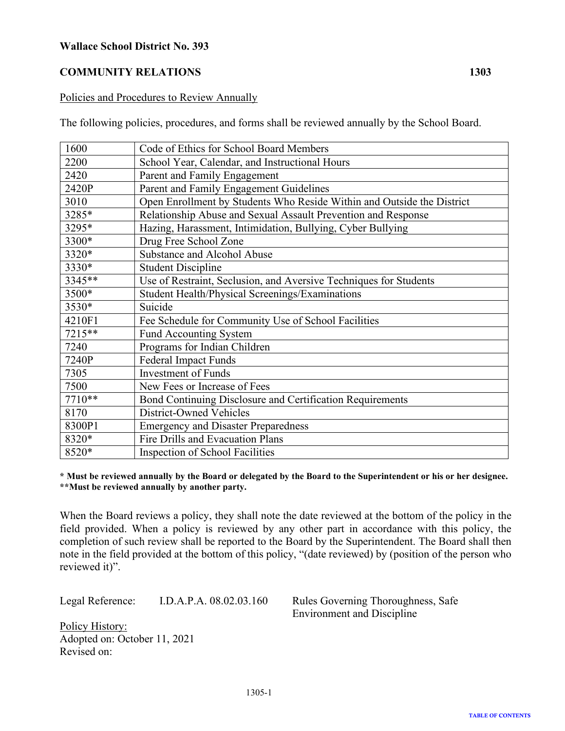**Wallace School District No. 393**

**COMMUNITY RELATIONS** **1303**

Policies and Procedures to Review Annually

The following policies, procedures, and forms shall be reviewed annually by the School Board.

| | |
|---|---|
| 1600 | Code of Ethics for School Board Members |
| 2200 | School Year, Calendar, and Instructional Hours |
| 2420 | Parent and Family Engagement |
| 2420P | Parent and Family Engagement Guidelines |
| 3010 | Open Enrollment by Students Who Reside Within and Outside the District |
| 3285* | Relationship Abuse and Sexual Assault Prevention and Response |
| 3295* | Hazing, Harassment, Intimidation, Bullying, Cyber Bullying |
| 3300* | Drug Free School Zone |
| 3320* | Substance and Alcohol Abuse |
| 3330* | Student Discipline |
| 3345** | Use of Restraint, Seclusion, and Aversive Techniques for Students |
| 3500* | Student Health/Physical Screenings/Examinations |
| 3530* | Suicide |
| 4210F1 | Fee Schedule for Community Use of School Facilities |
| 7215** | Fund Accounting System |
| 7240 | Programs for Indian Children |
| 7240P | Federal Impact Funds |
| 7305 | Investment of Funds |
| 7500 | New Fees or Increase of Fees |
| 7710** | Bond Continuing Disclosure and Certification Requirements |
| 8170 | District-Owned Vehicles |
| 8300P1 | Emergency and Disaster Preparedness |
| 8320* | Fire Drills and Evacuation Plans |
| 8520* | Inspection of School Facilities |

**\* Must be reviewed annually by the Board or delegated by the Board to the Superintendent or his or her designee.**
**\*\*Must be reviewed annually by another party.**

When the Board reviews a policy, they shall note the date reviewed at the bottom of the policy in the field provided. When a policy is reviewed by any other part in accordance with this policy, the completion of such review shall be reported to the Board by the Superintendent. The Board shall then note in the field provided at the bottom of this policy, "(date reviewed) by (position of the person who reviewed it)".

Legal Reference: I.D.A.P.A. 08.02.03.160 Rules Governing Thoroughness, Safe Environment and Discipline

Policy History:
Adopted on: October 11, 2021
Revised on: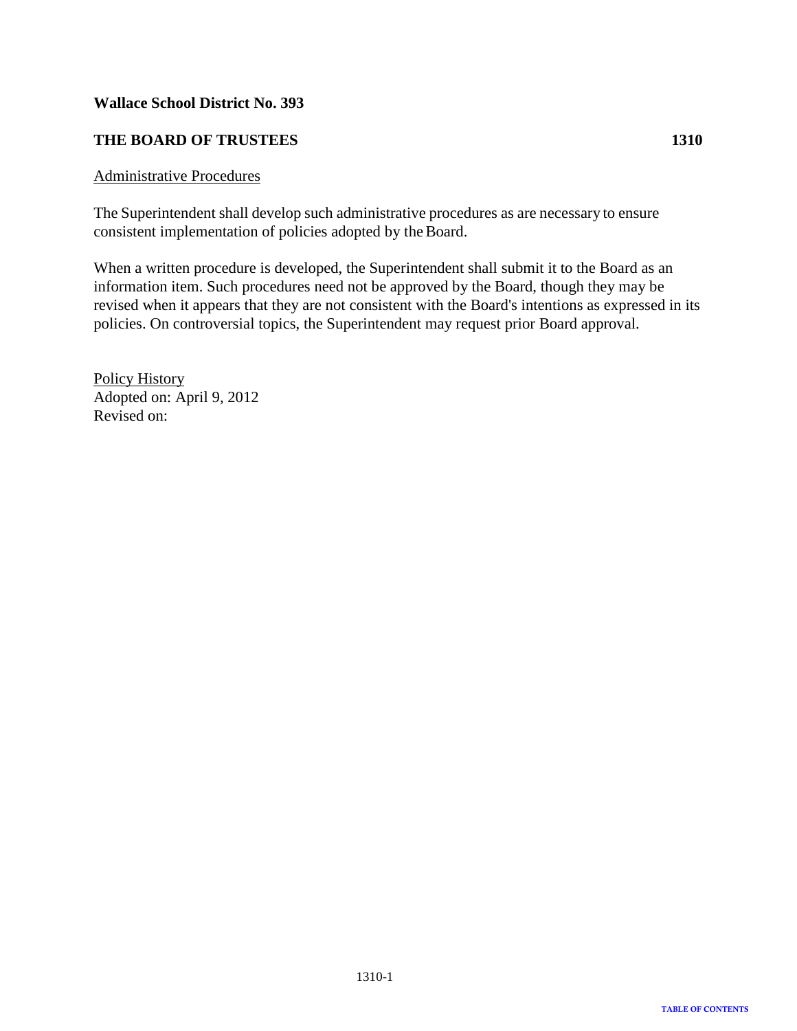**Wallace School District No. 393**

**THE BOARD OF TRUSTEES 1310**

Administrative Procedures

The Superintendent shall develop such administrative procedures as are necessary to ensure consistent implementation of policies adopted by the Board.

When a written procedure is developed, the Superintendent shall submit it to the Board as an information item. Such procedures need not be approved by the Board, though they may be revised when it appears that they are not consistent with the Board's intentions as expressed in its policies. On controversial topics, the Superintendent may request prior Board approval.

Policy History
Adopted on: April 9, 2012
Revised on: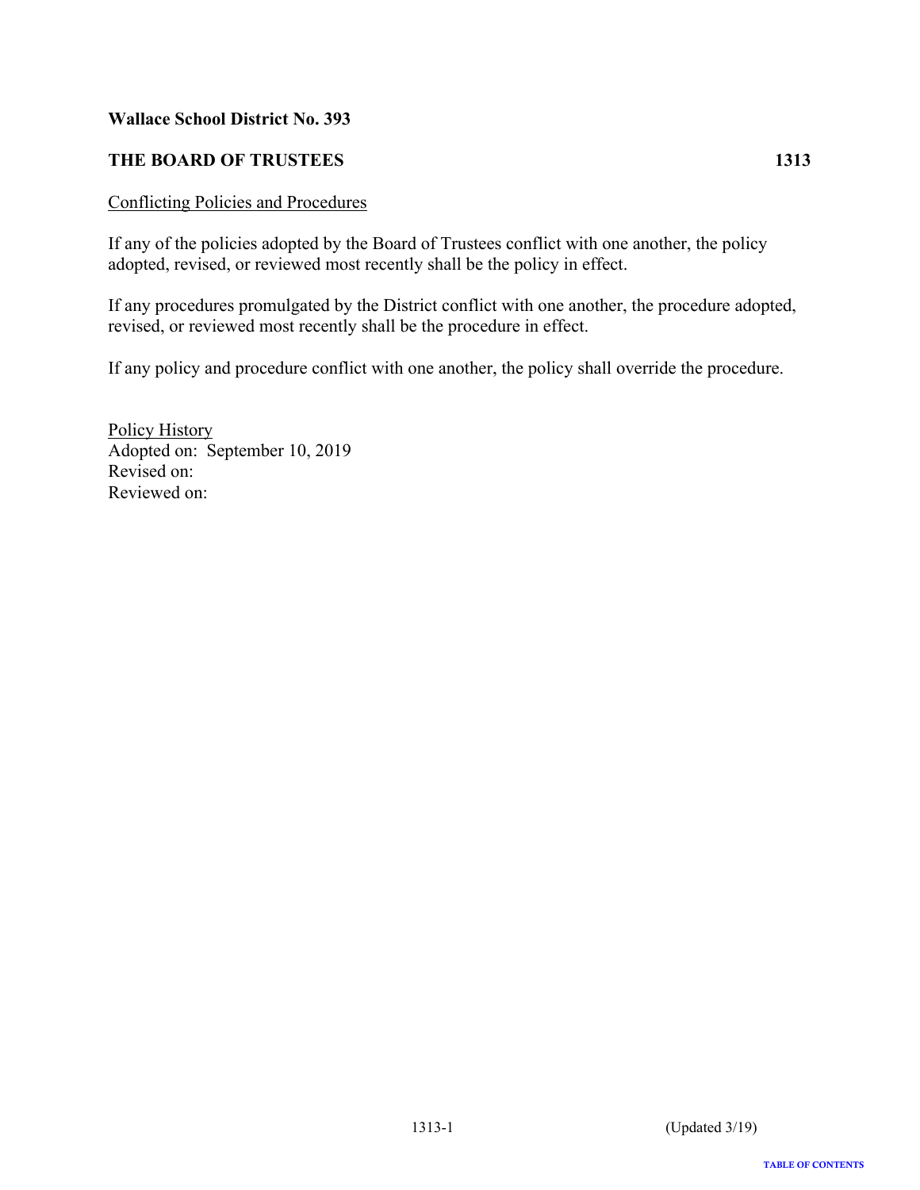**Wallace School District No. 393**

**THE BOARD OF TRUSTEES 1313**

Conflicting Policies and Procedures

If any of the policies adopted by the Board of Trustees conflict with one another, the policy adopted, revised, or reviewed most recently shall be the policy in effect.

If any procedures promulgated by the District conflict with one another, the procedure adopted, revised, or reviewed most recently shall be the procedure in effect.

If any policy and procedure conflict with one another, the policy shall override the procedure.

Policy History
Adopted on: September 10, 2019
Revised on:
Reviewed on: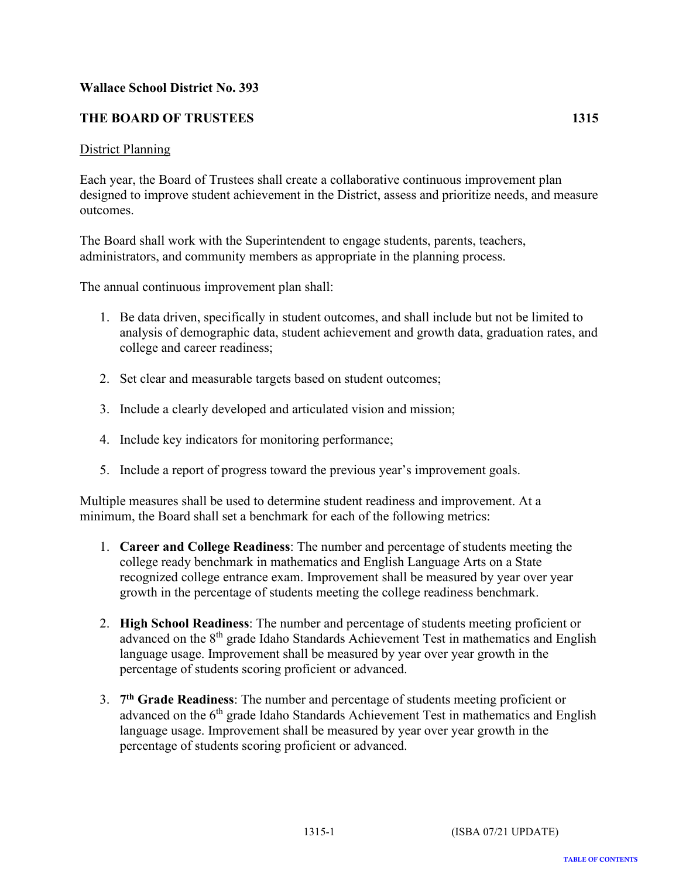**Wallace School District No. 393**

**THE BOARD OF TRUSTEES** **1315**

District Planning

Each year, the Board of Trustees shall create a collaborative continuous improvement plan designed to improve student achievement in the District, assess and prioritize needs, and measure outcomes.

The Board shall work with the Superintendent to engage students, parents, teachers, administrators, and community members as appropriate in the planning process.

The annual continuous improvement plan shall:

1. Be data driven, specifically in student outcomes, and shall include but not be limited to analysis of demographic data, student achievement and growth data, graduation rates, and college and career readiness;

2. Set clear and measurable targets based on student outcomes;

3. Include a clearly developed and articulated vision and mission;

4. Include key indicators for monitoring performance;

5. Include a report of progress toward the previous year's improvement goals.

Multiple measures shall be used to determine student readiness and improvement. At a minimum, the Board shall set a benchmark for each of the following metrics:

1. **Career and College Readiness**: The number and percentage of students meeting the college ready benchmark in mathematics and English Language Arts on a State recognized college entrance exam. Improvement shall be measured by year over year growth in the percentage of students meeting the college readiness benchmark.

2. **High School Readiness**: The number and percentage of students meeting proficient or advanced on the 8th grade Idaho Standards Achievement Test in mathematics and English language usage. Improvement shall be measured by year over year growth in the percentage of students scoring proficient or advanced.

3. **7th Grade Readiness**: The number and percentage of students meeting proficient or advanced on the 6th grade Idaho Standards Achievement Test in mathematics and English language usage. Improvement shall be measured by year over year growth in the percentage of students scoring proficient or advanced.

1315-1 (ISBA 07/21 UPDATE)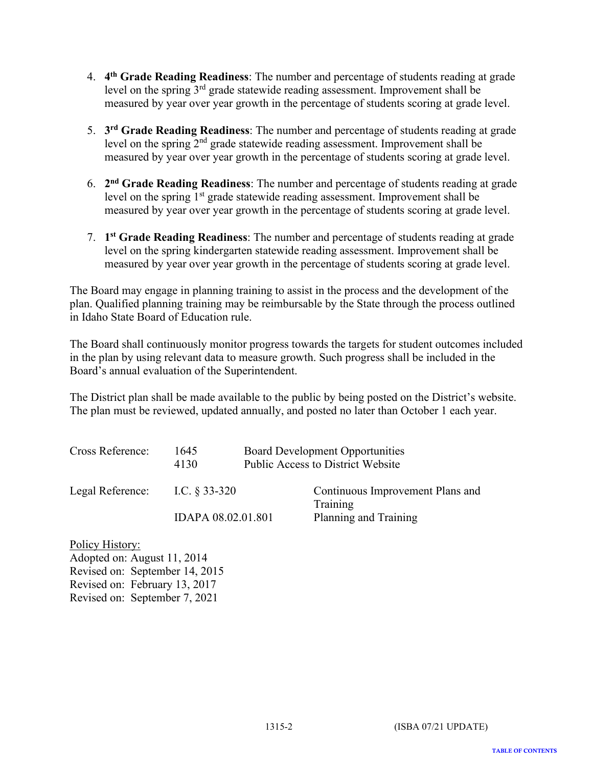4. **4th Grade Reading Readiness**: The number and percentage of students reading at grade level on the spring 3rd grade statewide reading assessment. Improvement shall be measured by year over year growth in the percentage of students scoring at grade level.

5. **3rd Grade Reading Readiness**: The number and percentage of students reading at grade level on the spring 2nd grade statewide reading assessment. Improvement shall be measured by year over year growth in the percentage of students scoring at grade level.

6. **2nd Grade Reading Readiness**: The number and percentage of students reading at grade level on the spring 1st grade statewide reading assessment. Improvement shall be measured by year over year growth in the percentage of students scoring at grade level.

7. **1st Grade Reading Readiness**: The number and percentage of students reading at grade level on the spring kindergarten statewide reading assessment. Improvement shall be measured by year over year growth in the percentage of students scoring at grade level.

The Board may engage in planning training to assist in the process and the development of the plan. Qualified planning training may be reimbursable by the State through the process outlined in Idaho State Board of Education rule.

The Board shall continuously monitor progress towards the targets for student outcomes included in the plan by using relevant data to measure growth. Such progress shall be included in the Board's annual evaluation of the Superintendent.

The District plan shall be made available to the public by being posted on the District's website. The plan must be reviewed, updated annually, and posted no later than October 1 each year.

| | | |
|---|---|---|
| Cross Reference: | 1645 | Board Development Opportunities |
| | 4130 | Public Access to District Website |
| Legal Reference: | I.C. § 33-320 | Continuous Improvement Plans and Training |
| | IDAPA 08.02.01.801 | Planning and Training |

Policy History:
Adopted on: August 11, 2014
Revised on: September 14, 2015
Revised on: February 13, 2017
Revised on: September 7, 2021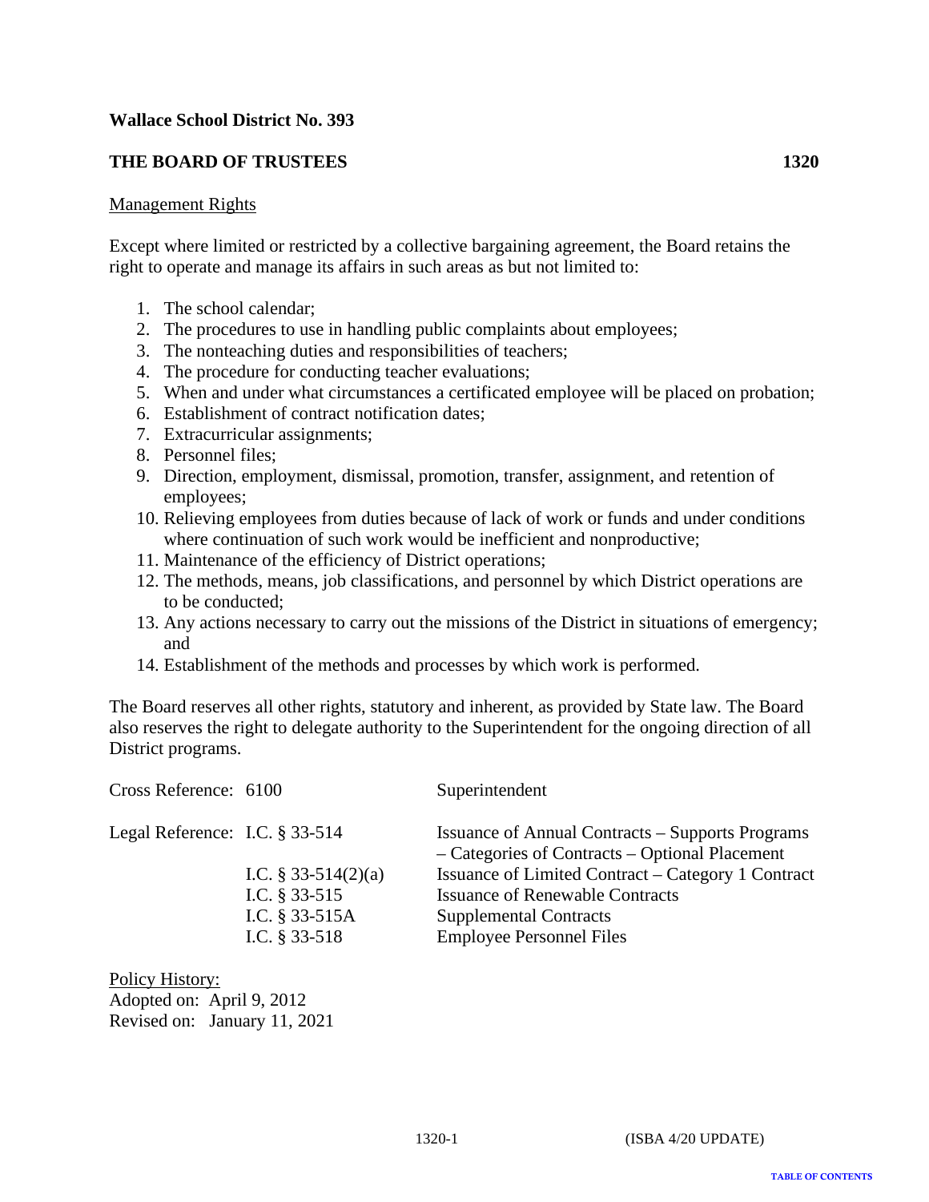**Wallace School District No. 393**

**THE BOARD OF TRUSTEES 1320**

Management Rights

Except where limited or restricted by a collective bargaining agreement, the Board retains the right to operate and manage its affairs in such areas as but not limited to:

1. The school calendar;
2. The procedures to use in handling public complaints about employees;
3. The nonteaching duties and responsibilities of teachers;
4. The procedure for conducting teacher evaluations;
5. When and under what circumstances a certificated employee will be placed on probation;
6. Establishment of contract notification dates;
7. Extracurricular assignments;
8. Personnel files;
9. Direction, employment, dismissal, promotion, transfer, assignment, and retention of employees;
10. Relieving employees from duties because of lack of work or funds and under conditions where continuation of such work would be inefficient and nonproductive;
11. Maintenance of the efficiency of District operations;
12. The methods, means, job classifications, and personnel by which District operations are to be conducted;
13. Any actions necessary to carry out the missions of the District in situations of emergency; and
14. Establishment of the methods and processes by which work is performed.

The Board reserves all other rights, statutory and inherent, as provided by State law. The Board also reserves the right to delegate authority to the Superintendent for the ongoing direction of all District programs.

| | | |
|---|---|---|
| Cross Reference: | 6100 | Superintendent |
| Legal Reference: | I.C. § 33-514 | Issuance of Annual Contracts – Supports Programs – Categories of Contracts – Optional Placement |
| | I.C. § 33-514(2)(a) | Issuance of Limited Contract – Category 1 Contract |
| | I.C. § 33-515 | Issuance of Renewable Contracts |
| | I.C. § 33-515A | Supplemental Contracts |
| | I.C. § 33-518 | Employee Personnel Files |

Policy History:
Adopted on: April 9, 2012
Revised on: January 11, 2021

(ISBA 4/20 UPDATE)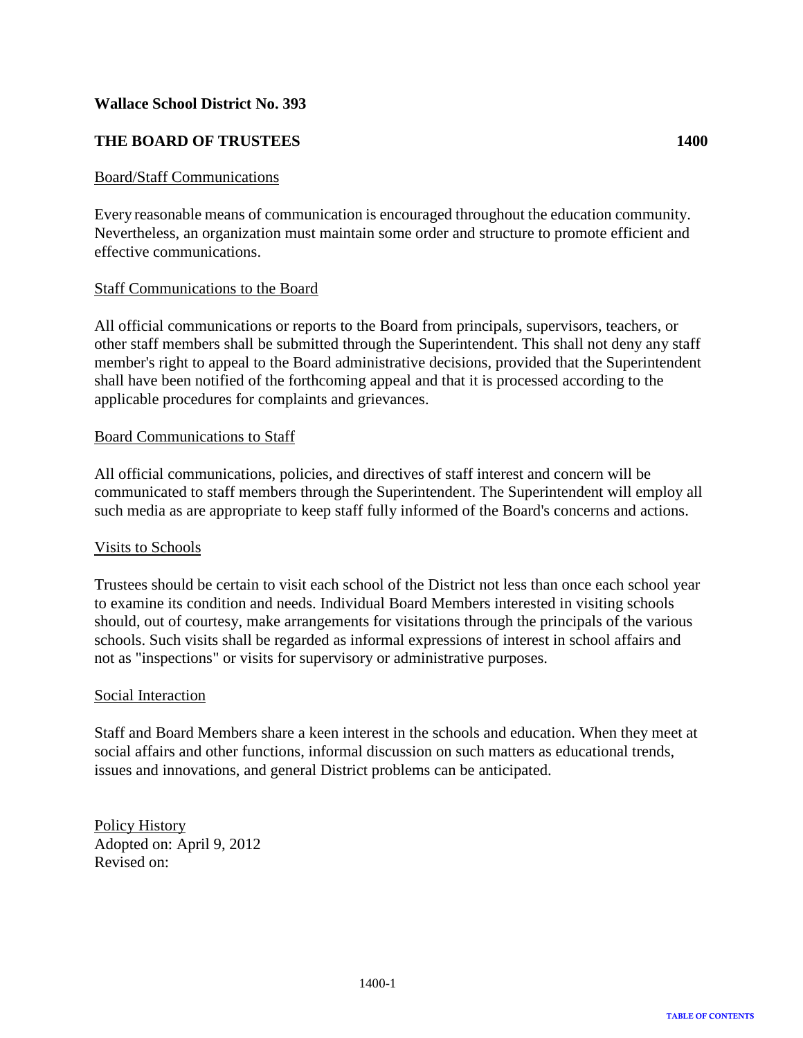**Wallace School District No. 393**

**THE BOARD OF TRUSTEES** **1400**

Board/Staff Communications

Every reasonable means of communication is encouraged throughout the education community. Nevertheless, an organization must maintain some order and structure to promote efficient and effective communications.

Staff Communications to the Board

All official communications or reports to the Board from principals, supervisors, teachers, or other staff members shall be submitted through the Superintendent. This shall not deny any staff member's right to appeal to the Board administrative decisions, provided that the Superintendent shall have been notified of the forthcoming appeal and that it is processed according to the applicable procedures for complaints and grievances.

Board Communications to Staff

All official communications, policies, and directives of staff interest and concern will be communicated to staff members through the Superintendent. The Superintendent will employ all such media as are appropriate to keep staff fully informed of the Board's concerns and actions.

Visits to Schools

Trustees should be certain to visit each school of the District not less than once each school year to examine its condition and needs. Individual Board Members interested in visiting schools should, out of courtesy, make arrangements for visitations through the principals of the various schools. Such visits shall be regarded as informal expressions of interest in school affairs and not as "inspections" or visits for supervisory or administrative purposes.

Social Interaction

Staff and Board Members share a keen interest in the schools and education. When they meet at social affairs and other functions, informal discussion on such matters as educational trends, issues and innovations, and general District problems can be anticipated.

Policy History
Adopted on: April 9, 2012
Revised on: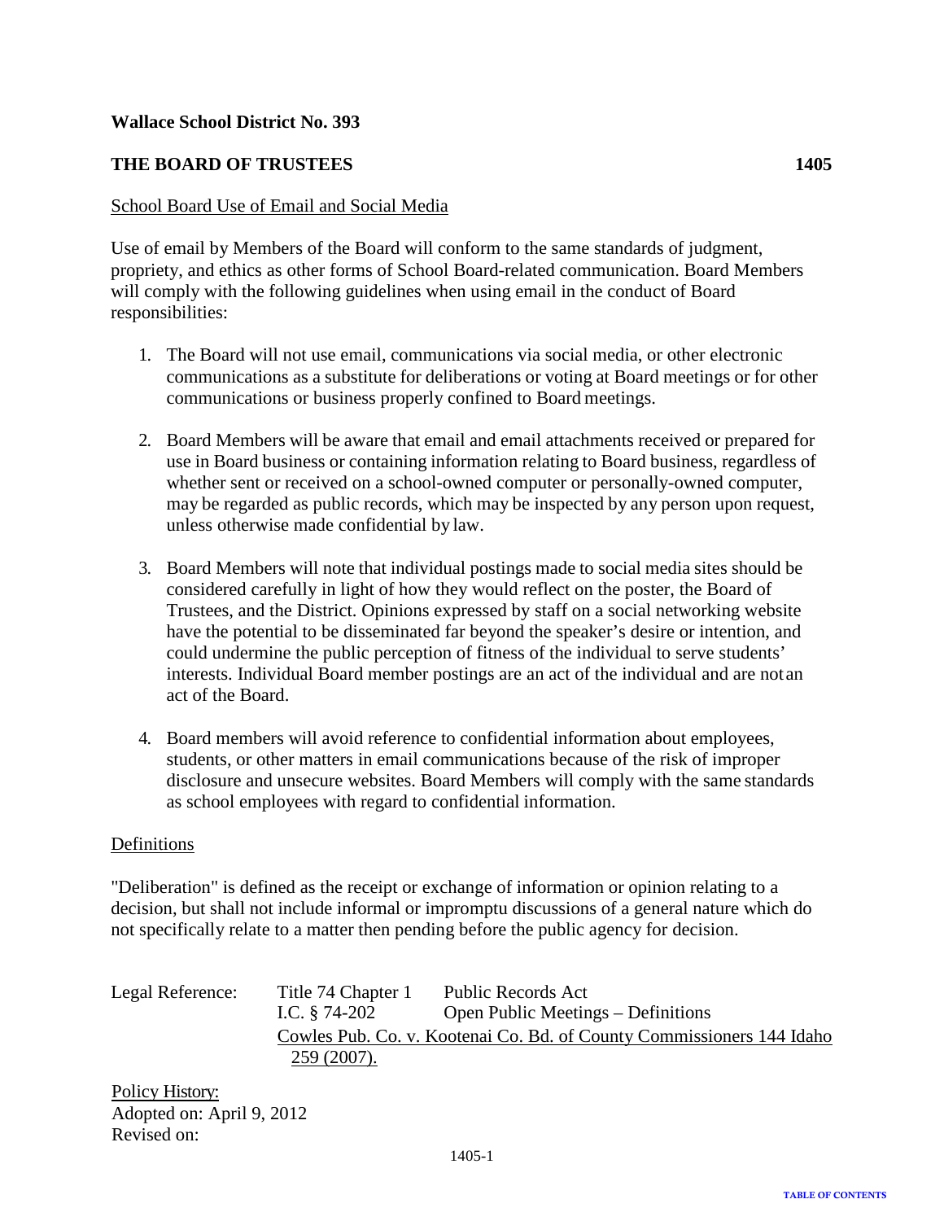**Wallace School District No. 393**

**THE BOARD OF TRUSTEES 1405**

School Board Use of Email and Social Media

Use of email by Members of the Board will conform to the same standards of judgment, propriety, and ethics as other forms of School Board-related communication. Board Members will comply with the following guidelines when using email in the conduct of Board responsibilities:

1. The Board will not use email, communications via social media, or other electronic communications as a substitute for deliberations or voting at Board meetings or for other communications or business properly confined to Board meetings.

2. Board Members will be aware that email and email attachments received or prepared for use in Board business or containing information relating to Board business, regardless of whether sent or received on a school-owned computer or personally-owned computer, may be regarded as public records, which may be inspected by any person upon request, unless otherwise made confidential by law.

3. Board Members will note that individual postings made to social media sites should be considered carefully in light of how they would reflect on the poster, the Board of Trustees, and the District. Opinions expressed by staff on a social networking website have the potential to be disseminated far beyond the speaker's desire or intention, and could undermine the public perception of fitness of the individual to serve students' interests. Individual Board member postings are an act of the individual and are not an act of the Board.

4. Board members will avoid reference to confidential information about employees, students, or other matters in email communications because of the risk of improper disclosure and unsecure websites. Board Members will comply with the same standards as school employees with regard to confidential information.

Definitions

"Deliberation" is defined as the receipt or exchange of information or opinion relating to a decision, but shall not include informal or impromptu discussions of a general nature which do not specifically relate to a matter then pending before the public agency for decision.

| Legal Reference: | Title 74 Chapter 1 | Public Records Act |
|---|---|---|
| | I.C. § 74-202 | Open Public Meetings – Definitions |
| | Cowles Pub. Co. v. Kootenai Co. Bd. of County Commissioners 144 Idaho 259 (2007). | |

Policy History:
Adopted on: April 9, 2012
Revised on: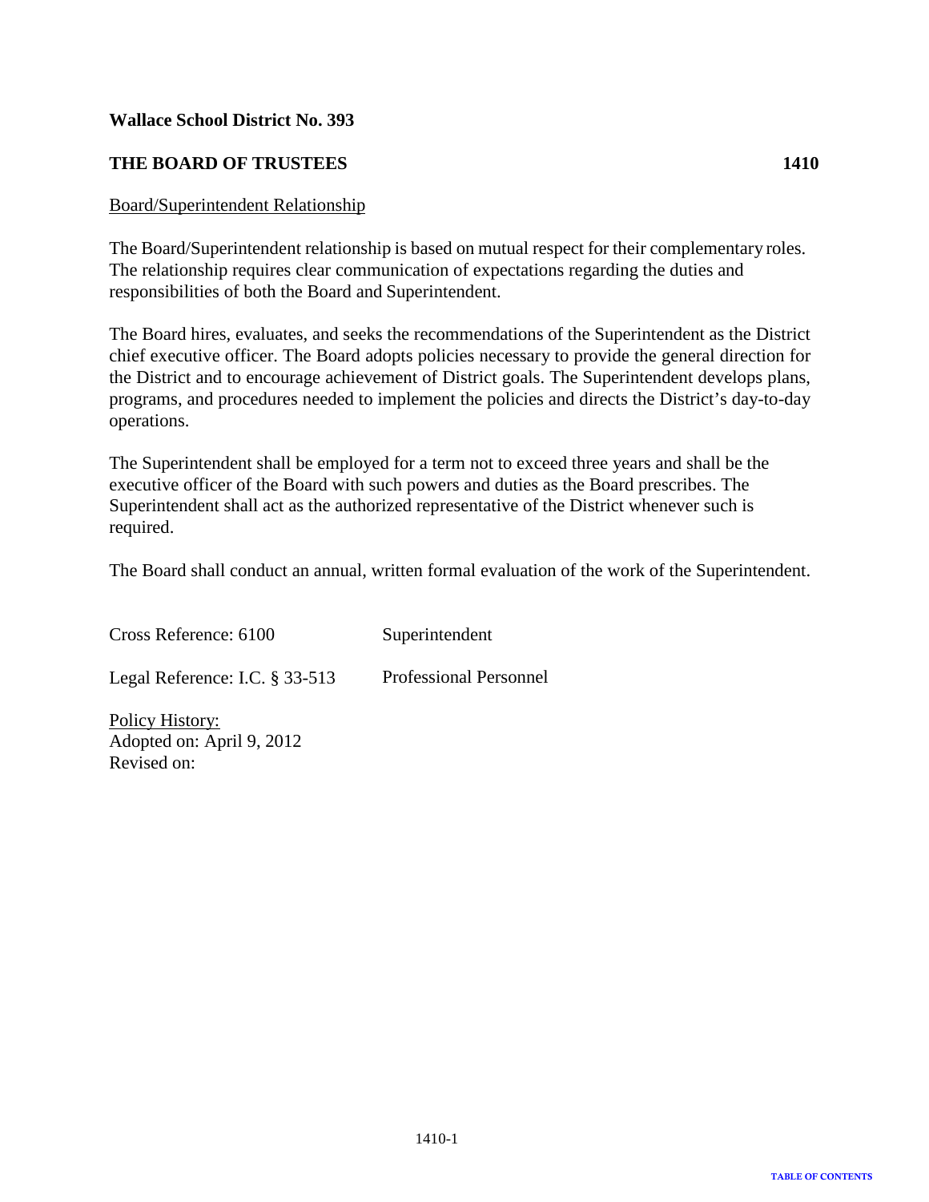**Wallace School District No. 393**

**THE BOARD OF TRUSTEES 1410**

Board/Superintendent Relationship

The Board/Superintendent relationship is based on mutual respect for their complementary roles. The relationship requires clear communication of expectations regarding the duties and responsibilities of both the Board and Superintendent.

The Board hires, evaluates, and seeks the recommendations of the Superintendent as the District chief executive officer. The Board adopts policies necessary to provide the general direction for the District and to encourage achievement of District goals. The Superintendent develops plans, programs, and procedures needed to implement the policies and directs the District's day-to-day operations.

The Superintendent shall be employed for a term not to exceed three years and shall be the executive officer of the Board with such powers and duties as the Board prescribes. The Superintendent shall act as the authorized representative of the District whenever such is required.

The Board shall conduct an annual, written formal evaluation of the work of the Superintendent.

Cross Reference: 6100 Superintendent

Legal Reference: I.C. § 33-513 Professional Personnel

Policy History:
Adopted on: April 9, 2012
Revised on: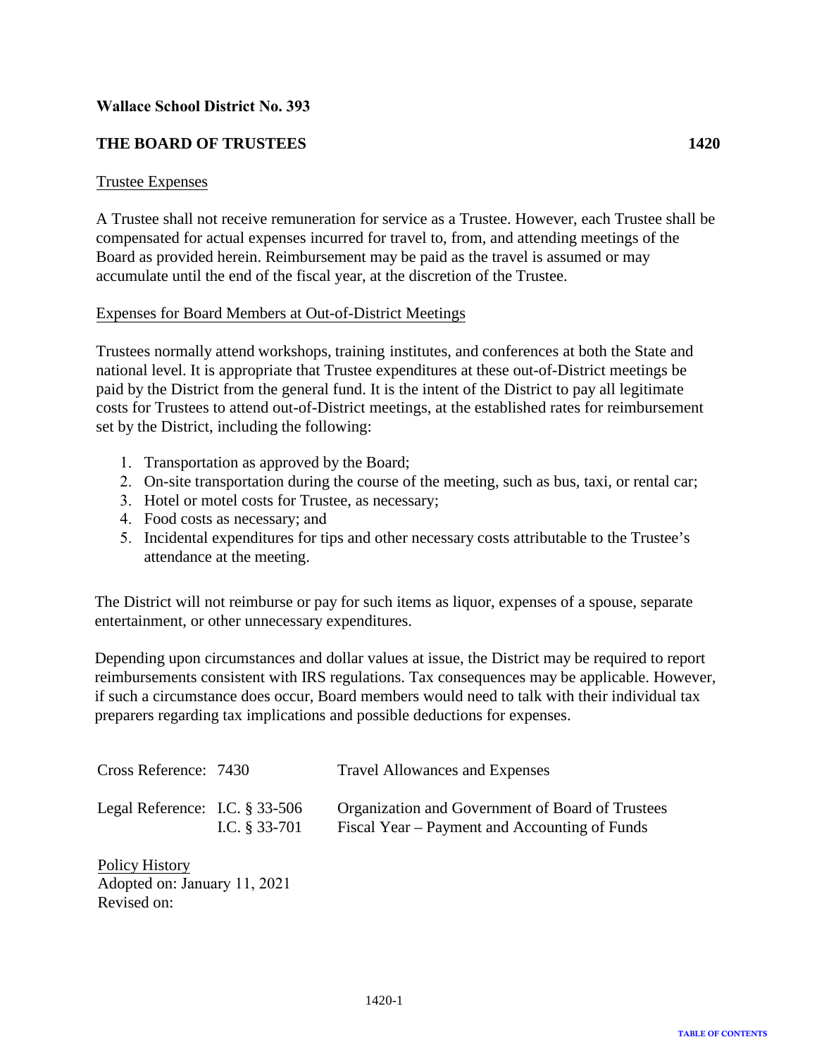**Wallace School District No. 393**

**THE BOARD OF TRUSTEES** **1420**

Trustee Expenses

A Trustee shall not receive remuneration for service as a Trustee. However, each Trustee shall be compensated for actual expenses incurred for travel to, from, and attending meetings of the Board as provided herein. Reimbursement may be paid as the travel is assumed or may accumulate until the end of the fiscal year, at the discretion of the Trustee.

Expenses for Board Members at Out-of-District Meetings

Trustees normally attend workshops, training institutes, and conferences at both the State and national level. It is appropriate that Trustee expenditures at these out-of-District meetings be paid by the District from the general fund. It is the intent of the District to pay all legitimate costs for Trustees to attend out-of-District meetings, at the established rates for reimbursement set by the District, including the following:

1. Transportation as approved by the Board;
2. On-site transportation during the course of the meeting, such as bus, taxi, or rental car;
3. Hotel or motel costs for Trustee, as necessary;
4. Food costs as necessary; and
5. Incidental expenditures for tips and other necessary costs attributable to the Trustee's attendance at the meeting.

The District will not reimburse or pay for such items as liquor, expenses of a spouse, separate entertainment, or other unnecessary expenditures.

Depending upon circumstances and dollar values at issue, the District may be required to report reimbursements consistent with IRS regulations. Tax consequences may be applicable. However, if such a circumstance does occur, Board members would need to talk with their individual tax preparers regarding tax implications and possible deductions for expenses.

| | | |
|---|---|---|
| Cross Reference: | 7430 | Travel Allowances and Expenses |
| Legal Reference: | I.C. § 33-506 | Organization and Government of Board of Trustees |
| | I.C. § 33-701 | Fiscal Year – Payment and Accounting of Funds |

Policy History
Adopted on: January 11, 2021
Revised on: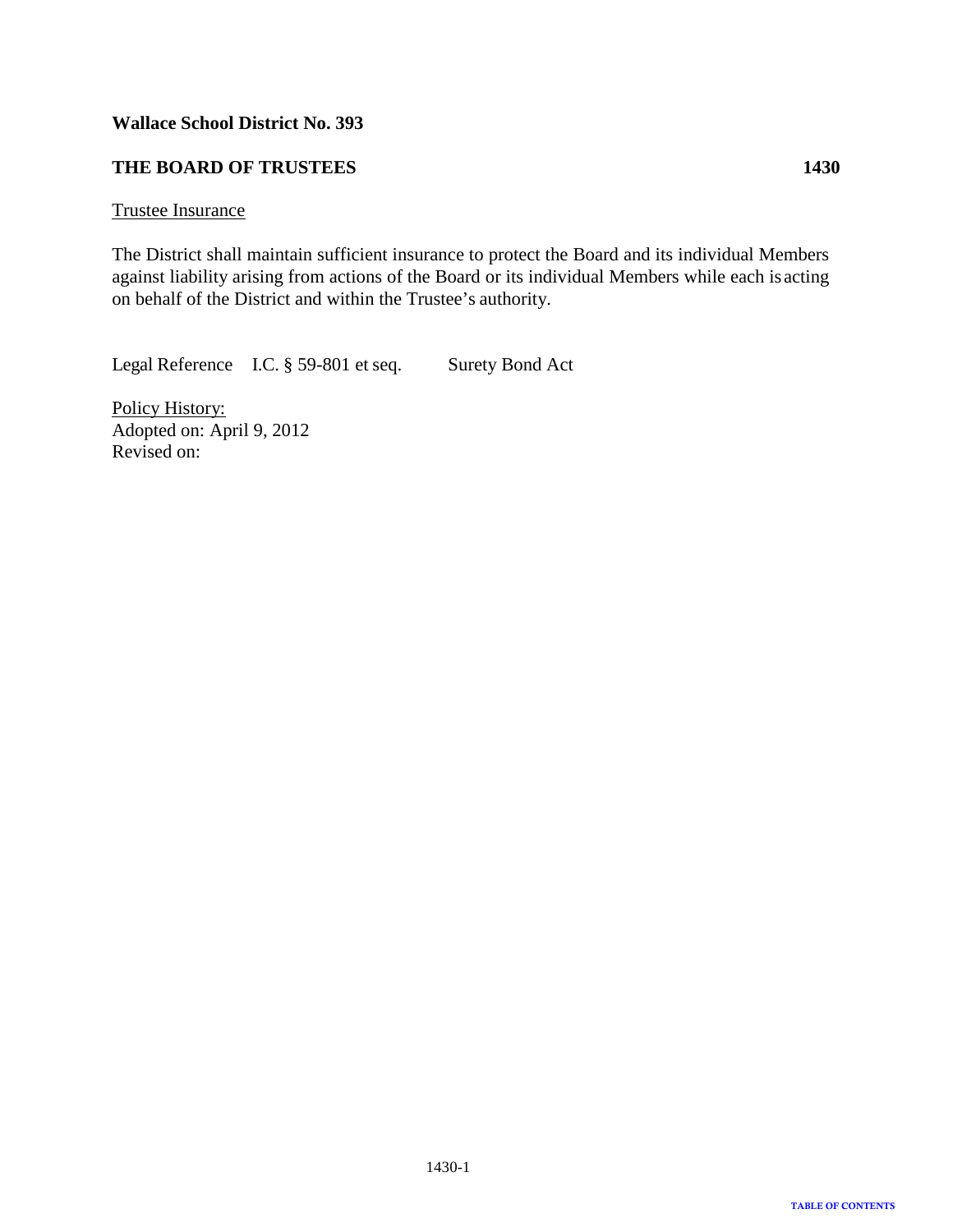**Wallace School District No. 393**

**THE BOARD OF TRUSTEES** **1430**

Trustee Insurance

The District shall maintain sufficient insurance to protect the Board and its individual Members against liability arising from actions of the Board or its individual Members while each is acting on behalf of the District and within the Trustee's authority.

Legal Reference I.C. § 59-801 et seq. Surety Bond Act

Policy History:
Adopted on: April 9, 2012
Revised on: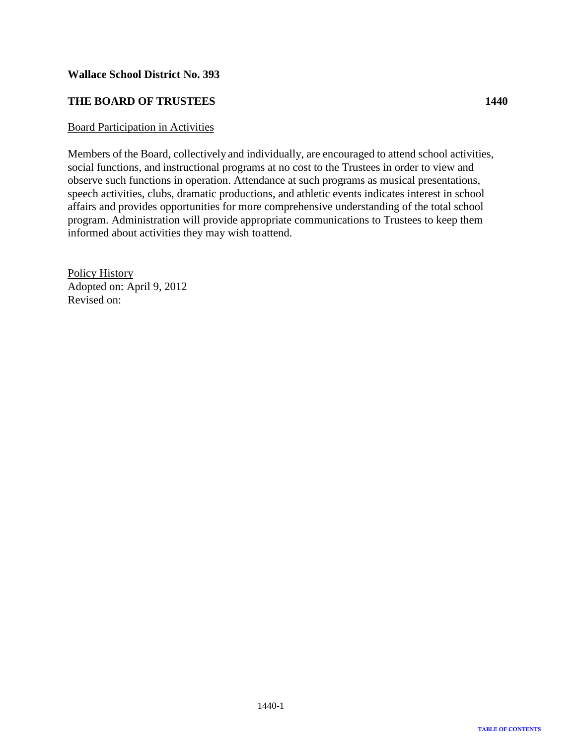**Wallace School District No. 393**

**THE BOARD OF TRUSTEES** **1440**

Board Participation in Activities

Members of the Board, collectively and individually, are encouraged to attend school activities, social functions, and instructional programs at no cost to the Trustees in order to view and observe such functions in operation. Attendance at such programs as musical presentations, speech activities, clubs, dramatic productions, and athletic events indicates interest in school affairs and provides opportunities for more comprehensive understanding of the total school program. Administration will provide appropriate communications to Trustees to keep them informed about activities they may wish to attend.

Policy History
Adopted on: April 9, 2012
Revised on: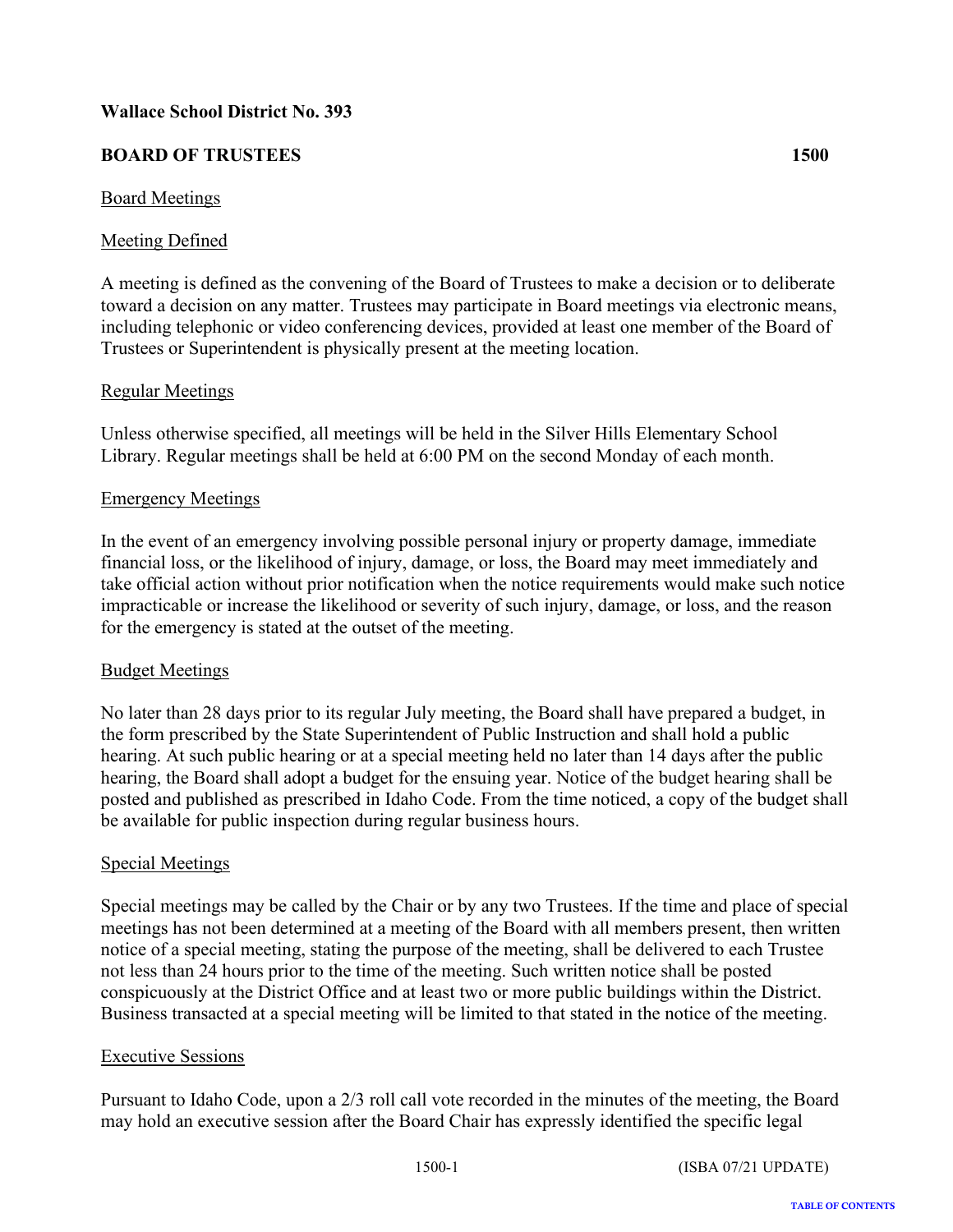**Wallace School District No. 393**

**BOARD OF TRUSTEES 1500**

Board Meetings

Meeting Defined

A meeting is defined as the convening of the Board of Trustees to make a decision or to deliberate toward a decision on any matter. Trustees may participate in Board meetings via electronic means, including telephonic or video conferencing devices, provided at least one member of the Board of Trustees or Superintendent is physically present at the meeting location.

Regular Meetings

Unless otherwise specified, all meetings will be held in the Silver Hills Elementary School Library. Regular meetings shall be held at 6:00 PM on the second Monday of each month.

Emergency Meetings

In the event of an emergency involving possible personal injury or property damage, immediate financial loss, or the likelihood of injury, damage, or loss, the Board may meet immediately and take official action without prior notification when the notice requirements would make such notice impracticable or increase the likelihood or severity of such injury, damage, or loss, and the reason for the emergency is stated at the outset of the meeting.

Budget Meetings

No later than 28 days prior to its regular July meeting, the Board shall have prepared a budget, in the form prescribed by the State Superintendent of Public Instruction and shall hold a public hearing. At such public hearing or at a special meeting held no later than 14 days after the public hearing, the Board shall adopt a budget for the ensuing year. Notice of the budget hearing shall be posted and published as prescribed in Idaho Code. From the time noticed, a copy of the budget shall be available for public inspection during regular business hours.

Special Meetings

Special meetings may be called by the Chair or by any two Trustees. If the time and place of special meetings has not been determined at a meeting of the Board with all members present, then written notice of a special meeting, stating the purpose of the meeting, shall be delivered to each Trustee not less than 24 hours prior to the time of the meeting. Such written notice shall be posted conspicuously at the District Office and at least two or more public buildings within the District. Business transacted at a special meeting will be limited to that stated in the notice of the meeting.

Executive Sessions

Pursuant to Idaho Code, upon a 2/3 roll call vote recorded in the minutes of the meeting, the Board may hold an executive session after the Board Chair has expressly identified the specific legal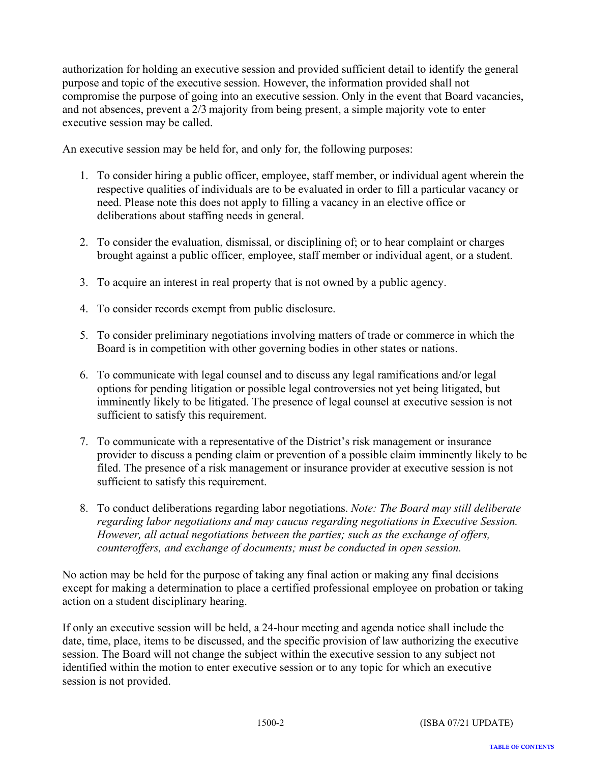authorization for holding an executive session and provided sufficient detail to identify the general purpose and topic of the executive session. However, the information provided shall not compromise the purpose of going into an executive session. Only in the event that Board vacancies, and not absences, prevent a 2/3 majority from being present, a simple majority vote to enter executive session may be called.

An executive session may be held for, and only for, the following purposes:

1. To consider hiring a public officer, employee, staff member, or individual agent wherein the respective qualities of individuals are to be evaluated in order to fill a particular vacancy or need. Please note this does not apply to filling a vacancy in an elective office or deliberations about staffing needs in general.

2. To consider the evaluation, dismissal, or disciplining of; or to hear complaint or charges brought against a public officer, employee, staff member or individual agent, or a student.

3. To acquire an interest in real property that is not owned by a public agency.

4. To consider records exempt from public disclosure.

5. To consider preliminary negotiations involving matters of trade or commerce in which the Board is in competition with other governing bodies in other states or nations.

6. To communicate with legal counsel and to discuss any legal ramifications and/or legal options for pending litigation or possible legal controversies not yet being litigated, but imminently likely to be litigated. The presence of legal counsel at executive session is not sufficient to satisfy this requirement.

7. To communicate with a representative of the District's risk management or insurance provider to discuss a pending claim or prevention of a possible claim imminently likely to be filed. The presence of a risk management or insurance provider at executive session is not sufficient to satisfy this requirement.

8. To conduct deliberations regarding labor negotiations. *Note: The Board may still deliberate regarding labor negotiations and may caucus regarding negotiations in Executive Session. However, all actual negotiations between the parties; such as the exchange of offers, counteroffers, and exchange of documents; must be conducted in open session.*

No action may be held for the purpose of taking any final action or making any final decisions except for making a determination to place a certified professional employee on probation or taking action on a student disciplinary hearing.

If only an executive session will be held, a 24-hour meeting and agenda notice shall include the date, time, place, items to be discussed, and the specific provision of law authorizing the executive session. The Board will not change the subject within the executive session to any subject not identified within the motion to enter executive session or to any topic for which an executive session is not provided.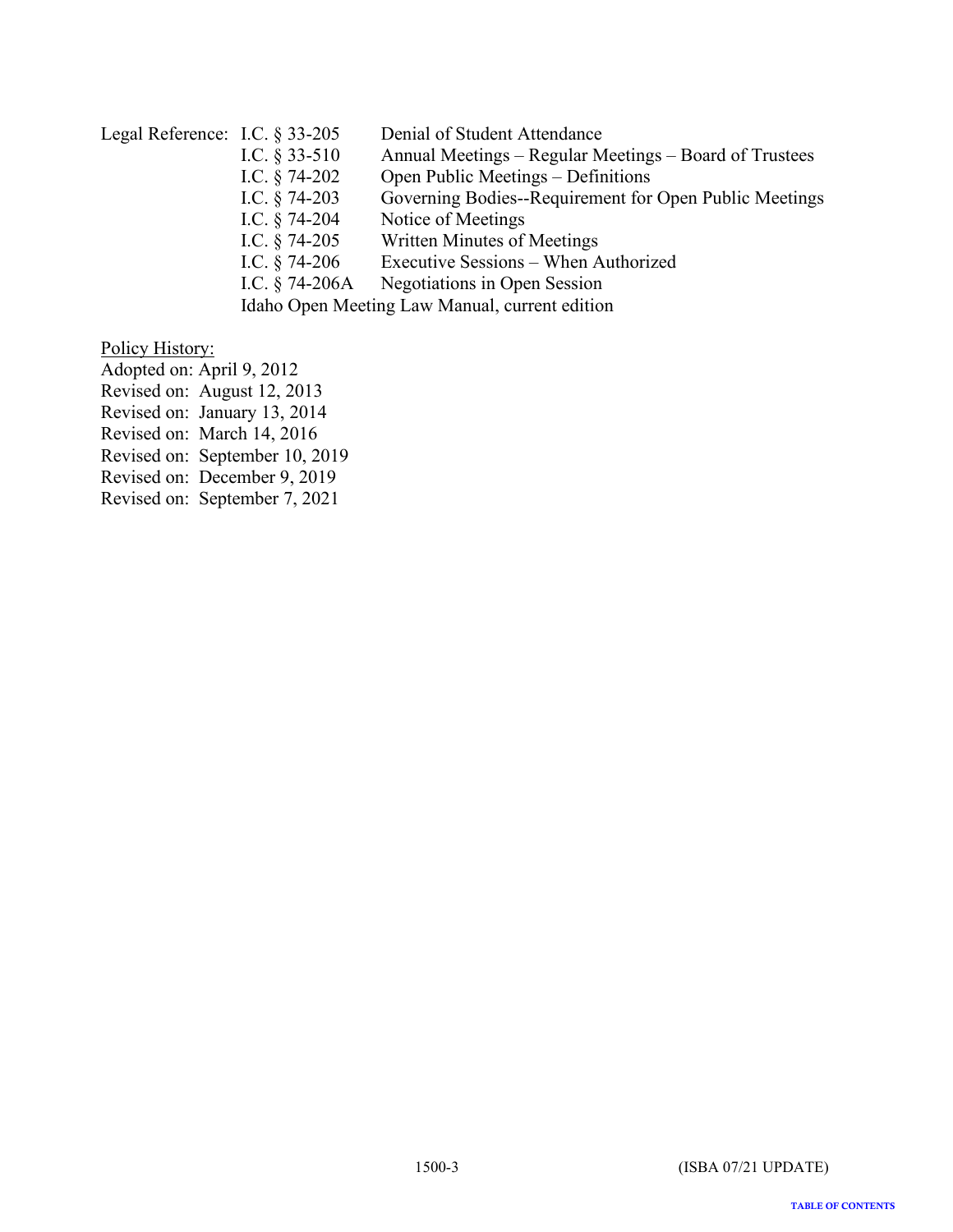| Legal Reference: | I.C. § 33-205 | Denial of Student Attendance |
|---|---|---|
| | I.C. § 33-510 | Annual Meetings – Regular Meetings – Board of Trustees |
| | I.C. § 74-202 | Open Public Meetings – Definitions |
| | I.C. § 74-203 | Governing Bodies--Requirement for Open Public Meetings |
| | I.C. § 74-204 | Notice of Meetings |
| | I.C. § 74-205 | Written Minutes of Meetings |
| | I.C. § 74-206 | Executive Sessions – When Authorized |
| | I.C. § 74-206A | Negotiations in Open Session |
| | Idaho Open Meeting Law Manual, current edition | |

Policy History:

Adopted on: April 9, 2012
Revised on: August 12, 2013
Revised on: January 13, 2014
Revised on: March 14, 2016
Revised on: September 10, 2019
Revised on: December 9, 2019
Revised on: September 7, 2021

1500-3 (ISBA 07/21 UPDATE)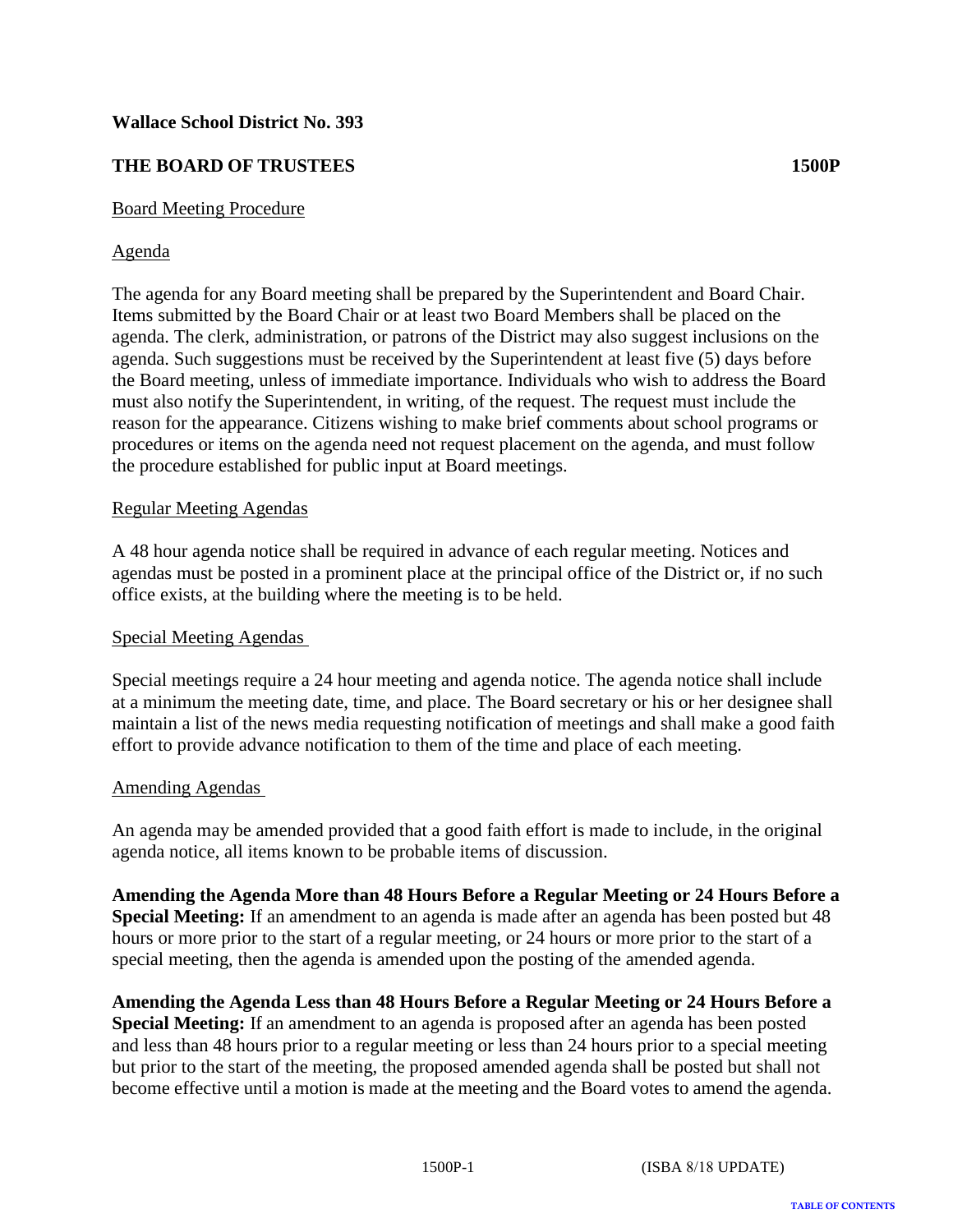**Wallace School District No. 393**

**THE BOARD OF TRUSTEES 1500P**

Board Meeting Procedure

Agenda

The agenda for any Board meeting shall be prepared by the Superintendent and Board Chair. Items submitted by the Board Chair or at least two Board Members shall be placed on the agenda. The clerk, administration, or patrons of the District may also suggest inclusions on the agenda. Such suggestions must be received by the Superintendent at least five (5) days before the Board meeting, unless of immediate importance. Individuals who wish to address the Board must also notify the Superintendent, in writing, of the request. The request must include the reason for the appearance. Citizens wishing to make brief comments about school programs or procedures or items on the agenda need not request placement on the agenda, and must follow the procedure established for public input at Board meetings.

Regular Meeting Agendas

A 48 hour agenda notice shall be required in advance of each regular meeting. Notices and agendas must be posted in a prominent place at the principal office of the District or, if no such office exists, at the building where the meeting is to be held.

Special Meeting Agendas

Special meetings require a 24 hour meeting and agenda notice. The agenda notice shall include at a minimum the meeting date, time, and place. The Board secretary or his or her designee shall maintain a list of the news media requesting notification of meetings and shall make a good faith effort to provide advance notification to them of the time and place of each meeting.

Amending Agendas

An agenda may be amended provided that a good faith effort is made to include, in the original agenda notice, all items known to be probable items of discussion.

**Amending the Agenda More than 48 Hours Before a Regular Meeting or 24 Hours Before a Special Meeting:** If an amendment to an agenda is made after an agenda has been posted but 48 hours or more prior to the start of a regular meeting, or 24 hours or more prior to the start of a special meeting, then the agenda is amended upon the posting of the amended agenda.

**Amending the Agenda Less than 48 Hours Before a Regular Meeting or 24 Hours Before a Special Meeting:** If an amendment to an agenda is proposed after an agenda has been posted and less than 48 hours prior to a regular meeting or less than 24 hours prior to a special meeting but prior to the start of the meeting, the proposed amended agenda shall be posted but shall not become effective until a motion is made at the meeting and the Board votes to amend the agenda.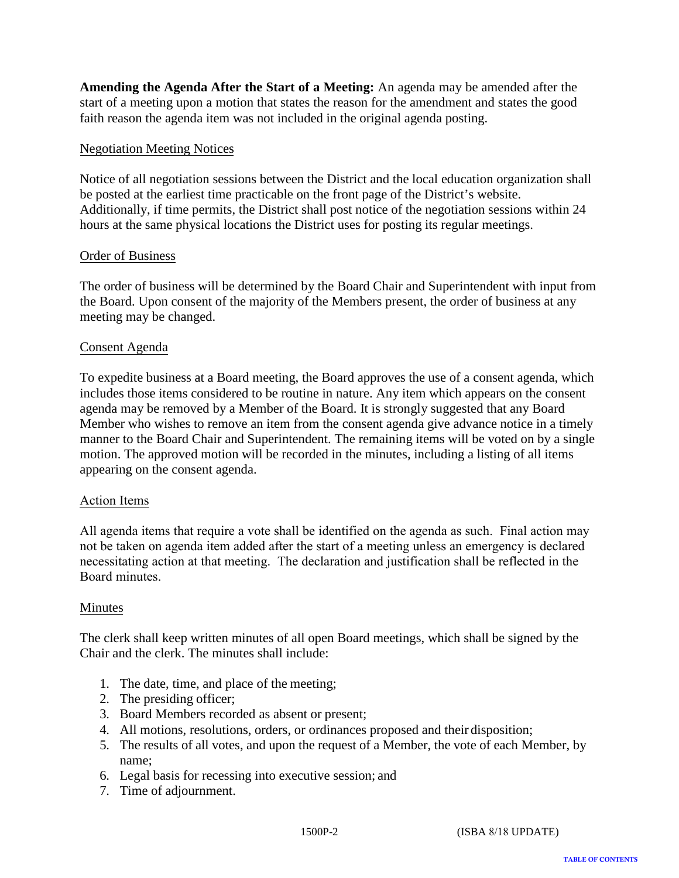**Amending the Agenda After the Start of a Meeting:** An agenda may be amended after the start of a meeting upon a motion that states the reason for the amendment and states the good faith reason the agenda item was not included in the original agenda posting.

## Negotiation Meeting Notices

Notice of all negotiation sessions between the District and the local education organization shall be posted at the earliest time practicable on the front page of the District's website. Additionally, if time permits, the District shall post notice of the negotiation sessions within 24 hours at the same physical locations the District uses for posting its regular meetings.

## Order of Business

The order of business will be determined by the Board Chair and Superintendent with input from the Board. Upon consent of the majority of the Members present, the order of business at any meeting may be changed.

## Consent Agenda

To expedite business at a Board meeting, the Board approves the use of a consent agenda, which includes those items considered to be routine in nature. Any item which appears on the consent agenda may be removed by a Member of the Board. It is strongly suggested that any Board Member who wishes to remove an item from the consent agenda give advance notice in a timely manner to the Board Chair and Superintendent. The remaining items will be voted on by a single motion. The approved motion will be recorded in the minutes, including a listing of all items appearing on the consent agenda.

## Action Items

All agenda items that require a vote shall be identified on the agenda as such. Final action may not be taken on agenda item added after the start of a meeting unless an emergency is declared necessitating action at that meeting. The declaration and justification shall be reflected in the Board minutes.

## Minutes

The clerk shall keep written minutes of all open Board meetings, which shall be signed by the Chair and the clerk. The minutes shall include:

1. The date, time, and place of the meeting;
2. The presiding officer;
3. Board Members recorded as absent or present;
4. All motions, resolutions, orders, or ordinances proposed and their disposition;
5. The results of all votes, and upon the request of a Member, the vote of each Member, by name;
6. Legal basis for recessing into executive session; and
7. Time of adjournment.

1500P-2 (ISBA 8/18 UPDATE)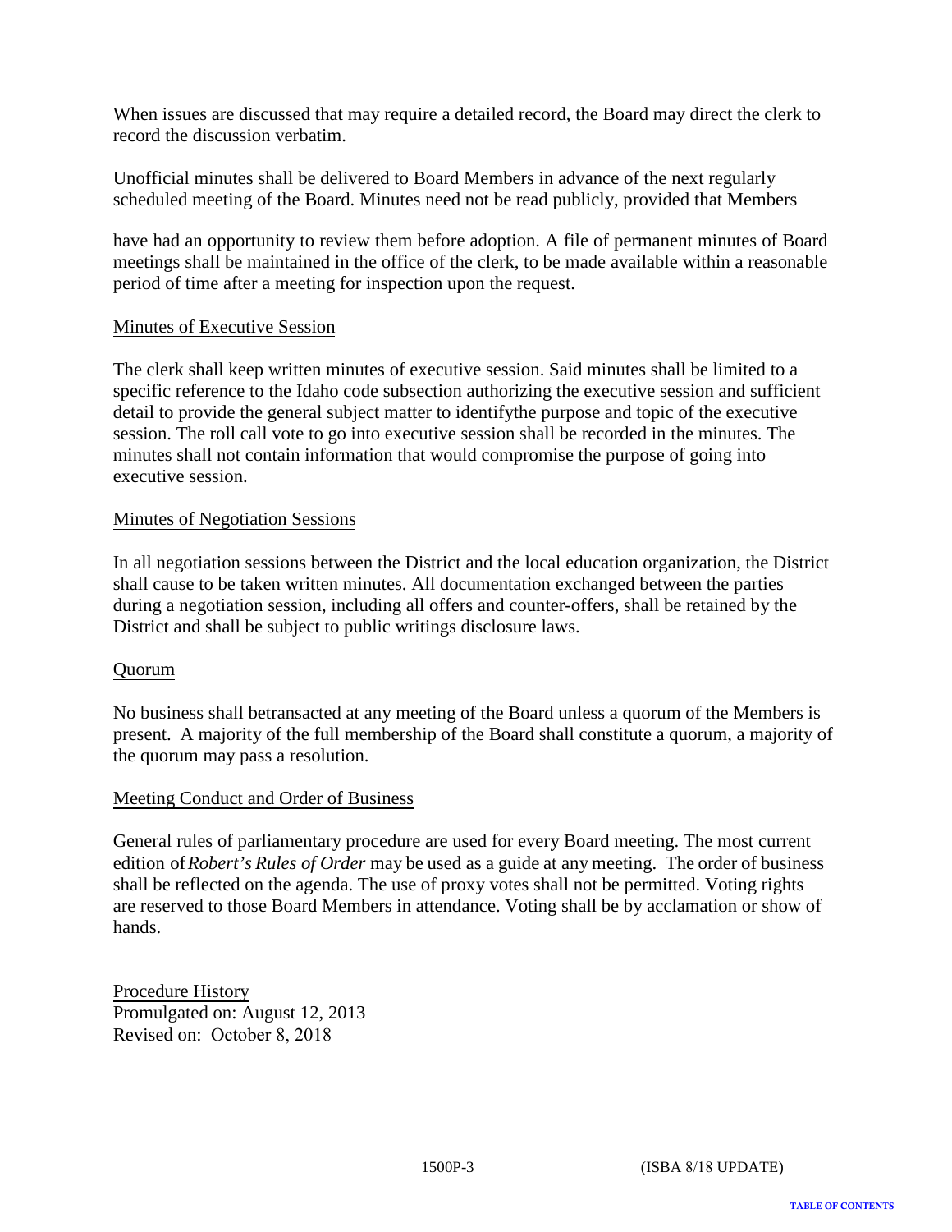When issues are discussed that may require a detailed record, the Board may direct the clerk to record the discussion verbatim.

Unofficial minutes shall be delivered to Board Members in advance of the next regularly scheduled meeting of the Board. Minutes need not be read publicly, provided that Members

have had an opportunity to review them before adoption. A file of permanent minutes of Board meetings shall be maintained in the office of the clerk, to be made available within a reasonable period of time after a meeting for inspection upon the request.

## Minutes of Executive Session

The clerk shall keep written minutes of executive session. Said minutes shall be limited to a specific reference to the Idaho code subsection authorizing the executive session and sufficient detail to provide the general subject matter to identifythe purpose and topic of the executive session. The roll call vote to go into executive session shall be recorded in the minutes. The minutes shall not contain information that would compromise the purpose of going into executive session.

## Minutes of Negotiation Sessions

In all negotiation sessions between the District and the local education organization, the District shall cause to be taken written minutes. All documentation exchanged between the parties during a negotiation session, including all offers and counter-offers, shall be retained by the District and shall be subject to public writings disclosure laws.

## Quorum

No business shall betransacted at any meeting of the Board unless a quorum of the Members is present. A majority of the full membership of the Board shall constitute a quorum, a majority of the quorum may pass a resolution.

## Meeting Conduct and Order of Business

General rules of parliamentary procedure are used for every Board meeting. The most current edition of *Robert's Rules of Order* may be used as a guide at any meeting. The order of business shall be reflected on the agenda. The use of proxy votes shall not be permitted. Voting rights are reserved to those Board Members in attendance. Voting shall be by acclamation or show of hands.

Procedure History
Promulgated on: August 12, 2013
Revised on: October 8, 2018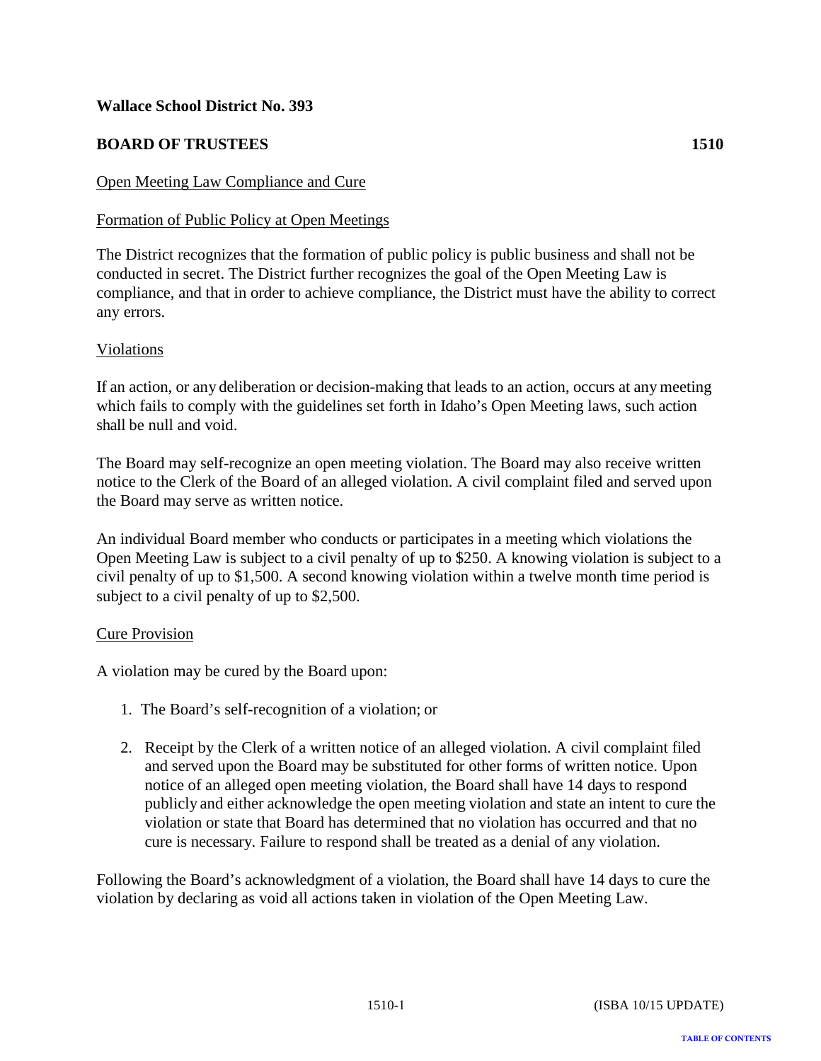**Wallace School District No. 393**

**BOARD OF TRUSTEES 1510**

Open Meeting Law Compliance and Cure

Formation of Public Policy at Open Meetings

The District recognizes that the formation of public policy is public business and shall not be conducted in secret. The District further recognizes the goal of the Open Meeting Law is compliance, and that in order to achieve compliance, the District must have the ability to correct any errors.

Violations

If an action, or any deliberation or decision-making that leads to an action, occurs at any meeting which fails to comply with the guidelines set forth in Idaho's Open Meeting laws, such action shall be null and void.

The Board may self-recognize an open meeting violation. The Board may also receive written notice to the Clerk of the Board of an alleged violation. A civil complaint filed and served upon the Board may serve as written notice.

An individual Board member who conducts or participates in a meeting which violations the Open Meeting Law is subject to a civil penalty of up to $250. A knowing violation is subject to a civil penalty of up to $1,500. A second knowing violation within a twelve month time period is subject to a civil penalty of up to $2,500.

Cure Provision

A violation may be cured by the Board upon:

1. The Board's self-recognition of a violation; or
2. Receipt by the Clerk of a written notice of an alleged violation. A civil complaint filed and served upon the Board may be substituted for other forms of written notice. Upon notice of an alleged open meeting violation, the Board shall have 14 days to respond publicly and either acknowledge the open meeting violation and state an intent to cure the violation or state that Board has determined that no violation has occurred and that no cure is necessary. Failure to respond shall be treated as a denial of any violation.

Following the Board's acknowledgment of a violation, the Board shall have 14 days to cure the violation by declaring as void all actions taken in violation of the Open Meeting Law.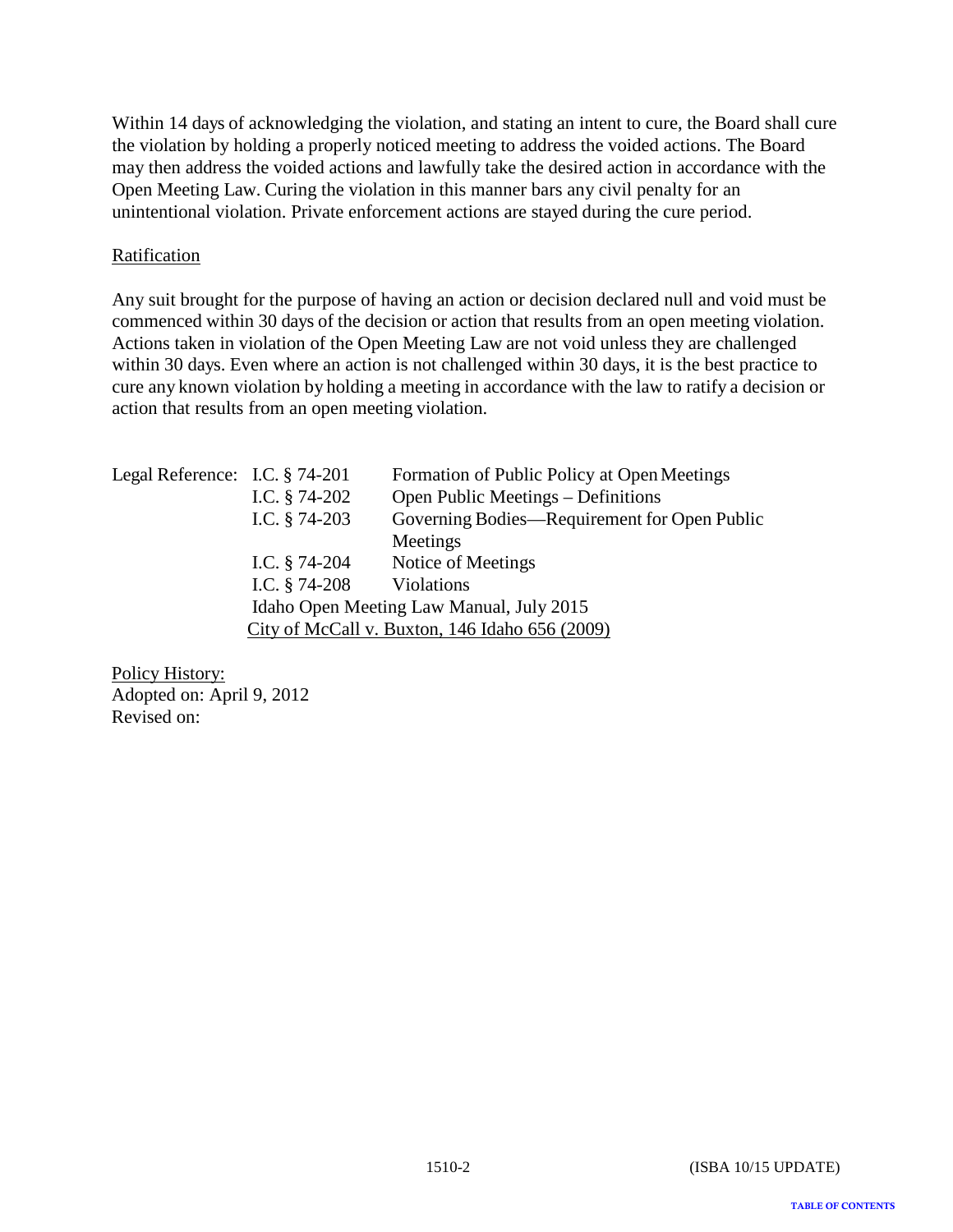Within 14 days of acknowledging the violation, and stating an intent to cure, the Board shall cure the violation by holding a properly noticed meeting to address the voided actions. The Board may then address the voided actions and lawfully take the desired action in accordance with the Open Meeting Law. Curing the violation in this manner bars any civil penalty for an unintentional violation. Private enforcement actions are stayed during the cure period.

Ratification

Any suit brought for the purpose of having an action or decision declared null and void must be commenced within 30 days of the decision or action that results from an open meeting violation. Actions taken in violation of the Open Meeting Law are not void unless they are challenged within 30 days. Even where an action is not challenged within 30 days, it is the best practice to cure any known violation by holding a meeting in accordance with the law to ratify a decision or action that results from an open meeting violation.

| Legal Reference: | I.C. § 74-201 | Formation of Public Policy at Open Meetings |
|---|---|---|
| | I.C. § 74-202 | Open Public Meetings – Definitions |
| | I.C. § 74-203 | Governing Bodies—Requirement for Open Public Meetings |
| | I.C. § 74-204 | Notice of Meetings |
| | I.C. § 74-208 | Violations |
| | Idaho Open Meeting Law Manual, July 2015 | |
| | City of McCall v. Buxton, 146 Idaho 656 (2009) | |

Policy History:
Adopted on: April 9, 2012
Revised on: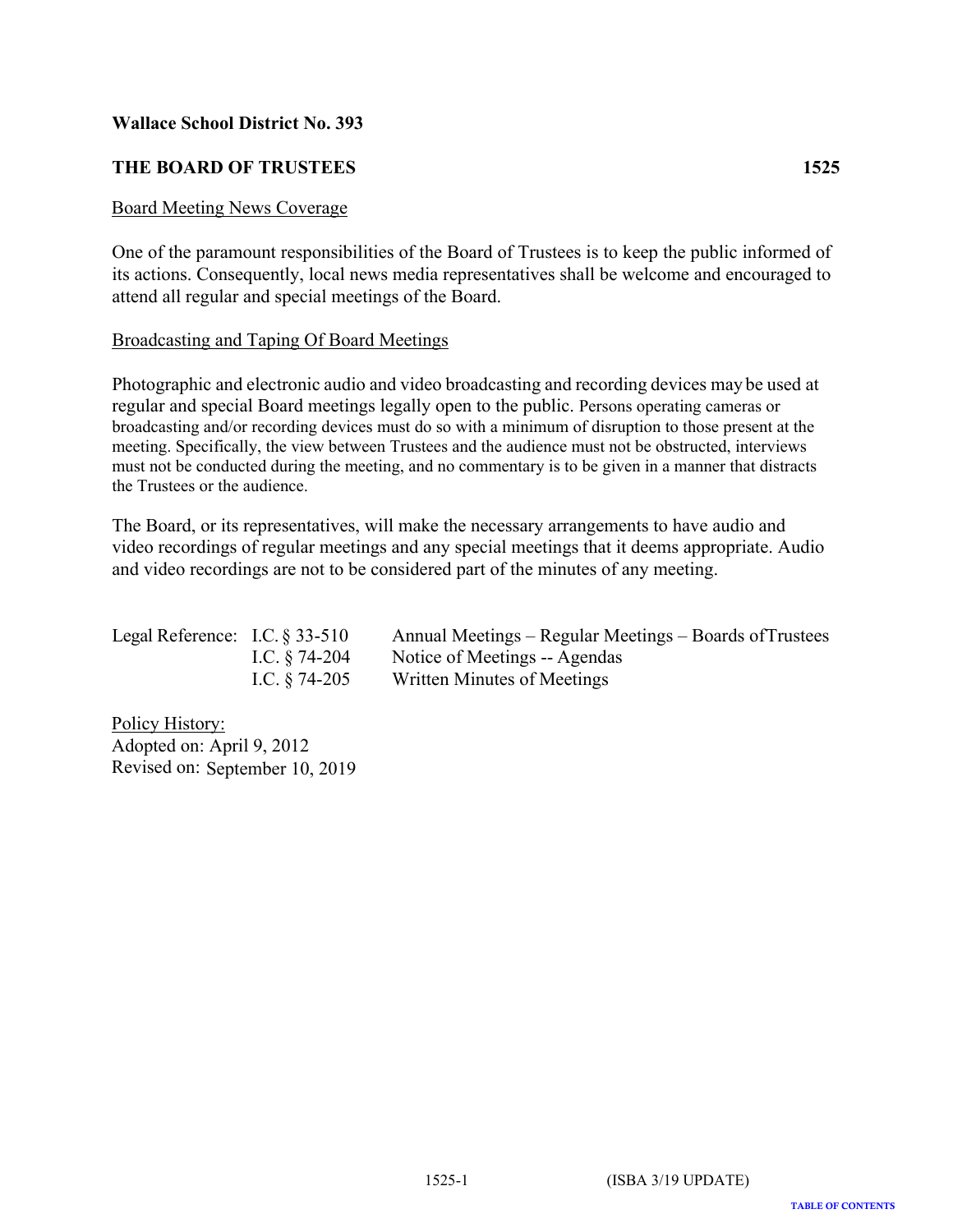**Wallace School District No. 393**

**THE BOARD OF TRUSTEES 1525**

Board Meeting News Coverage

One of the paramount responsibilities of the Board of Trustees is to keep the public informed of its actions. Consequently, local news media representatives shall be welcome and encouraged to attend all regular and special meetings of the Board.

Broadcasting and Taping Of Board Meetings

Photographic and electronic audio and video broadcasting and recording devices may be used at regular and special Board meetings legally open to the public. Persons operating cameras or broadcasting and/or recording devices must do so with a minimum of disruption to those present at the meeting. Specifically, the view between Trustees and the audience must not be obstructed, interviews must not be conducted during the meeting, and no commentary is to be given in a manner that distracts the Trustees or the audience.

The Board, or its representatives, will make the necessary arrangements to have audio and video recordings of regular meetings and any special meetings that it deems appropriate. Audio and video recordings are not to be considered part of the minutes of any meeting.

| Legal Reference: | I.C. § 33-510 | Annual Meetings – Regular Meetings – Boards of Trustees |
|---|---|---|
| | I.C. § 74-204 | Notice of Meetings -- Agendas |
| | I.C. § 74-205 | Written Minutes of Meetings |

Policy History:
Adopted on: April 9, 2012
Revised on: September 10, 2019

(ISBA 3/19 UPDATE)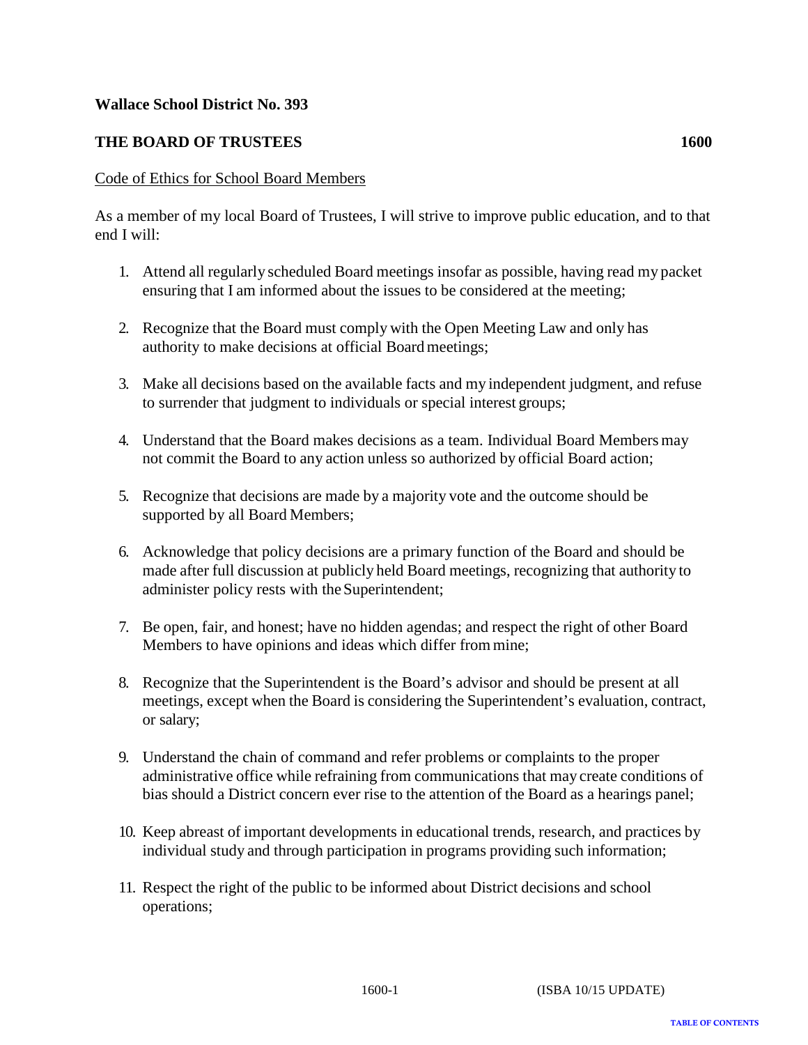**Wallace School District No. 393**

**THE BOARD OF TRUSTEES 1600**

Code of Ethics for School Board Members

As a member of my local Board of Trustees, I will strive to improve public education, and to that end I will:

1. Attend all regularly scheduled Board meetings insofar as possible, having read my packet ensuring that I am informed about the issues to be considered at the meeting;

2. Recognize that the Board must comply with the Open Meeting Law and only has authority to make decisions at official Board meetings;

3. Make all decisions based on the available facts and my independent judgment, and refuse to surrender that judgment to individuals or special interest groups;

4. Understand that the Board makes decisions as a team. Individual Board Members may not commit the Board to any action unless so authorized by official Board action;

5. Recognize that decisions are made by a majority vote and the outcome should be supported by all Board Members;

6. Acknowledge that policy decisions are a primary function of the Board and should be made after full discussion at publicly held Board meetings, recognizing that authority to administer policy rests with the Superintendent;

7. Be open, fair, and honest; have no hidden agendas; and respect the right of other Board Members to have opinions and ideas which differ from mine;

8. Recognize that the Superintendent is the Board's advisor and should be present at all meetings, except when the Board is considering the Superintendent's evaluation, contract, or salary;

9. Understand the chain of command and refer problems or complaints to the proper administrative office while refraining from communications that may create conditions of bias should a District concern ever rise to the attention of the Board as a hearings panel;

10. Keep abreast of important developments in educational trends, research, and practices by individual study and through participation in programs providing such information;

11. Respect the right of the public to be informed about District decisions and school operations;

1600-1 (ISBA 10/15 UPDATE)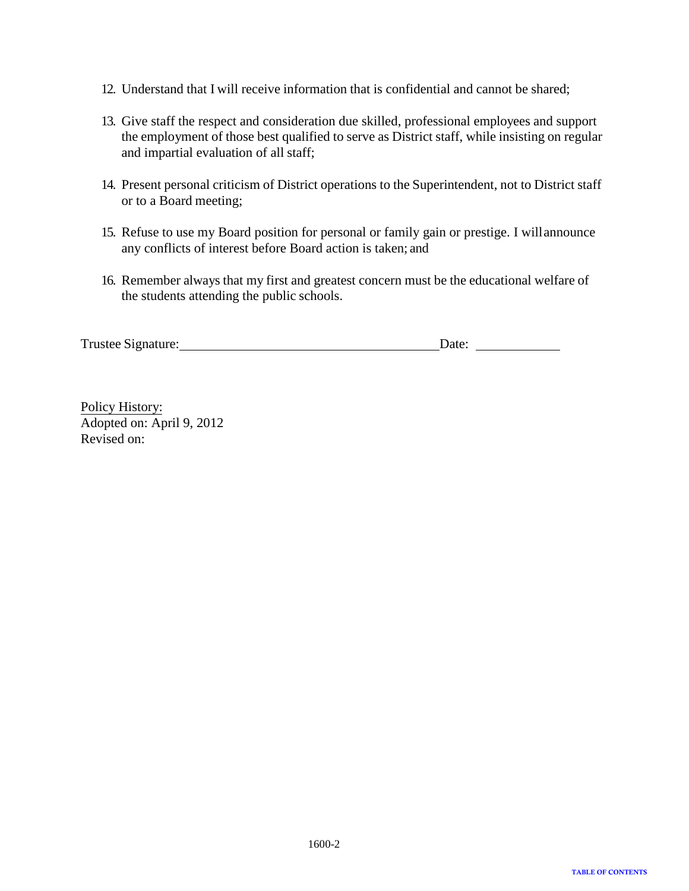12. Understand that I will receive information that is confidential and cannot be shared;

13. Give staff the respect and consideration due skilled, professional employees and support the employment of those best qualified to serve as District staff, while insisting on regular and impartial evaluation of all staff;

14. Present personal criticism of District operations to the Superintendent, not to District staff or to a Board meeting;

15. Refuse to use my Board position for personal or family gain or prestige. I will announce any conflicts of interest before Board action is taken; and

16. Remember always that my first and greatest concern must be the educational welfare of the students attending the public schools.

Trustee Signature:_______________________________________ Date: ____________

Policy History:
Adopted on: April 9, 2012
Revised on:

TABLE OF CONTENTS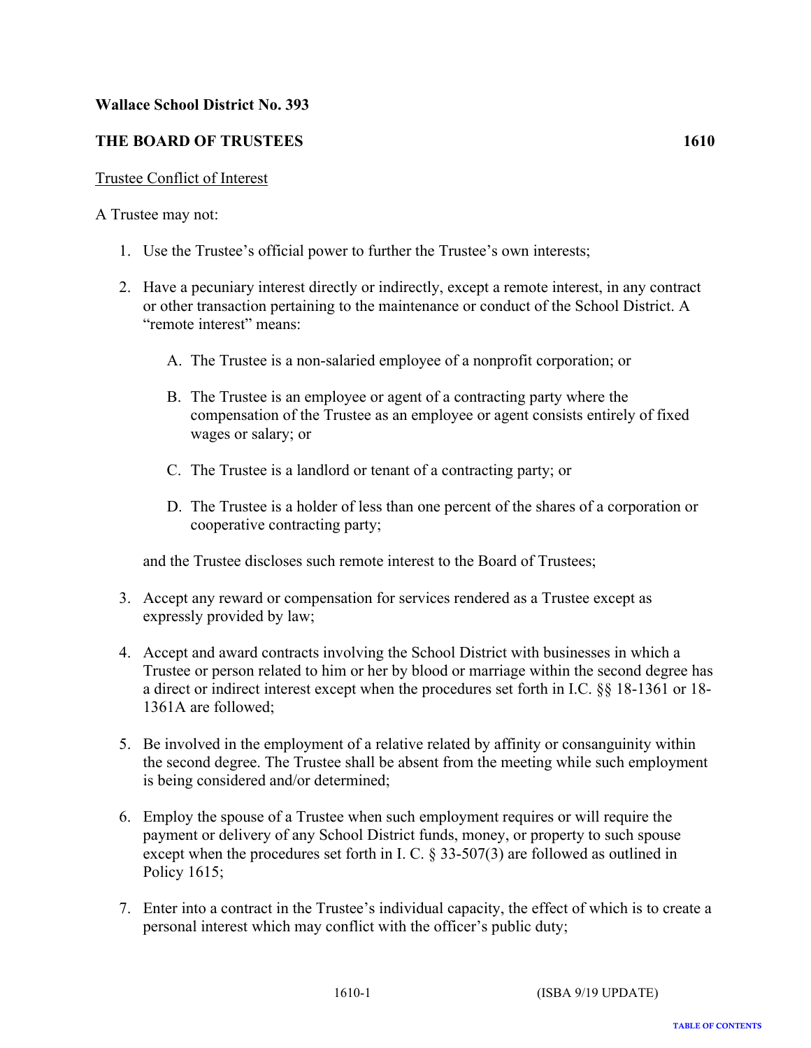**Wallace School District No. 393**

**THE BOARD OF TRUSTEES 1610**

Trustee Conflict of Interest

A Trustee may not:

1. Use the Trustee's official power to further the Trustee's own interests;

2. Have a pecuniary interest directly or indirectly, except a remote interest, in any contract or other transaction pertaining to the maintenance or conduct of the School District. A "remote interest" means:

   A. The Trustee is a non-salaried employee of a nonprofit corporation; or

   B. The Trustee is an employee or agent of a contracting party where the compensation of the Trustee as an employee or agent consists entirely of fixed wages or salary; or

   C. The Trustee is a landlord or tenant of a contracting party; or

   D. The Trustee is a holder of less than one percent of the shares of a corporation or cooperative contracting party;

   and the Trustee discloses such remote interest to the Board of Trustees;

3. Accept any reward or compensation for services rendered as a Trustee except as expressly provided by law;

4. Accept and award contracts involving the School District with businesses in which a Trustee or person related to him or her by blood or marriage within the second degree has a direct or indirect interest except when the procedures set forth in I.C. §§ 18-1361 or 18-1361A are followed;

5. Be involved in the employment of a relative related by affinity or consanguinity within the second degree. The Trustee shall be absent from the meeting while such employment is being considered and/or determined;

6. Employ the spouse of a Trustee when such employment requires or will require the payment or delivery of any School District funds, money, or property to such spouse except when the procedures set forth in I. C. § 33-507(3) are followed as outlined in Policy 1615;

7. Enter into a contract in the Trustee's individual capacity, the effect of which is to create a personal interest which may conflict with the officer's public duty;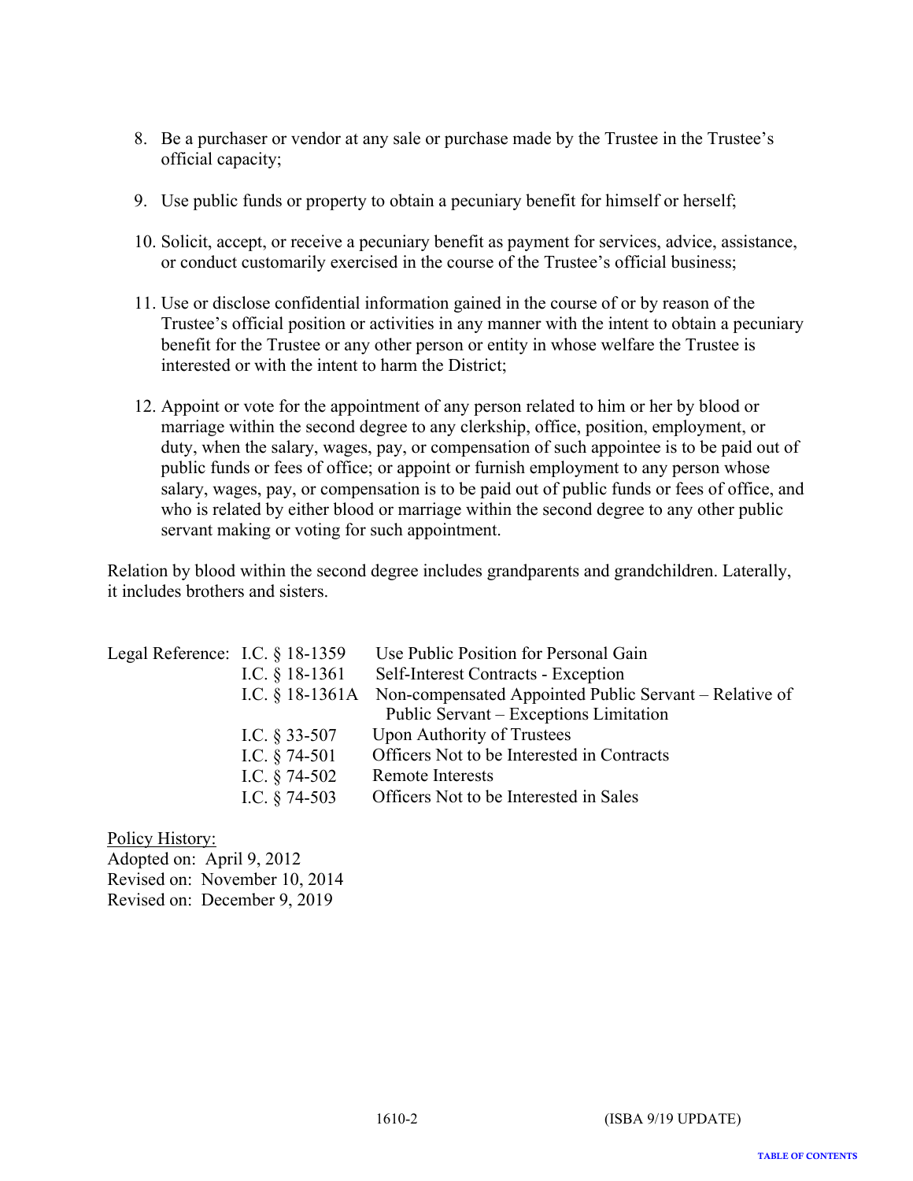8. Be a purchaser or vendor at any sale or purchase made by the Trustee in the Trustee's official capacity;

9. Use public funds or property to obtain a pecuniary benefit for himself or herself;

10. Solicit, accept, or receive a pecuniary benefit as payment for services, advice, assistance, or conduct customarily exercised in the course of the Trustee's official business;

11. Use or disclose confidential information gained in the course of or by reason of the Trustee's official position or activities in any manner with the intent to obtain a pecuniary benefit for the Trustee or any other person or entity in whose welfare the Trustee is interested or with the intent to harm the District;

12. Appoint or vote for the appointment of any person related to him or her by blood or marriage within the second degree to any clerkship, office, position, employment, or duty, when the salary, wages, pay, or compensation of such appointee is to be paid out of public funds or fees of office; or appoint or furnish employment to any person whose salary, wages, pay, or compensation is to be paid out of public funds or fees of office, and who is related by either blood or marriage within the second degree to any other public servant making or voting for such appointment.

Relation by blood within the second degree includes grandparents and grandchildren. Laterally, it includes brothers and sisters.

| Legal Reference: | I.C. § 18-1359 | Use Public Position for Personal Gain |
|---|---|---|
| | I.C. § 18-1361 | Self-Interest Contracts - Exception |
| | I.C. § 18-1361A | Non-compensated Appointed Public Servant – Relative of Public Servant – Exceptions Limitation |
| | I.C. § 33-507 | Upon Authority of Trustees |
| | I.C. § 74-501 | Officers Not to be Interested in Contracts |
| | I.C. § 74-502 | Remote Interests |
| | I.C. § 74-503 | Officers Not to be Interested in Sales |

Policy History:
Adopted on: April 9, 2012
Revised on: November 10, 2014
Revised on: December 9, 2019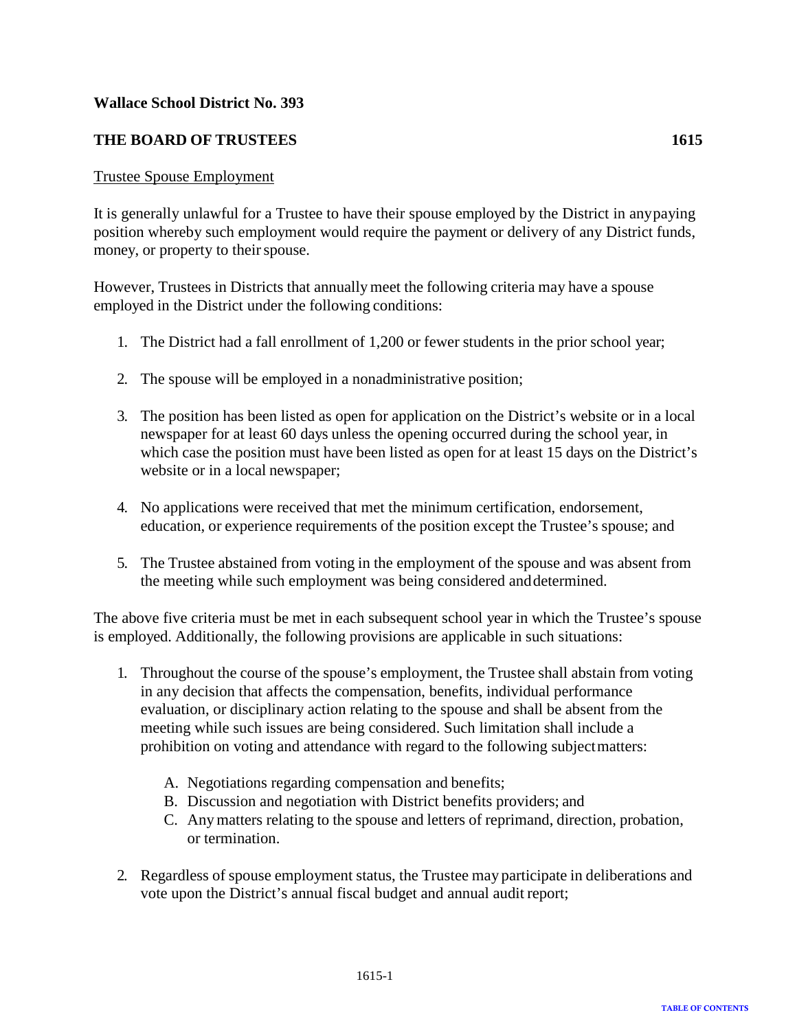**Wallace School District No. 393**

**THE BOARD OF TRUSTEES 1615**

Trustee Spouse Employment

It is generally unlawful for a Trustee to have their spouse employed by the District in any paying position whereby such employment would require the payment or delivery of any District funds, money, or property to their spouse.

However, Trustees in Districts that annually meet the following criteria may have a spouse employed in the District under the following conditions:

1. The District had a fall enrollment of 1,200 or fewer students in the prior school year;

2. The spouse will be employed in a nonadministrative position;

3. The position has been listed as open for application on the District's website or in a local newspaper for at least 60 days unless the opening occurred during the school year, in which case the position must have been listed as open for at least 15 days on the District's website or in a local newspaper;

4. No applications were received that met the minimum certification, endorsement, education, or experience requirements of the position except the Trustee's spouse; and

5. The Trustee abstained from voting in the employment of the spouse and was absent from the meeting while such employment was being considered and determined.

The above five criteria must be met in each subsequent school year in which the Trustee's spouse is employed. Additionally, the following provisions are applicable in such situations:

1. Throughout the course of the spouse's employment, the Trustee shall abstain from voting in any decision that affects the compensation, benefits, individual performance evaluation, or disciplinary action relating to the spouse and shall be absent from the meeting while such issues are being considered. Such limitation shall include a prohibition on voting and attendance with regard to the following subject matters:

   A. Negotiations regarding compensation and benefits;
   B. Discussion and negotiation with District benefits providers; and
   C. Any matters relating to the spouse and letters of reprimand, direction, probation, or termination.

2. Regardless of spouse employment status, the Trustee may participate in deliberations and vote upon the District's annual fiscal budget and annual audit report;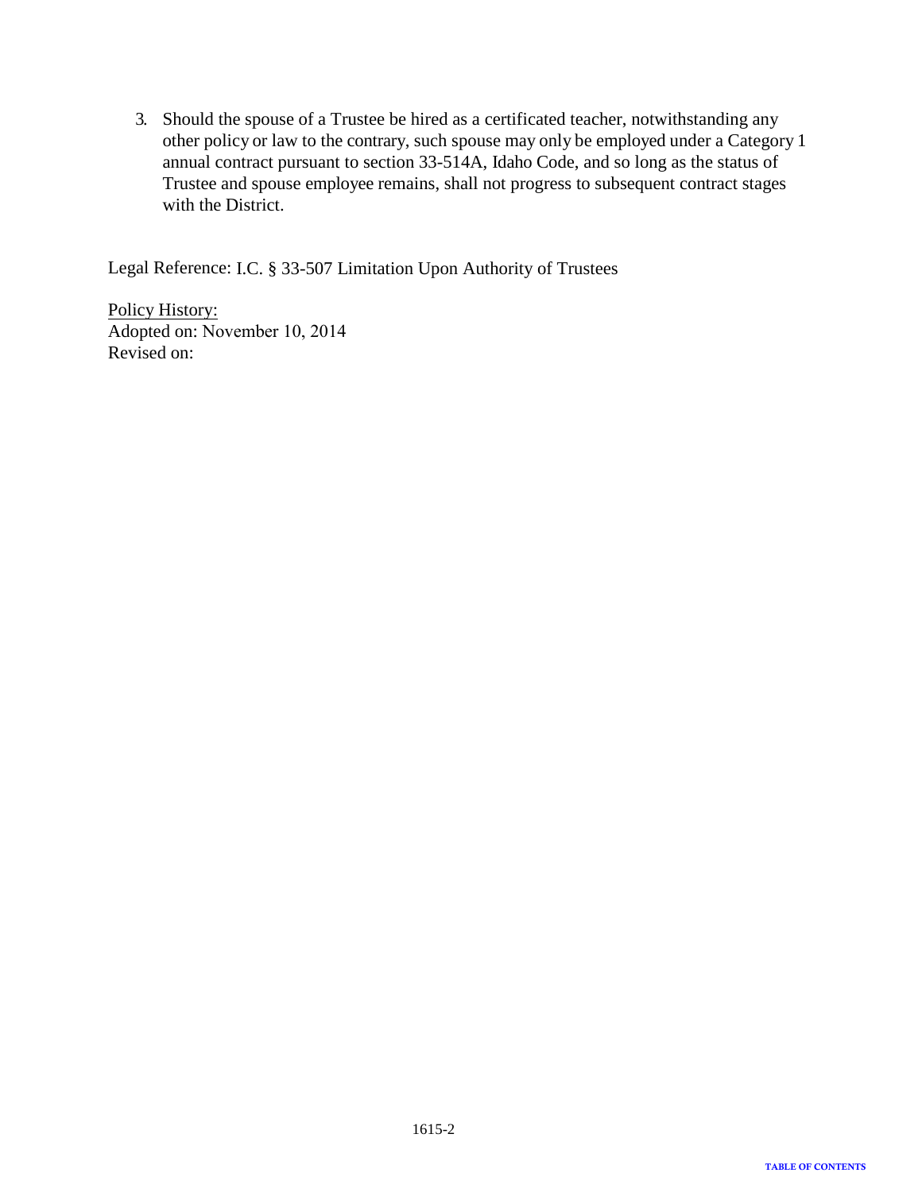3. Should the spouse of a Trustee be hired as a certificated teacher, notwithstanding any other policy or law to the contrary, such spouse may only be employed under a Category 1 annual contract pursuant to section 33-514A, Idaho Code, and so long as the status of Trustee and spouse employee remains, shall not progress to subsequent contract stages with the District.

Legal Reference: I.C. § 33-507 Limitation Upon Authority of Trustees

Policy History:
Adopted on: November 10, 2014
Revised on: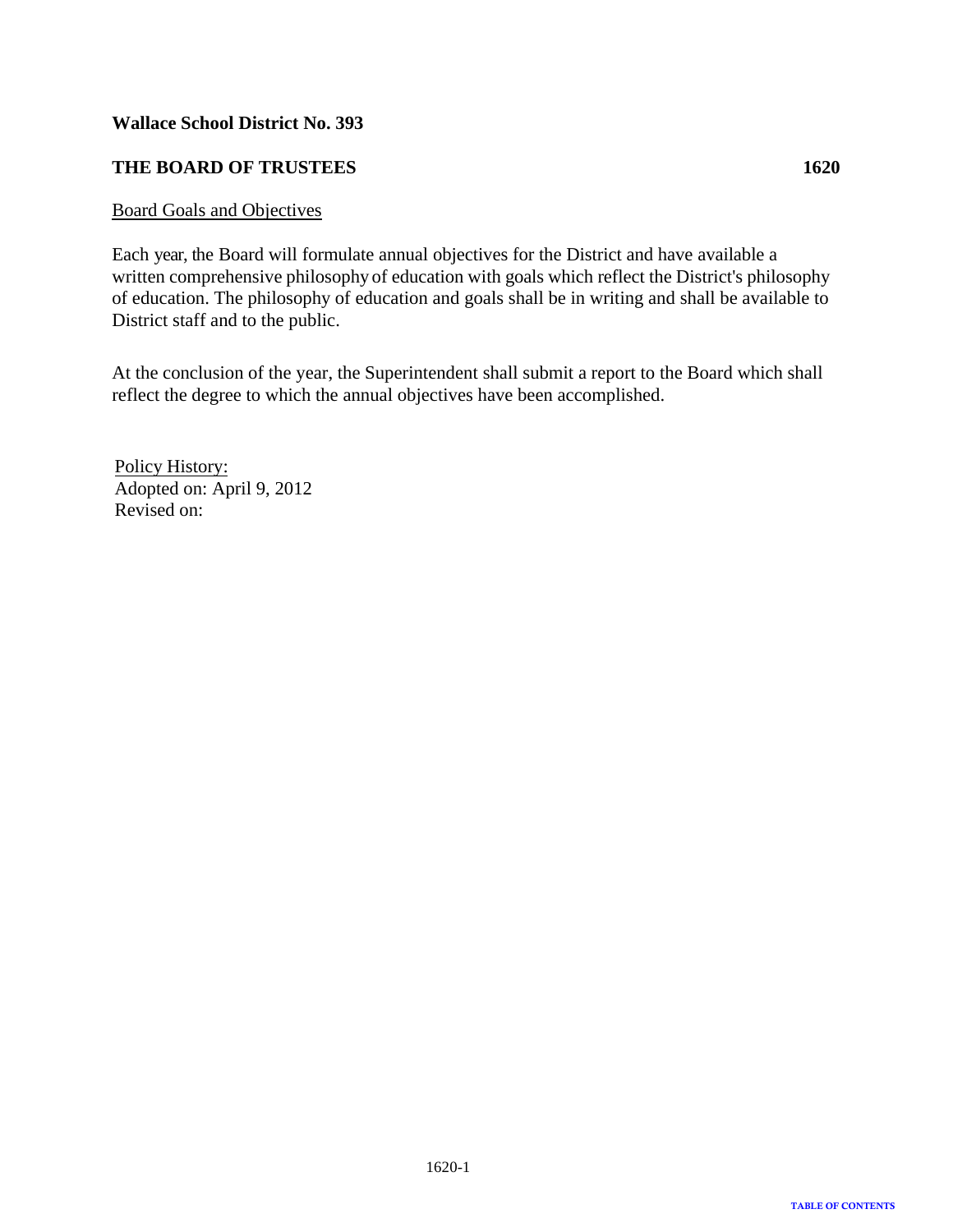**Wallace School District No. 393**

**THE BOARD OF TRUSTEES 1620**

Board Goals and Objectives

Each year, the Board will formulate annual objectives for the District and have available a written comprehensive philosophy of education with goals which reflect the District's philosophy of education. The philosophy of education and goals shall be in writing and shall be available to District staff and to the public.

At the conclusion of the year, the Superintendent shall submit a report to the Board which shall reflect the degree to which the annual objectives have been accomplished.

Policy History:
Adopted on: April 9, 2012
Revised on: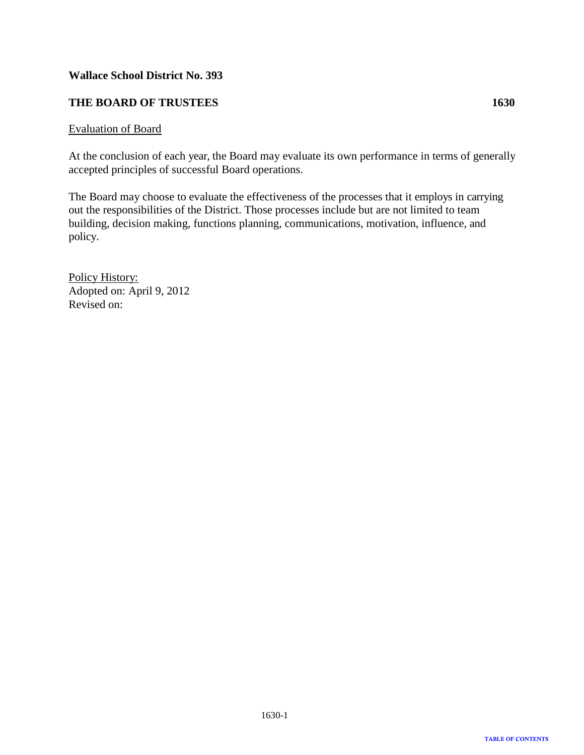**Wallace School District No. 393**

**THE BOARD OF TRUSTEES 1630**

Evaluation of Board

At the conclusion of each year, the Board may evaluate its own performance in terms of generally accepted principles of successful Board operations.

The Board may choose to evaluate the effectiveness of the processes that it employs in carrying out the responsibilities of the District. Those processes include but are not limited to team building, decision making, functions planning, communications, motivation, influence, and policy.

Policy History:
Adopted on: April 9, 2012
Revised on: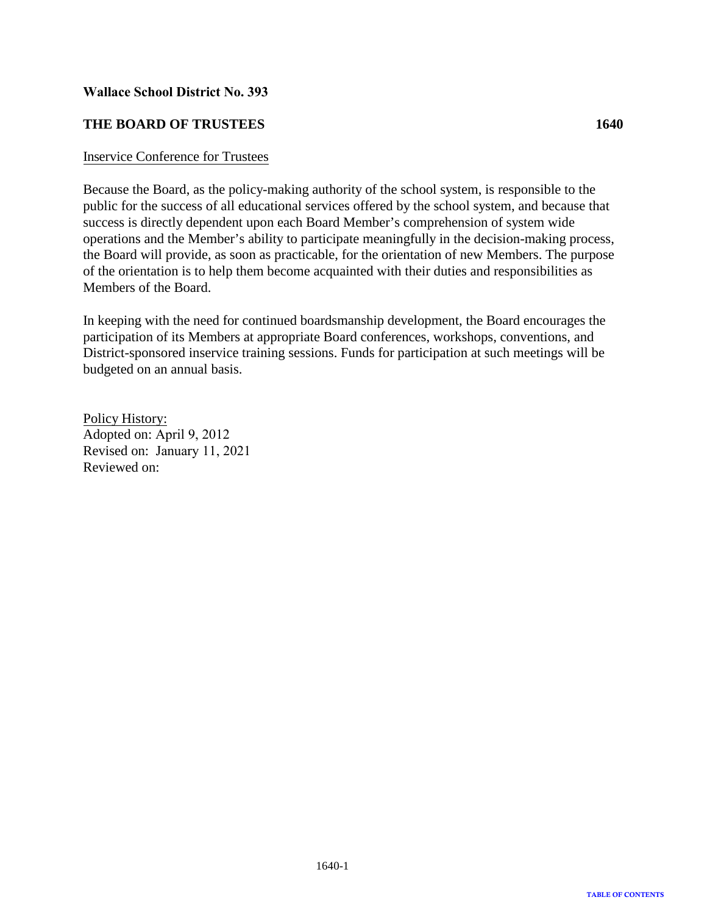**Wallace School District No. 393**

**THE BOARD OF TRUSTEES 1640**

Inservice Conference for Trustees

Because the Board, as the policy-making authority of the school system, is responsible to the public for the success of all educational services offered by the school system, and because that success is directly dependent upon each Board Member's comprehension of system wide operations and the Member's ability to participate meaningfully in the decision-making process, the Board will provide, as soon as practicable, for the orientation of new Members. The purpose of the orientation is to help them become acquainted with their duties and responsibilities as Members of the Board.

In keeping with the need for continued boardsmanship development, the Board encourages the participation of its Members at appropriate Board conferences, workshops, conventions, and District-sponsored inservice training sessions. Funds for participation at such meetings will be budgeted on an annual basis.

Policy History:
Adopted on: April 9, 2012
Revised on: January 11, 2021
Reviewed on: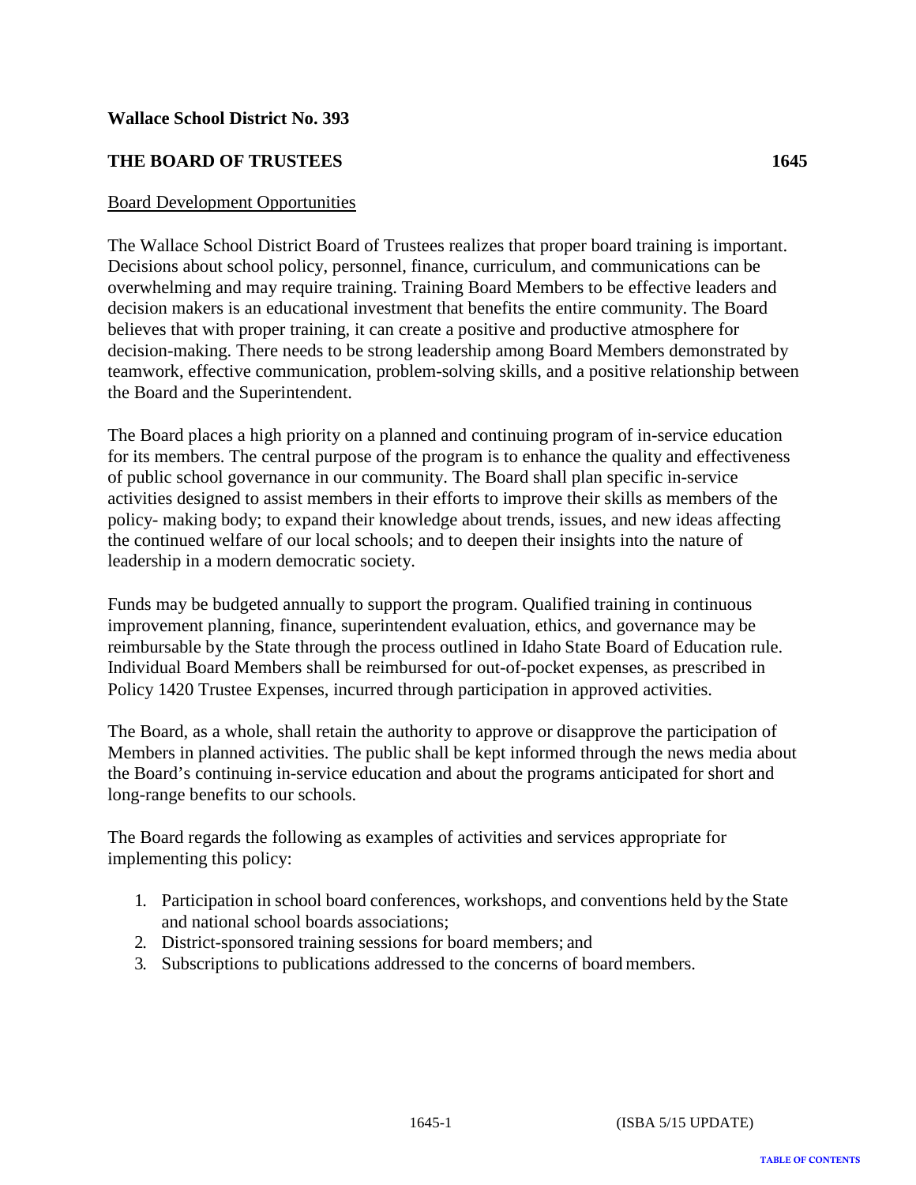**Wallace School District No. 393**

**THE BOARD OF TRUSTEES** **1645**

Board Development Opportunities

The Wallace School District Board of Trustees realizes that proper board training is important. Decisions about school policy, personnel, finance, curriculum, and communications can be overwhelming and may require training. Training Board Members to be effective leaders and decision makers is an educational investment that benefits the entire community. The Board believes that with proper training, it can create a positive and productive atmosphere for decision-making. There needs to be strong leadership among Board Members demonstrated by teamwork, effective communication, problem-solving skills, and a positive relationship between the Board and the Superintendent.

The Board places a high priority on a planned and continuing program of in-service education for its members. The central purpose of the program is to enhance the quality and effectiveness of public school governance in our community. The Board shall plan specific in-service activities designed to assist members in their efforts to improve their skills as members of the policy- making body; to expand their knowledge about trends, issues, and new ideas affecting the continued welfare of our local schools; and to deepen their insights into the nature of leadership in a modern democratic society.

Funds may be budgeted annually to support the program. Qualified training in continuous improvement planning, finance, superintendent evaluation, ethics, and governance may be reimbursable by the State through the process outlined in Idaho State Board of Education rule. Individual Board Members shall be reimbursed for out-of-pocket expenses, as prescribed in Policy 1420 Trustee Expenses, incurred through participation in approved activities.

The Board, as a whole, shall retain the authority to approve or disapprove the participation of Members in planned activities. The public shall be kept informed through the news media about the Board's continuing in-service education and about the programs anticipated for short and long-range benefits to our schools.

The Board regards the following as examples of activities and services appropriate for implementing this policy:

1. Participation in school board conferences, workshops, and conventions held by the State and national school boards associations;
2. District-sponsored training sessions for board members; and
3. Subscriptions to publications addressed to the concerns of board members.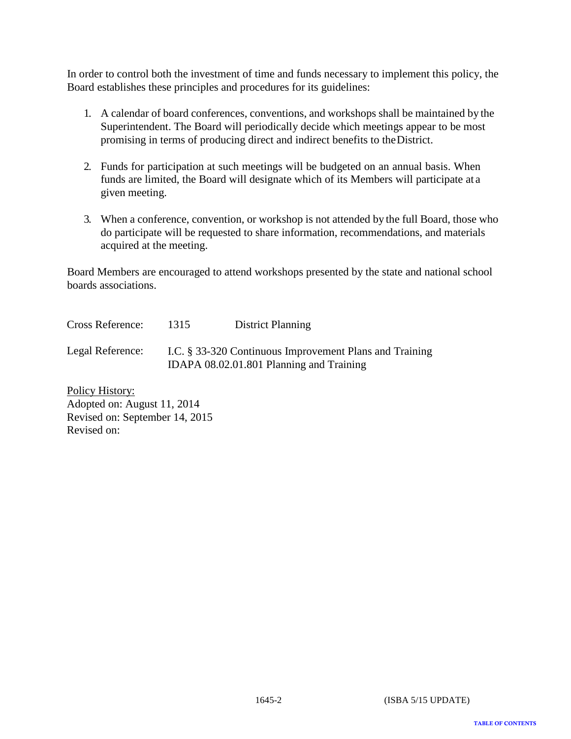In order to control both the investment of time and funds necessary to implement this policy, the Board establishes these principles and procedures for its guidelines:

1. A calendar of board conferences, conventions, and workshops shall be maintained by the Superintendent. The Board will periodically decide which meetings appear to be most promising in terms of producing direct and indirect benefits to the District.

2. Funds for participation at such meetings will be budgeted on an annual basis. When funds are limited, the Board will designate which of its Members will participate at a given meeting.

3. When a conference, convention, or workshop is not attended by the full Board, those who do participate will be requested to share information, recommendations, and materials acquired at the meeting.

Board Members are encouraged to attend workshops presented by the state and national school boards associations.

Cross Reference: 1315 District Planning

Legal Reference: I.C. § 33-320 Continuous Improvement Plans and Training
IDAPA 08.02.01.801 Planning and Training

Policy History:
Adopted on: August 11, 2014
Revised on: September 14, 2015
Revised on:

1645-2 (ISBA 5/15 UPDATE)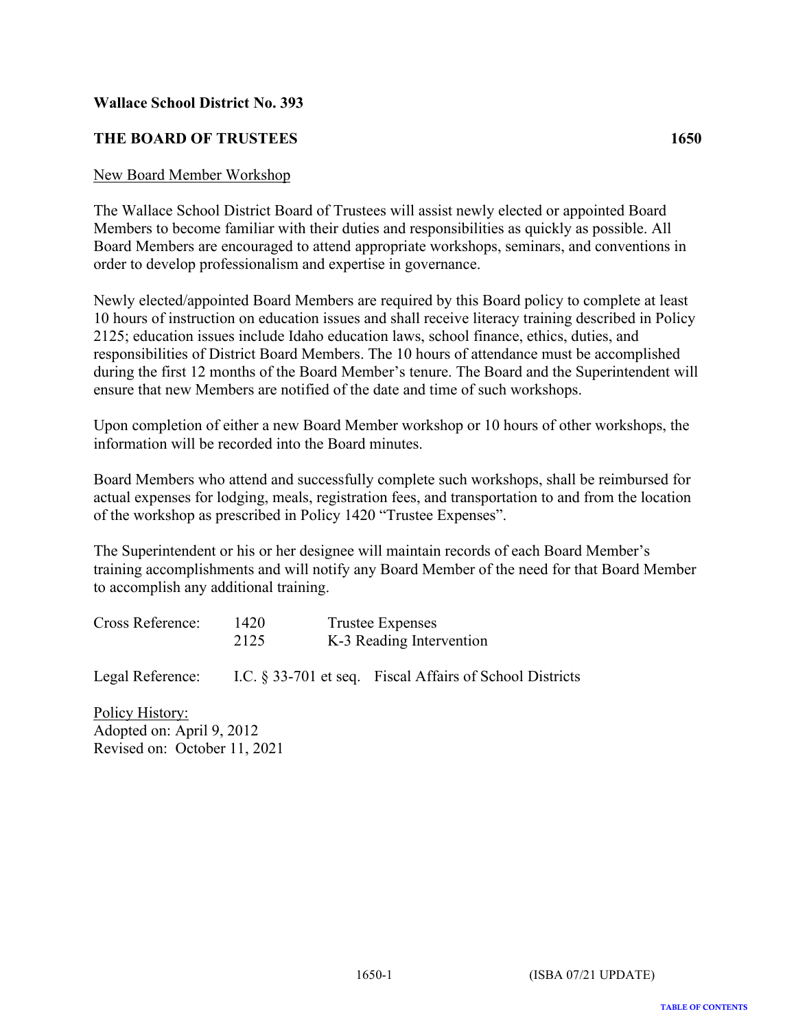**Wallace School District No. 393**

**THE BOARD OF TRUSTEES 1650**

New Board Member Workshop

The Wallace School District Board of Trustees will assist newly elected or appointed Board Members to become familiar with their duties and responsibilities as quickly as possible. All Board Members are encouraged to attend appropriate workshops, seminars, and conventions in order to develop professionalism and expertise in governance.

Newly elected/appointed Board Members are required by this Board policy to complete at least 10 hours of instruction on education issues and shall receive literacy training described in Policy 2125; education issues include Idaho education laws, school finance, ethics, duties, and responsibilities of District Board Members. The 10 hours of attendance must be accomplished during the first 12 months of the Board Member's tenure. The Board and the Superintendent will ensure that new Members are notified of the date and time of such workshops.

Upon completion of either a new Board Member workshop or 10 hours of other workshops, the information will be recorded into the Board minutes.

Board Members who attend and successfully complete such workshops, shall be reimbursed for actual expenses for lodging, meals, registration fees, and transportation to and from the location of the workshop as prescribed in Policy 1420 "Trustee Expenses".

The Superintendent or his or her designee will maintain records of each Board Member's training accomplishments and will notify any Board Member of the need for that Board Member to accomplish any additional training.

| | | |
|---|---|---|
| Cross Reference: | 1420 | Trustee Expenses |
| | 2125 | K-3 Reading Intervention |

Legal Reference: I.C. § 33-701 et seq. Fiscal Affairs of School Districts

Policy History:
Adopted on: April 9, 2012
Revised on: October 11, 2021

(ISBA 07/21 UPDATE)